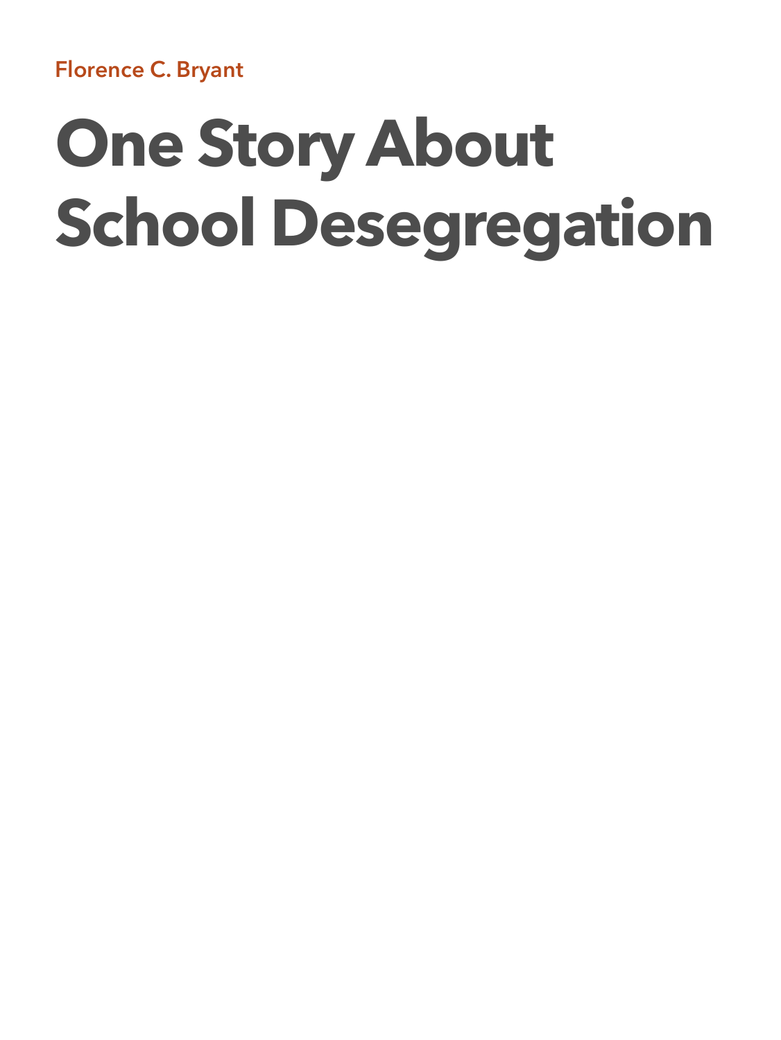Florence C. Bryant

# One Story About School Desegregation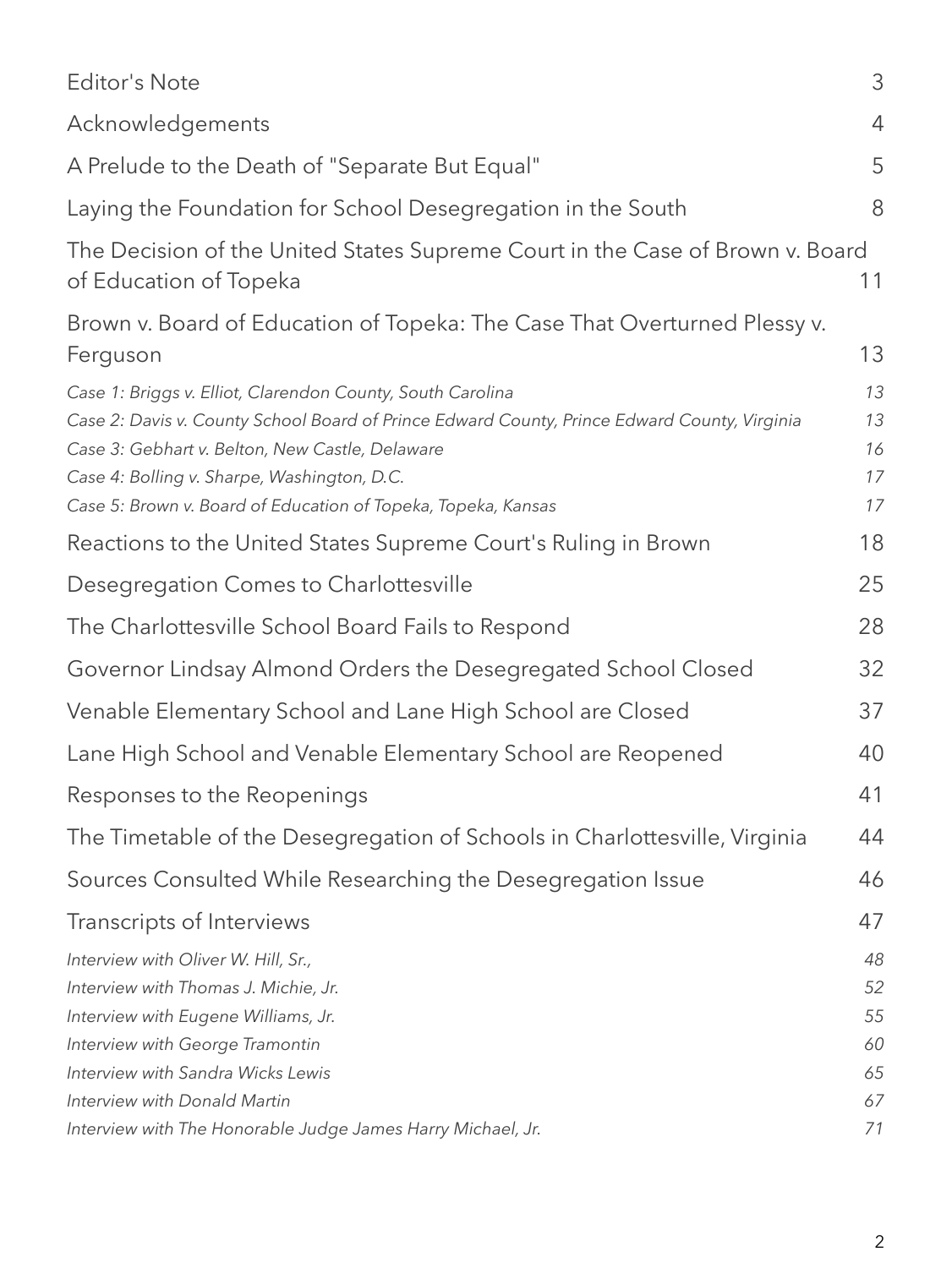| | |
|---|---|
| Editor's Note | 3 |
| Acknowledgements | 4 |
| A Prelude to the Death of "Separate But Equal" | 5 |
| Laying the Foundation for School Desegregation in the South | 8 |
| The Decision of the United States Supreme Court in the Case of Brown v. Board of Education of Topeka | 11 |
| Brown v. Board of Education of Topeka: The Case That Overturned Plessy v. Ferguson | 13 |
| *Case 1: Briggs v. Elliot, Clarendon County, South Carolina* | *13* |
| *Case 2: Davis v. County School Board of Prince Edward County, Prince Edward County, Virginia* | *13* |
| *Case 3: Gebhart v. Belton, New Castle, Delaware* | *16* |
| *Case 4: Bolling v. Sharpe, Washington, D.C.* | *17* |
| *Case 5: Brown v. Board of Education of Topeka, Topeka, Kansas* | *17* |
| Reactions to the United States Supreme Court's Ruling in Brown | 18 |
| Desegregation Comes to Charlottesville | 25 |
| The Charlottesville School Board Fails to Respond | 28 |
| Governor Lindsay Almond Orders the Desegregated School Closed | 32 |
| Venable Elementary School and Lane High School are Closed | 37 |
| Lane High School and Venable Elementary School are Reopened | 40 |
| Responses to the Reopenings | 41 |
| The Timetable of the Desegregation of Schools in Charlottesville, Virginia | 44 |
| Sources Consulted While Researching the Desegregation Issue | 46 |
| Transcripts of Interviews | 47 |
| *Interview with Oliver W. Hill, Sr.,* | *48* |
| *Interview with Thomas J. Michie, Jr.* | *52* |
| *Interview with Eugene Williams, Jr.* | *55* |
| *Interview with George Tramontin* | *60* |
| *Interview with Sandra Wicks Lewis* | *65* |
| *Interview with Donald Martin* | *67* |
| *Interview with The Honorable Judge James Harry Michael, Jr.* | *71* |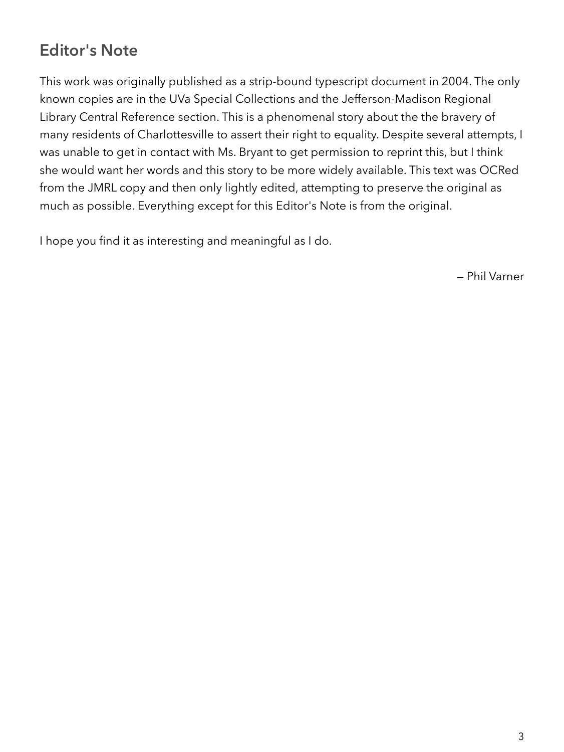## Editor's Note

This work was originally published as a strip-bound typescript document in 2004. The only known copies are in the UVa Special Collections and the Jefferson-Madison Regional Library Central Reference section. This is a phenomenal story about the the bravery of many residents of Charlottesville to assert their right to equality. Despite several attempts, I was unable to get in contact with Ms. Bryant to get permission to reprint this, but I think she would want her words and this story to be more widely available. This text was OCRed from the JMRL copy and then only lightly edited, attempting to preserve the original as much as possible. Everything except for this Editor's Note is from the original.

I hope you find it as interesting and meaningful as I do.

— Phil Varner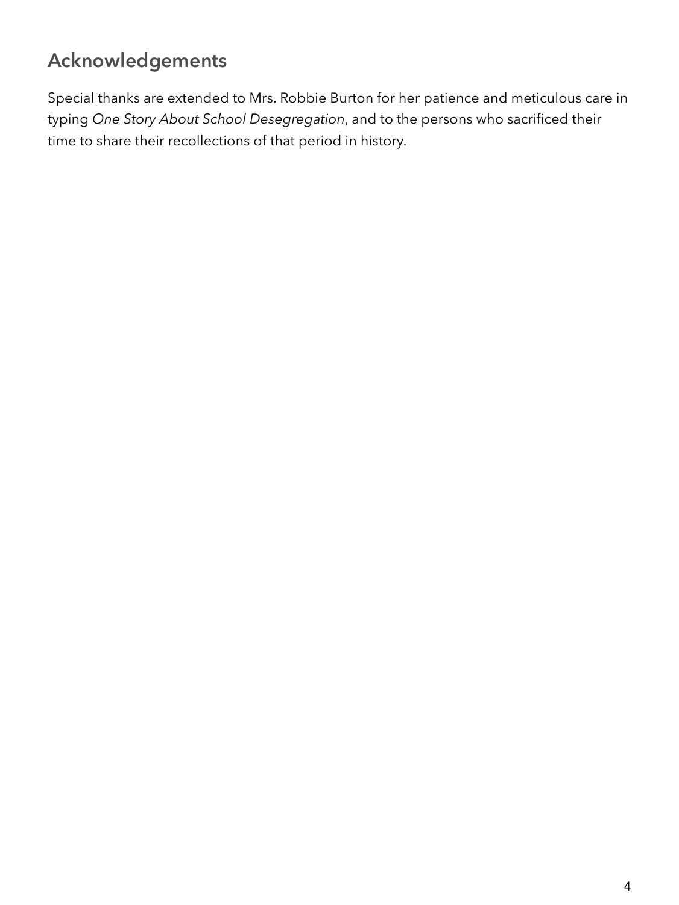## Acknowledgements

Special thanks are extended to Mrs. Robbie Burton for her patience and meticulous care in typing *One Story About School Desegregation*, and to the persons who sacrificed their time to share their recollections of that period in history.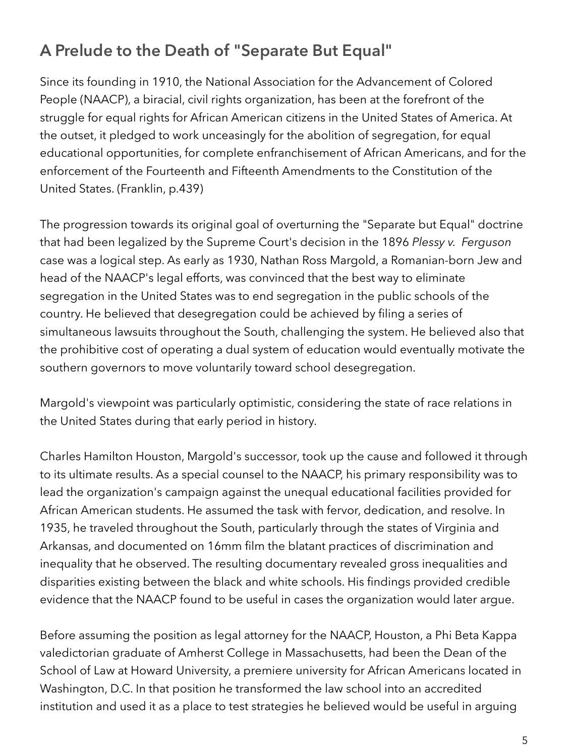## A Prelude to the Death of "Separate But Equal"

Since its founding in 1910, the National Association for the Advancement of Colored People (NAACP), a biracial, civil rights organization, has been at the forefront of the struggle for equal rights for African American citizens in the United States of America. At the outset, it pledged to work unceasingly for the abolition of segregation, for equal educational opportunities, for complete enfranchisement of African Americans, and for the enforcement of the Fourteenth and Fifteenth Amendments to the Constitution of the United States. (Franklin, p.439)

The progression towards its original goal of overturning the "Separate but Equal" doctrine that had been legalized by the Supreme Court's decision in the 1896 *Plessy v. Ferguson* case was a logical step. As early as 1930, Nathan Ross Margold, a Romanian-born Jew and head of the NAACP's legal efforts, was convinced that the best way to eliminate segregation in the United States was to end segregation in the public schools of the country. He believed that desegregation could be achieved by filing a series of simultaneous lawsuits throughout the South, challenging the system. He believed also that the prohibitive cost of operating a dual system of education would eventually motivate the southern governors to move voluntarily toward school desegregation.

Margold's viewpoint was particularly optimistic, considering the state of race relations in the United States during that early period in history.

Charles Hamilton Houston, Margold's successor, took up the cause and followed it through to its ultimate results. As a special counsel to the NAACP, his primary responsibility was to lead the organization's campaign against the unequal educational facilities provided for African American students. He assumed the task with fervor, dedication, and resolve. In 1935, he traveled throughout the South, particularly through the states of Virginia and Arkansas, and documented on 16mm film the blatant practices of discrimination and inequality that he observed. The resulting documentary revealed gross inequalities and disparities existing between the black and white schools. His findings provided credible evidence that the NAACP found to be useful in cases the organization would later argue.

Before assuming the position as legal attorney for the NAACP, Houston, a Phi Beta Kappa valedictorian graduate of Amherst College in Massachusetts, had been the Dean of the School of Law at Howard University, a premiere university for African Americans located in Washington, D.C. In that position he transformed the law school into an accredited institution and used it as a place to test strategies he believed would be useful in arguing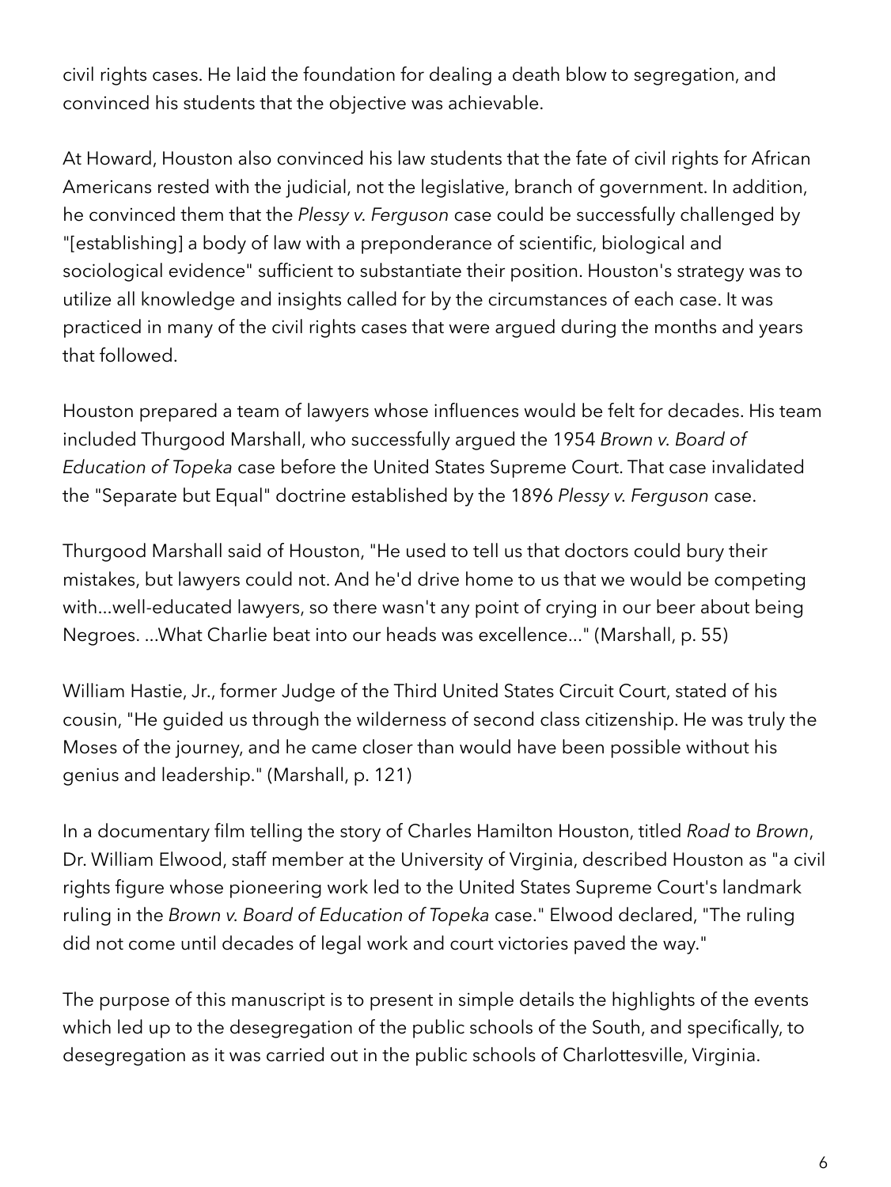civil rights cases. He laid the foundation for dealing a death blow to segregation, and convinced his students that the objective was achievable.

At Howard, Houston also convinced his law students that the fate of civil rights for African Americans rested with the judicial, not the legislative, branch of government. In addition, he convinced them that the *Plessy v. Ferguson* case could be successfully challenged by "[establishing] a body of law with a preponderance of scientific, biological and sociological evidence" sufficient to substantiate their position. Houston's strategy was to utilize all knowledge and insights called for by the circumstances of each case. It was practiced in many of the civil rights cases that were argued during the months and years that followed.

Houston prepared a team of lawyers whose influences would be felt for decades. His team included Thurgood Marshall, who successfully argued the 1954 *Brown v. Board of Education of Topeka* case before the United States Supreme Court. That case invalidated the "Separate but Equal" doctrine established by the 1896 *Plessy v. Ferguson* case.

Thurgood Marshall said of Houston, "He used to tell us that doctors could bury their mistakes, but lawyers could not. And he'd drive home to us that we would be competing with...well-educated lawyers, so there wasn't any point of crying in our beer about being Negroes. ...What Charlie beat into our heads was excellence..." (Marshall, p. 55)

William Hastie, Jr., former Judge of the Third United States Circuit Court, stated of his cousin, "He guided us through the wilderness of second class citizenship. He was truly the Moses of the journey, and he came closer than would have been possible without his genius and leadership." (Marshall, p. 121)

In a documentary film telling the story of Charles Hamilton Houston, titled *Road to Brown*, Dr. William Elwood, staff member at the University of Virginia, described Houston as "a civil rights figure whose pioneering work led to the United States Supreme Court's landmark ruling in the *Brown v. Board of Education of Topeka* case." Elwood declared, "The ruling did not come until decades of legal work and court victories paved the way."

The purpose of this manuscript is to present in simple details the highlights of the events which led up to the desegregation of the public schools of the South, and specifically, to desegregation as it was carried out in the public schools of Charlottesville, Virginia.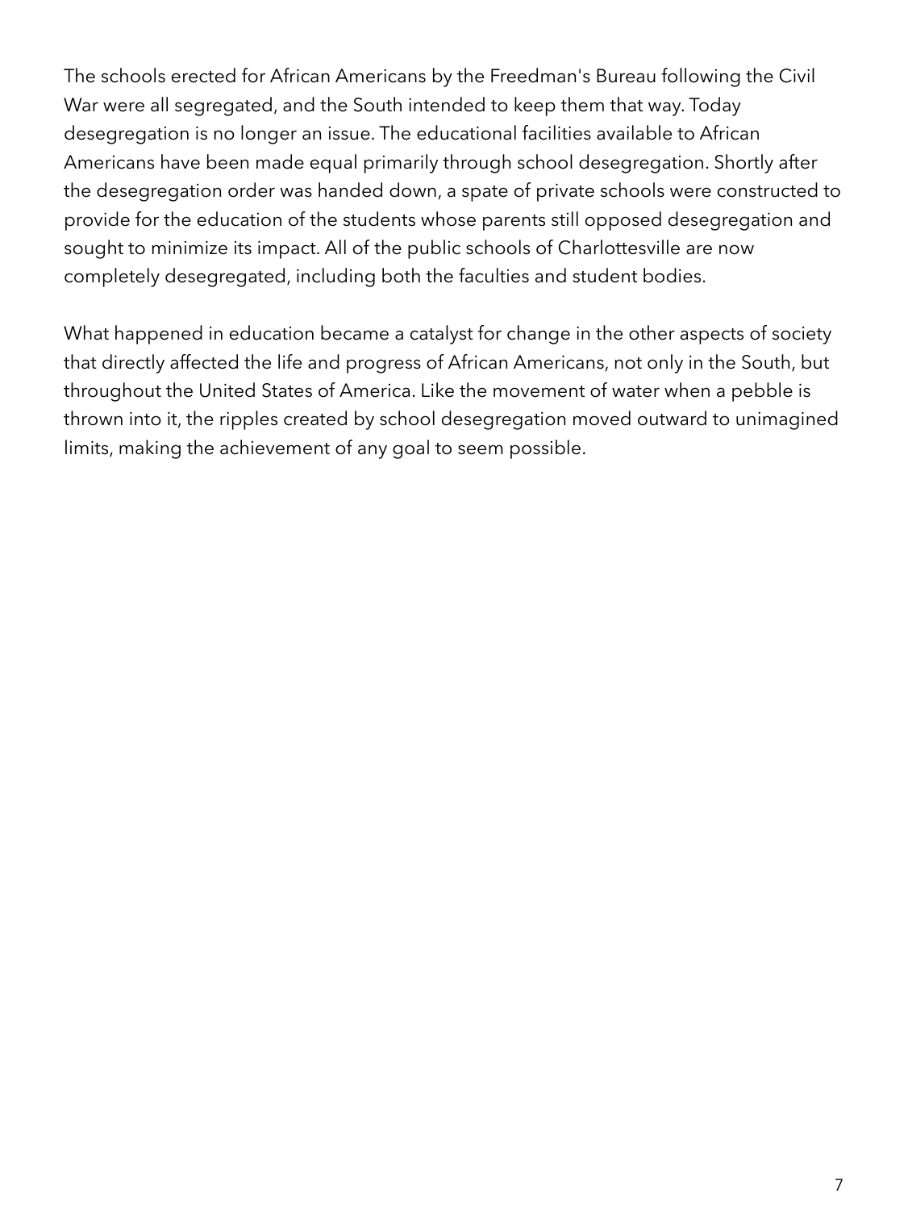The schools erected for African Americans by the Freedman's Bureau following the Civil War were all segregated, and the South intended to keep them that way. Today desegregation is no longer an issue. The educational facilities available to African Americans have been made equal primarily through school desegregation. Shortly after the desegregation order was handed down, a spate of private schools were constructed to provide for the education of the students whose parents still opposed desegregation and sought to minimize its impact. All of the public schools of Charlottesville are now completely desegregated, including both the faculties and student bodies.

What happened in education became a catalyst for change in the other aspects of society that directly affected the life and progress of African Americans, not only in the South, but throughout the United States of America. Like the movement of water when a pebble is thrown into it, the ripples created by school desegregation moved outward to unimagined limits, making the achievement of any goal to seem possible.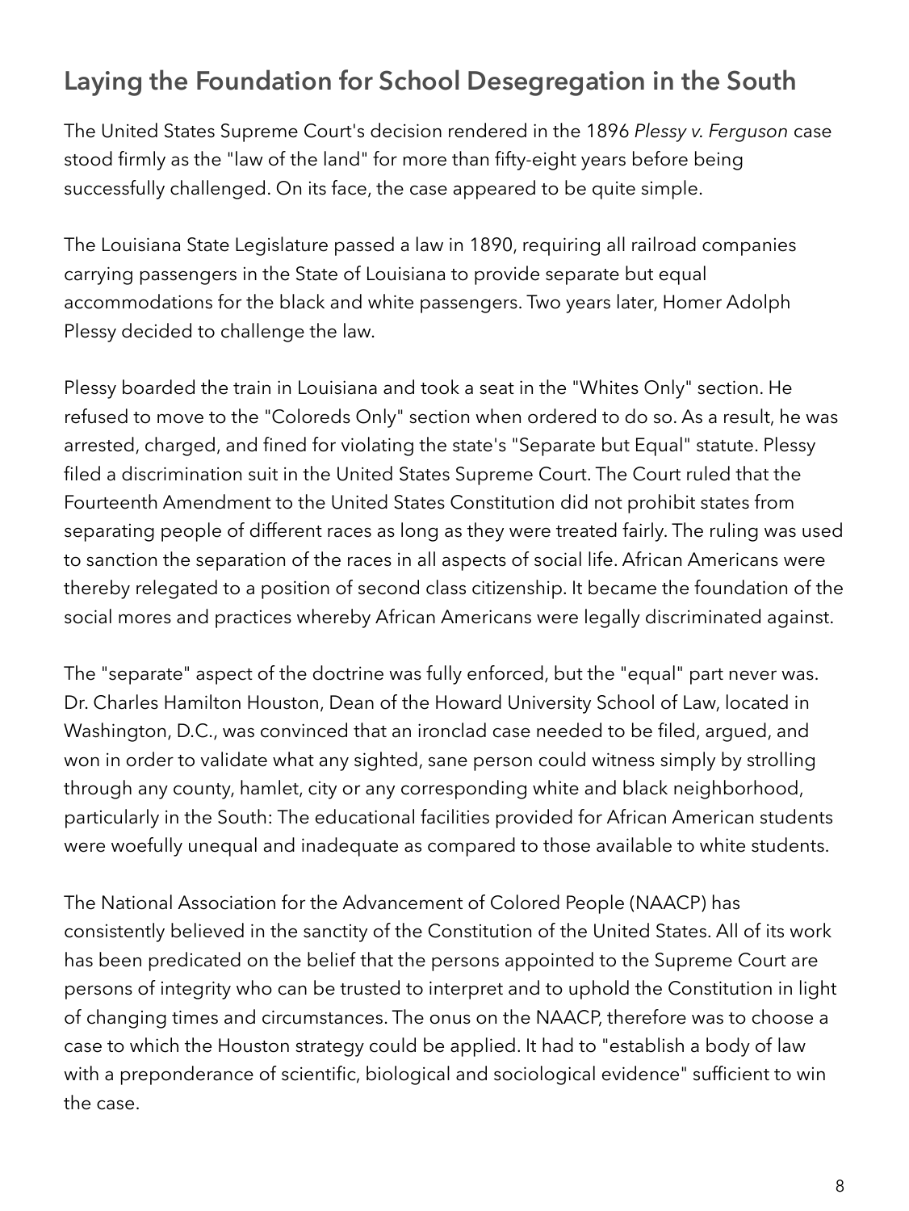## Laying the Foundation for School Desegregation in the South

The United States Supreme Court's decision rendered in the 1896 *Plessy v. Ferguson* case stood firmly as the "law of the land" for more than fifty-eight years before being successfully challenged. On its face, the case appeared to be quite simple.

The Louisiana State Legislature passed a law in 1890, requiring all railroad companies carrying passengers in the State of Louisiana to provide separate but equal accommodations for the black and white passengers. Two years later, Homer Adolph Plessy decided to challenge the law.

Plessy boarded the train in Louisiana and took a seat in the "Whites Only" section. He refused to move to the "Coloreds Only" section when ordered to do so. As a result, he was arrested, charged, and fined for violating the state's "Separate but Equal" statute. Plessy filed a discrimination suit in the United States Supreme Court. The Court ruled that the Fourteenth Amendment to the United States Constitution did not prohibit states from separating people of different races as long as they were treated fairly. The ruling was used to sanction the separation of the races in all aspects of social life. African Americans were thereby relegated to a position of second class citizenship. It became the foundation of the social mores and practices whereby African Americans were legally discriminated against.

The "separate" aspect of the doctrine was fully enforced, but the "equal" part never was. Dr. Charles Hamilton Houston, Dean of the Howard University School of Law, located in Washington, D.C., was convinced that an ironclad case needed to be filed, argued, and won in order to validate what any sighted, sane person could witness simply by strolling through any county, hamlet, city or any corresponding white and black neighborhood, particularly in the South: The educational facilities provided for African American students were woefully unequal and inadequate as compared to those available to white students.

The National Association for the Advancement of Colored People (NAACP) has consistently believed in the sanctity of the Constitution of the United States. All of its work has been predicated on the belief that the persons appointed to the Supreme Court are persons of integrity who can be trusted to interpret and to uphold the Constitution in light of changing times and circumstances. The onus on the NAACP, therefore was to choose a case to which the Houston strategy could be applied. It had to "establish a body of law with a preponderance of scientific, biological and sociological evidence" sufficient to win the case.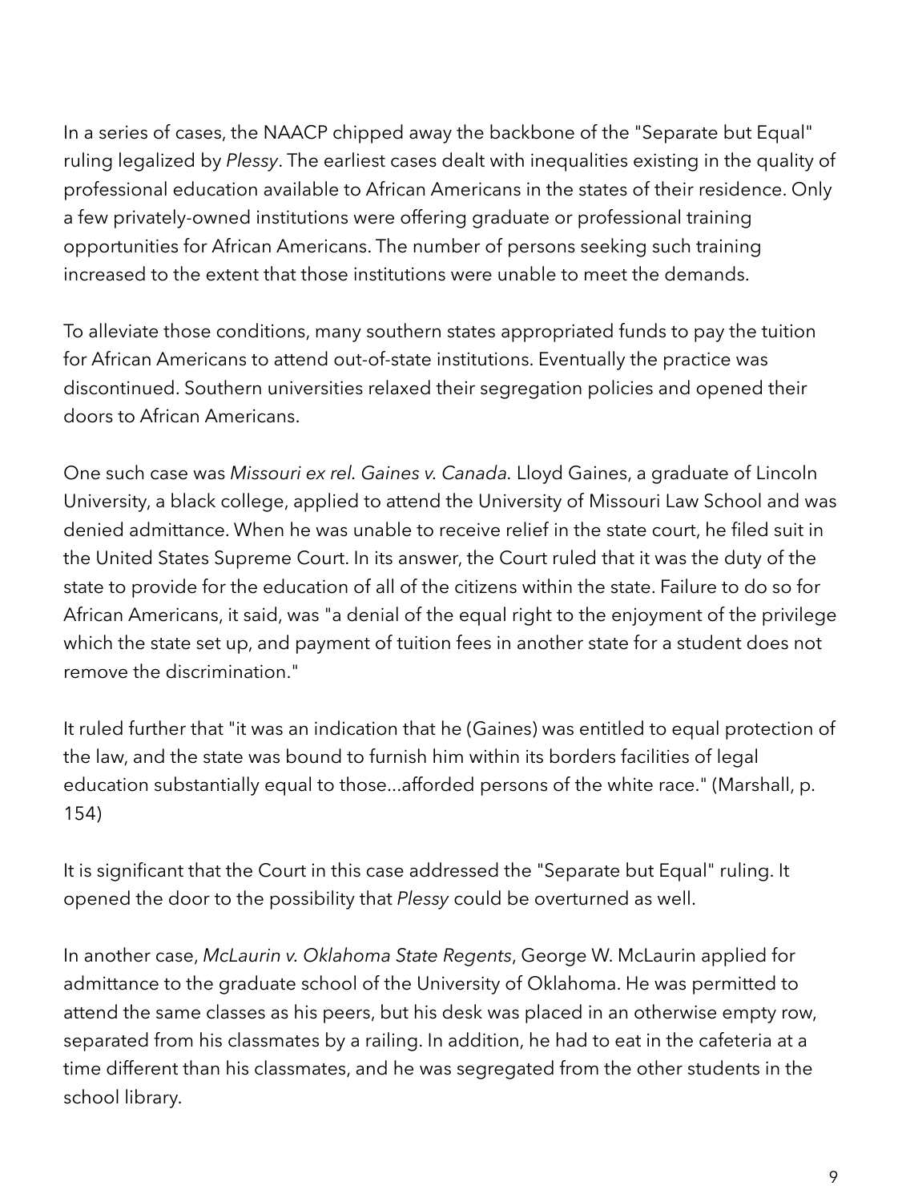In a series of cases, the NAACP chipped away the backbone of the "Separate but Equal" ruling legalized by *Plessy*. The earliest cases dealt with inequalities existing in the quality of professional education available to African Americans in the states of their residence. Only a few privately-owned institutions were offering graduate or professional training opportunities for African Americans. The number of persons seeking such training increased to the extent that those institutions were unable to meet the demands.

To alleviate those conditions, many southern states appropriated funds to pay the tuition for African Americans to attend out-of-state institutions. Eventually the practice was discontinued. Southern universities relaxed their segregation policies and opened their doors to African Americans.

One such case was *Missouri ex rel. Gaines v. Canada*. Lloyd Gaines, a graduate of Lincoln University, a black college, applied to attend the University of Missouri Law School and was denied admittance. When he was unable to receive relief in the state court, he filed suit in the United States Supreme Court. In its answer, the Court ruled that it was the duty of the state to provide for the education of all of the citizens within the state. Failure to do so for African Americans, it said, was "a denial of the equal right to the enjoyment of the privilege which the state set up, and payment of tuition fees in another state for a student does not remove the discrimination."

It ruled further that "it was an indication that he (Gaines) was entitled to equal protection of the law, and the state was bound to furnish him within its borders facilities of legal education substantially equal to those...afforded persons of the white race." (Marshall, p. 154)

It is significant that the Court in this case addressed the "Separate but Equal" ruling. It opened the door to the possibility that *Plessy* could be overturned as well.

In another case, *McLaurin v. Oklahoma State Regents*, George W. McLaurin applied for admittance to the graduate school of the University of Oklahoma. He was permitted to attend the same classes as his peers, but his desk was placed in an otherwise empty row, separated from his classmates by a railing. In addition, he had to eat in the cafeteria at a time different than his classmates, and he was segregated from the other students in the school library.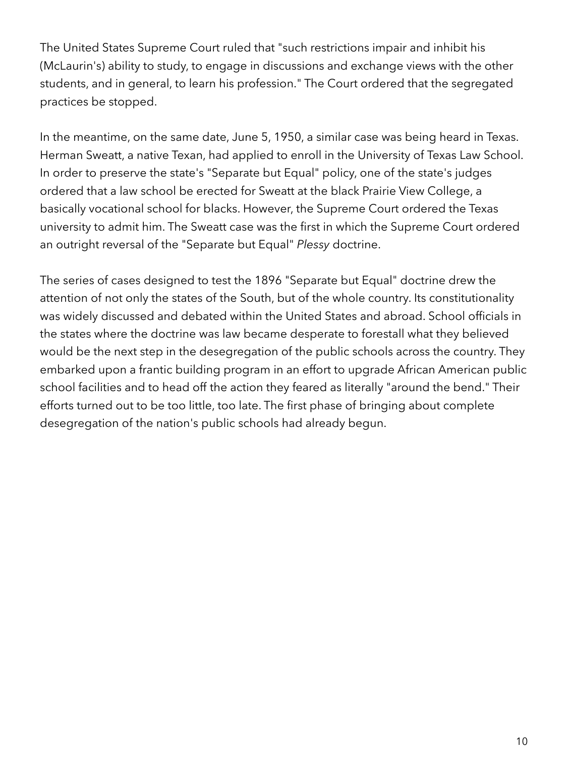The United States Supreme Court ruled that "such restrictions impair and inhibit his (McLaurin's) ability to study, to engage in discussions and exchange views with the other students, and in general, to learn his profession." The Court ordered that the segregated practices be stopped.

In the meantime, on the same date, June 5, 1950, a similar case was being heard in Texas. Herman Sweatt, a native Texan, had applied to enroll in the University of Texas Law School. In order to preserve the state's "Separate but Equal" policy, one of the state's judges ordered that a law school be erected for Sweatt at the black Prairie View College, a basically vocational school for blacks. However, the Supreme Court ordered the Texas university to admit him. The Sweatt case was the first in which the Supreme Court ordered an outright reversal of the "Separate but Equal" *Plessy* doctrine.

The series of cases designed to test the 1896 "Separate but Equal" doctrine drew the attention of not only the states of the South, but of the whole country. Its constitutionality was widely discussed and debated within the United States and abroad. School officials in the states where the doctrine was law became desperate to forestall what they believed would be the next step in the desegregation of the public schools across the country. They embarked upon a frantic building program in an effort to upgrade African American public school facilities and to head off the action they feared as literally "around the bend." Their efforts turned out to be too little, too late. The first phase of bringing about complete desegregation of the nation's public schools had already begun.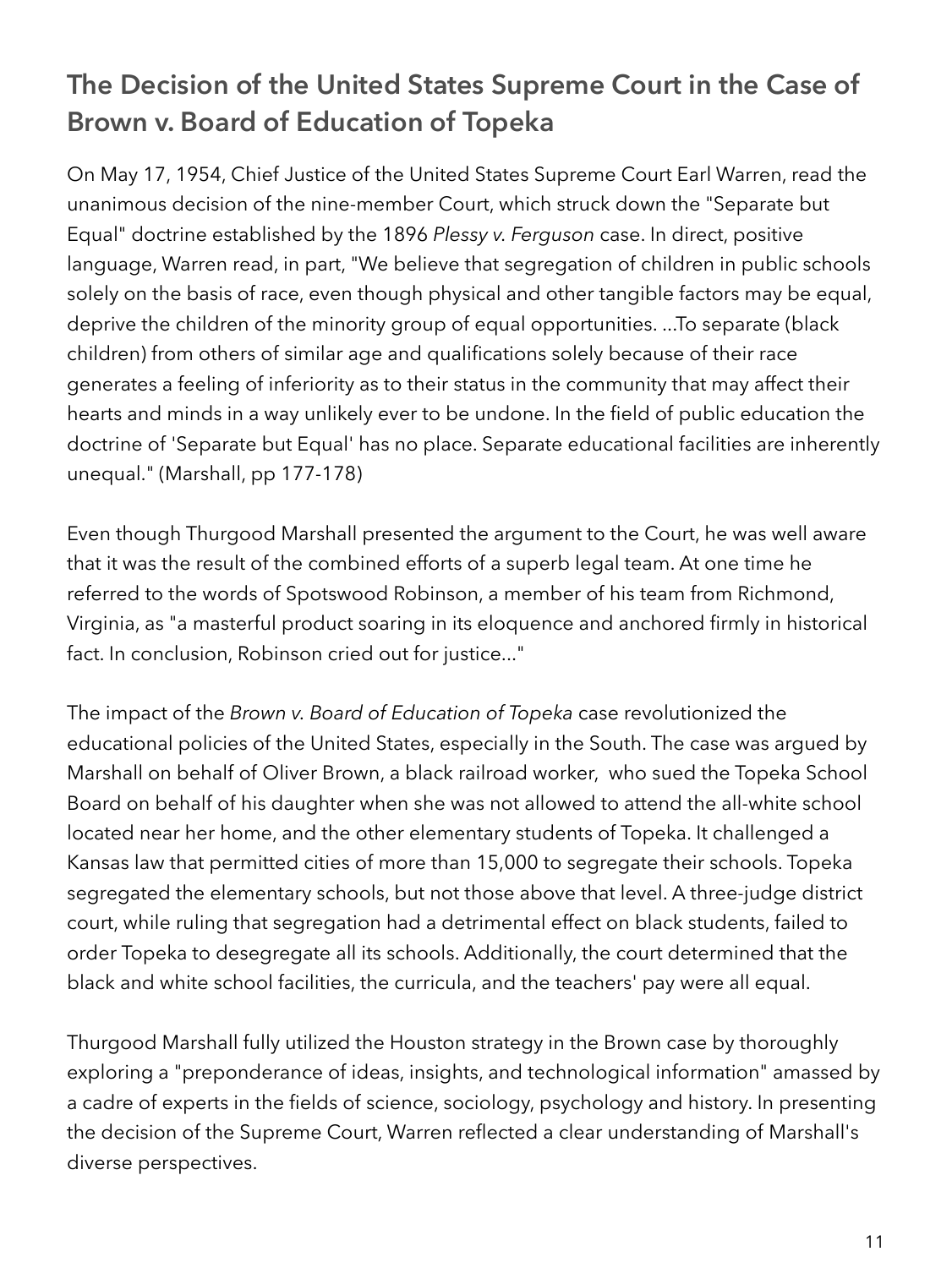## The Decision of the United States Supreme Court in the Case of Brown v. Board of Education of Topeka

On May 17, 1954, Chief Justice of the United States Supreme Court Earl Warren, read the unanimous decision of the nine-member Court, which struck down the "Separate but Equal" doctrine established by the 1896 *Plessy v. Ferguson* case. In direct, positive language, Warren read, in part, "We believe that segregation of children in public schools solely on the basis of race, even though physical and other tangible factors may be equal, deprive the children of the minority group of equal opportunities. ...To separate (black children) from others of similar age and qualifications solely because of their race generates a feeling of inferiority as to their status in the community that may affect their hearts and minds in a way unlikely ever to be undone. In the field of public education the doctrine of 'Separate but Equal' has no place. Separate educational facilities are inherently unequal." (Marshall, pp 177-178)

Even though Thurgood Marshall presented the argument to the Court, he was well aware that it was the result of the combined efforts of a superb legal team. At one time he referred to the words of Spotswood Robinson, a member of his team from Richmond, Virginia, as "a masterful product soaring in its eloquence and anchored firmly in historical fact. In conclusion, Robinson cried out for justice..."

The impact of the *Brown v. Board of Education of Topeka* case revolutionized the educational policies of the United States, especially in the South. The case was argued by Marshall on behalf of Oliver Brown, a black railroad worker, who sued the Topeka School Board on behalf of his daughter when she was not allowed to attend the all-white school located near her home, and the other elementary students of Topeka. It challenged a Kansas law that permitted cities of more than 15,000 to segregate their schools. Topeka segregated the elementary schools, but not those above that level. A three-judge district court, while ruling that segregation had a detrimental effect on black students, failed to order Topeka to desegregate all its schools. Additionally, the court determined that the black and white school facilities, the curricula, and the teachers' pay were all equal.

Thurgood Marshall fully utilized the Houston strategy in the Brown case by thoroughly exploring a "preponderance of ideas, insights, and technological information" amassed by a cadre of experts in the fields of science, sociology, psychology and history. In presenting the decision of the Supreme Court, Warren reflected a clear understanding of Marshall's diverse perspectives.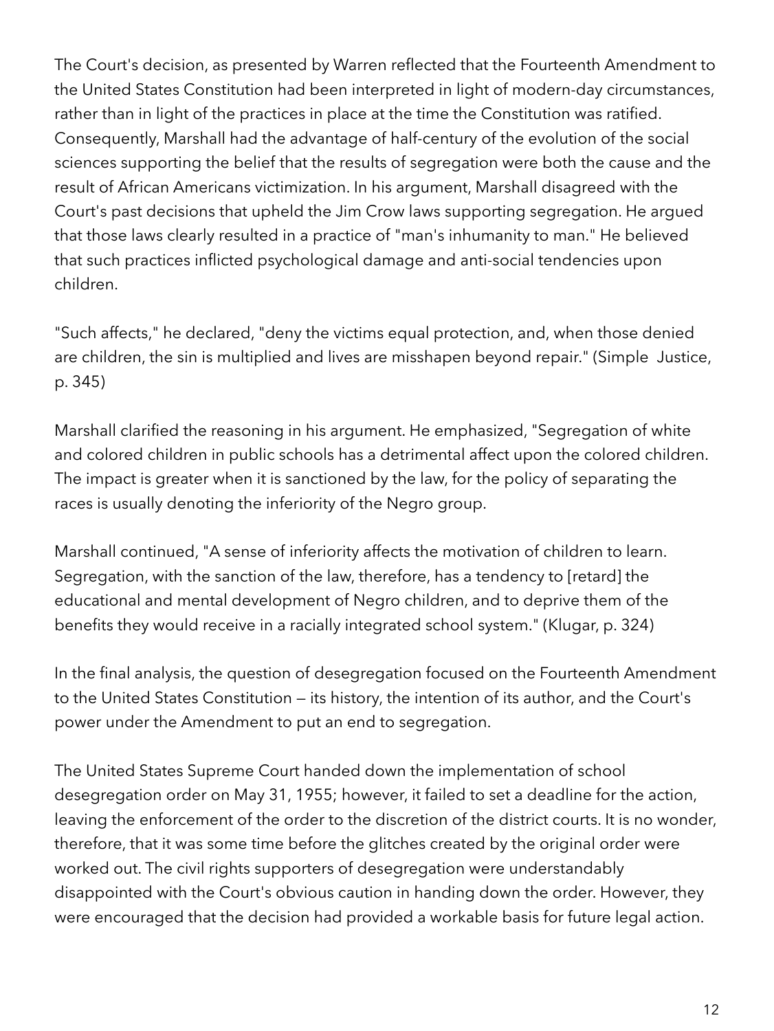The Court's decision, as presented by Warren reflected that the Fourteenth Amendment to the United States Constitution had been interpreted in light of modern-day circumstances, rather than in light of the practices in place at the time the Constitution was ratified. Consequently, Marshall had the advantage of half-century of the evolution of the social sciences supporting the belief that the results of segregation were both the cause and the result of African Americans victimization. In his argument, Marshall disagreed with the Court's past decisions that upheld the Jim Crow laws supporting segregation. He argued that those laws clearly resulted in a practice of "man's inhumanity to man." He believed that such practices inflicted psychological damage and anti-social tendencies upon children.

"Such affects," he declared, "deny the victims equal protection, and, when those denied are children, the sin is multiplied and lives are misshapen beyond repair." (Simple Justice, p. 345)

Marshall clarified the reasoning in his argument. He emphasized, "Segregation of white and colored children in public schools has a detrimental affect upon the colored children. The impact is greater when it is sanctioned by the law, for the policy of separating the races is usually denoting the inferiority of the Negro group.

Marshall continued, "A sense of inferiority affects the motivation of children to learn. Segregation, with the sanction of the law, therefore, has a tendency to [retard] the educational and mental development of Negro children, and to deprive them of the benefits they would receive in a racially integrated school system." (Klugar, p. 324)

In the final analysis, the question of desegregation focused on the Fourteenth Amendment to the United States Constitution — its history, the intention of its author, and the Court's power under the Amendment to put an end to segregation.

The United States Supreme Court handed down the implementation of school desegregation order on May 31, 1955; however, it failed to set a deadline for the action, leaving the enforcement of the order to the discretion of the district courts. It is no wonder, therefore, that it was some time before the glitches created by the original order were worked out. The civil rights supporters of desegregation were understandably disappointed with the Court's obvious caution in handing down the order. However, they were encouraged that the decision had provided a workable basis for future legal action.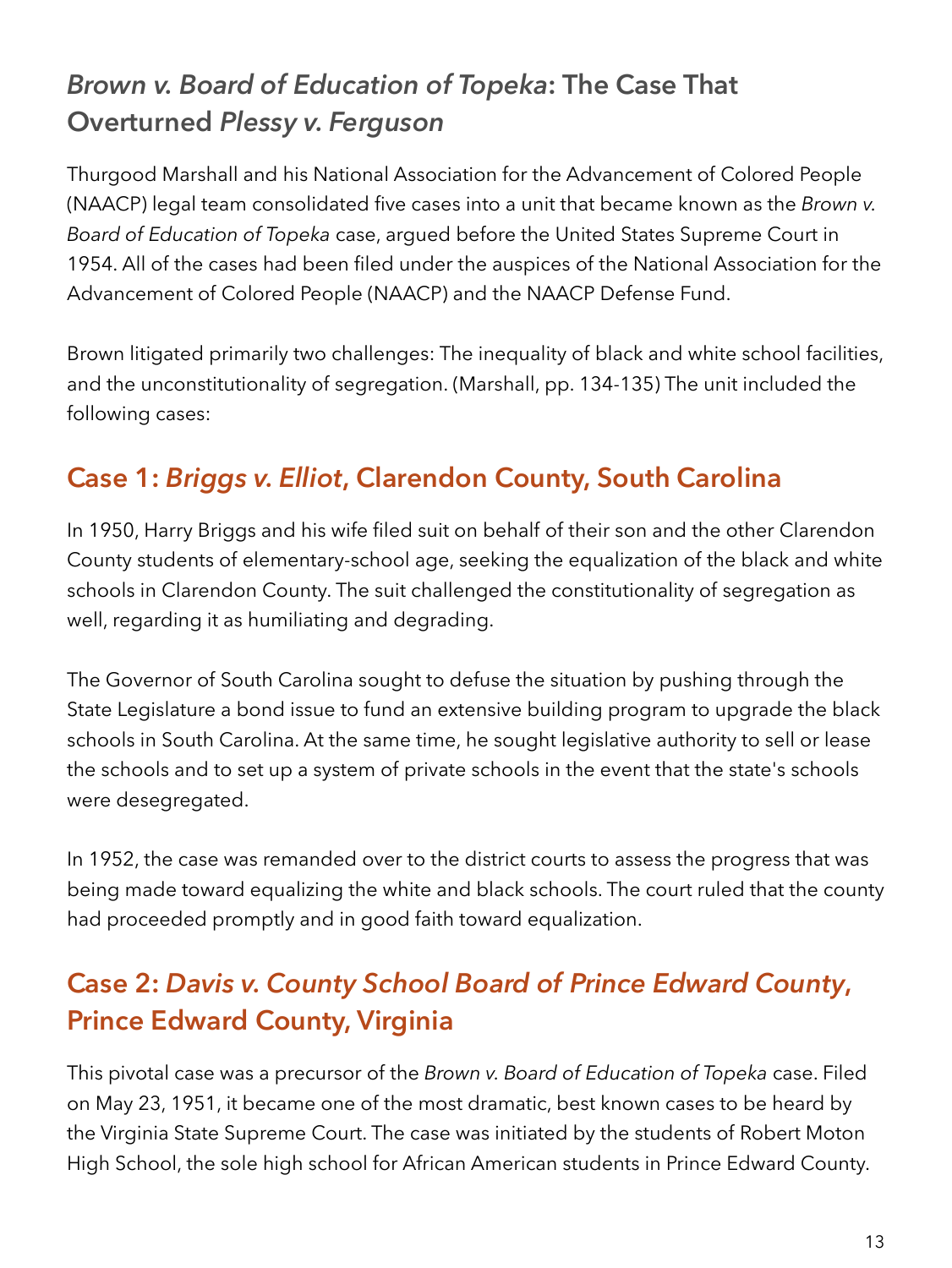## *Brown v. Board of Education of Topeka*: The Case That Overturned *Plessy v. Ferguson*

Thurgood Marshall and his National Association for the Advancement of Colored People (NAACP) legal team consolidated five cases into a unit that became known as the *Brown v. Board of Education of Topeka* case, argued before the United States Supreme Court in 1954. All of the cases had been filed under the auspices of the National Association for the Advancement of Colored People (NAACP) and the NAACP Defense Fund.

Brown litigated primarily two challenges: The inequality of black and white school facilities, and the unconstitutionality of segregation. (Marshall, pp. 134-135) The unit included the following cases:

### Case 1: *Briggs v. Elliot*, Clarendon County, South Carolina

In 1950, Harry Briggs and his wife filed suit on behalf of their son and the other Clarendon County students of elementary-school age, seeking the equalization of the black and white schools in Clarendon County. The suit challenged the constitutionality of segregation as well, regarding it as humiliating and degrading.

The Governor of South Carolina sought to defuse the situation by pushing through the State Legislature a bond issue to fund an extensive building program to upgrade the black schools in South Carolina. At the same time, he sought legislative authority to sell or lease the schools and to set up a system of private schools in the event that the state's schools were desegregated.

In 1952, the case was remanded over to the district courts to assess the progress that was being made toward equalizing the white and black schools. The court ruled that the county had proceeded promptly and in good faith toward equalization.

### Case 2: *Davis v. County School Board of Prince Edward County*, Prince Edward County, Virginia

This pivotal case was a precursor of the *Brown v. Board of Education of Topeka* case. Filed on May 23, 1951, it became one of the most dramatic, best known cases to be heard by the Virginia State Supreme Court. The case was initiated by the students of Robert Moton High School, the sole high school for African American students in Prince Edward County.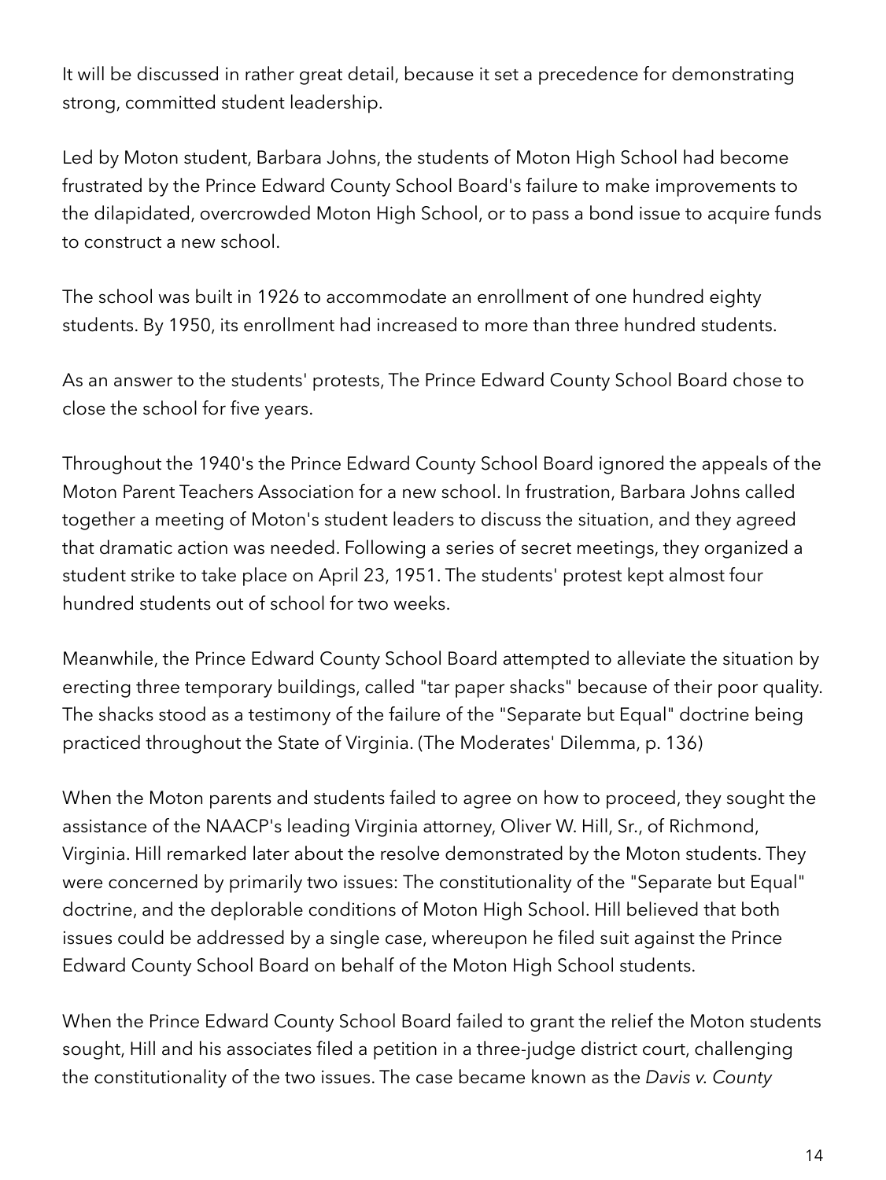It will be discussed in rather great detail, because it set a precedence for demonstrating strong, committed student leadership.

Led by Moton student, Barbara Johns, the students of Moton High School had become frustrated by the Prince Edward County School Board's failure to make improvements to the dilapidated, overcrowded Moton High School, or to pass a bond issue to acquire funds to construct a new school.

The school was built in 1926 to accommodate an enrollment of one hundred eighty students. By 1950, its enrollment had increased to more than three hundred students.

As an answer to the students' protests, The Prince Edward County School Board chose to close the school for five years.

Throughout the 1940's the Prince Edward County School Board ignored the appeals of the Moton Parent Teachers Association for a new school. In frustration, Barbara Johns called together a meeting of Moton's student leaders to discuss the situation, and they agreed that dramatic action was needed. Following a series of secret meetings, they organized a student strike to take place on April 23, 1951. The students' protest kept almost four hundred students out of school for two weeks.

Meanwhile, the Prince Edward County School Board attempted to alleviate the situation by erecting three temporary buildings, called "tar paper shacks" because of their poor quality. The shacks stood as a testimony of the failure of the "Separate but Equal" doctrine being practiced throughout the State of Virginia. (The Moderates' Dilemma, p. 136)

When the Moton parents and students failed to agree on how to proceed, they sought the assistance of the NAACP's leading Virginia attorney, Oliver W. Hill, Sr., of Richmond, Virginia. Hill remarked later about the resolve demonstrated by the Moton students. They were concerned by primarily two issues: The constitutionality of the "Separate but Equal" doctrine, and the deplorable conditions of Moton High School. Hill believed that both issues could be addressed by a single case, whereupon he filed suit against the Prince Edward County School Board on behalf of the Moton High School students.

When the Prince Edward County School Board failed to grant the relief the Moton students sought, Hill and his associates filed a petition in a three-judge district court, challenging the constitutionality of the two issues. The case became known as the *Davis v. County*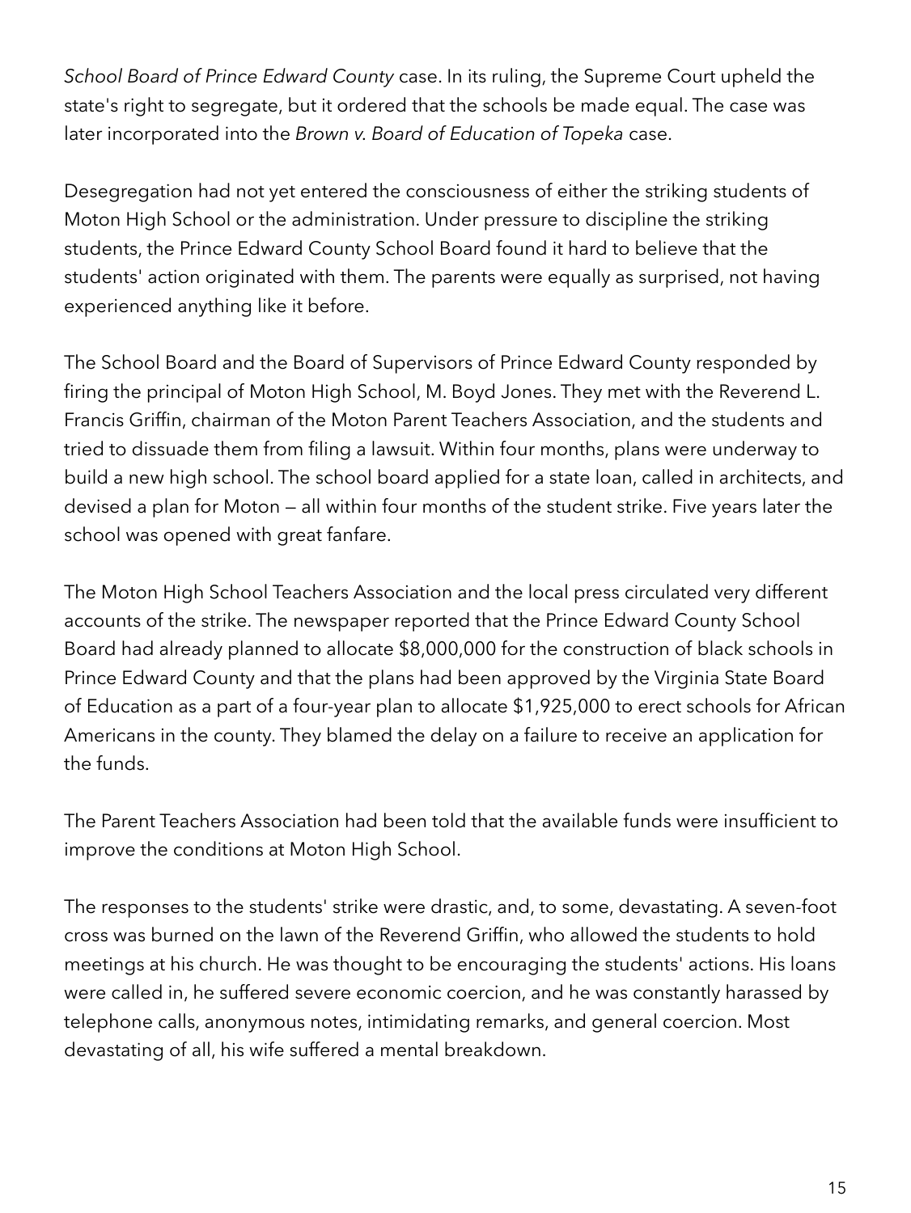*School Board of Prince Edward County* case. In its ruling, the Supreme Court upheld the state's right to segregate, but it ordered that the schools be made equal. The case was later incorporated into the *Brown v. Board of Education of Topeka* case.

Desegregation had not yet entered the consciousness of either the striking students of Moton High School or the administration. Under pressure to discipline the striking students, the Prince Edward County School Board found it hard to believe that the students' action originated with them. The parents were equally as surprised, not having experienced anything like it before.

The School Board and the Board of Supervisors of Prince Edward County responded by firing the principal of Moton High School, M. Boyd Jones. They met with the Reverend L. Francis Griffin, chairman of the Moton Parent Teachers Association, and the students and tried to dissuade them from filing a lawsuit. Within four months, plans were underway to build a new high school. The school board applied for a state loan, called in architects, and devised a plan for Moton — all within four months of the student strike. Five years later the school was opened with great fanfare.

The Moton High School Teachers Association and the local press circulated very different accounts of the strike. The newspaper reported that the Prince Edward County School Board had already planned to allocate $8,000,000 for the construction of black schools in Prince Edward County and that the plans had been approved by the Virginia State Board of Education as a part of a four-year plan to allocate $1,925,000 to erect schools for African Americans in the county. They blamed the delay on a failure to receive an application for the funds.

The Parent Teachers Association had been told that the available funds were insufficient to improve the conditions at Moton High School.

The responses to the students' strike were drastic, and, to some, devastating. A seven-foot cross was burned on the lawn of the Reverend Griffin, who allowed the students to hold meetings at his church. He was thought to be encouraging the students' actions. His loans were called in, he suffered severe economic coercion, and he was constantly harassed by telephone calls, anonymous notes, intimidating remarks, and general coercion. Most devastating of all, his wife suffered a mental breakdown.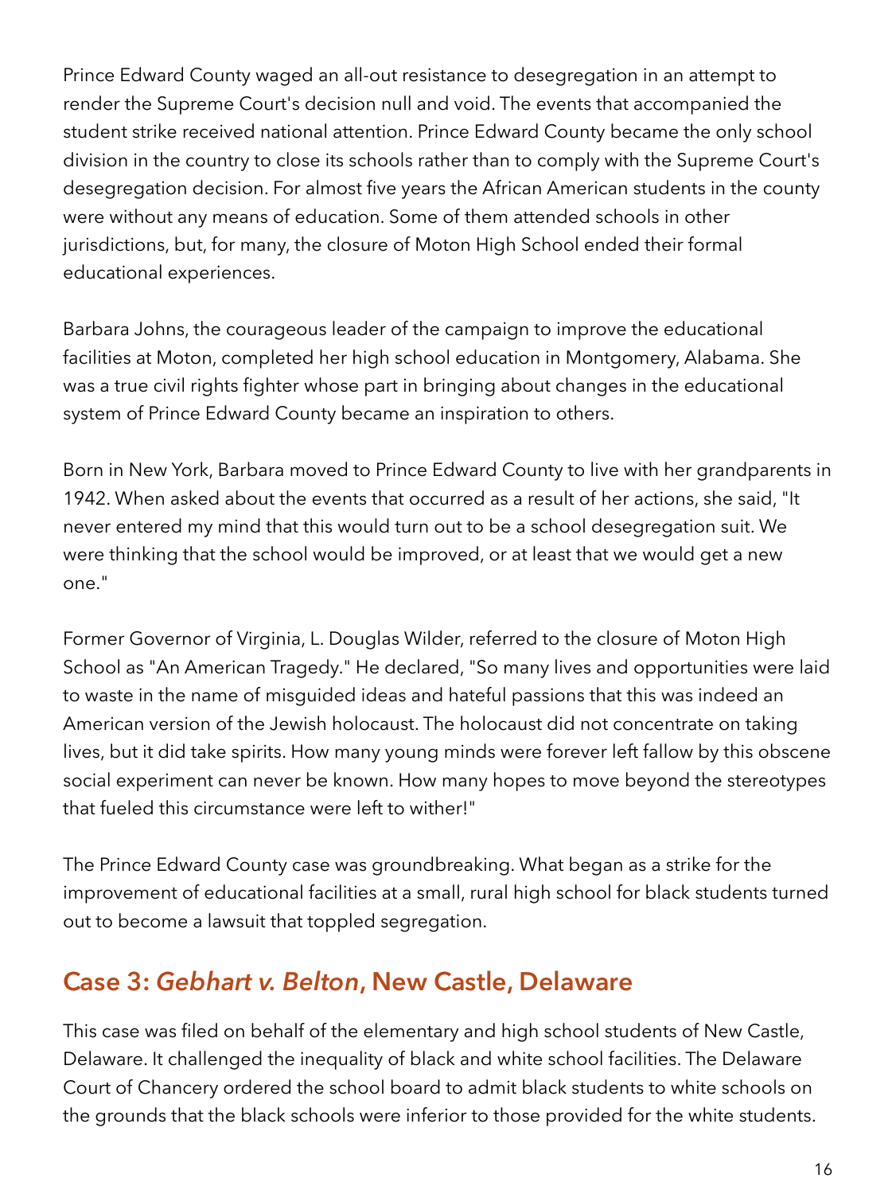Prince Edward County waged an all-out resistance to desegregation in an attempt to render the Supreme Court's decision null and void. The events that accompanied the student strike received national attention. Prince Edward County became the only school division in the country to close its schools rather than to comply with the Supreme Court's desegregation decision. For almost five years the African American students in the county were without any means of education. Some of them attended schools in other jurisdictions, but, for many, the closure of Moton High School ended their formal educational experiences.

Barbara Johns, the courageous leader of the campaign to improve the educational facilities at Moton, completed her high school education in Montgomery, Alabama. She was a true civil rights fighter whose part in bringing about changes in the educational system of Prince Edward County became an inspiration to others.

Born in New York, Barbara moved to Prince Edward County to live with her grandparents in 1942. When asked about the events that occurred as a result of her actions, she said, "It never entered my mind that this would turn out to be a school desegregation suit. We were thinking that the school would be improved, or at least that we would get a new one."

Former Governor of Virginia, L. Douglas Wilder, referred to the closure of Moton High School as "An American Tragedy." He declared, "So many lives and opportunities were laid to waste in the name of misguided ideas and hateful passions that this was indeed an American version of the Jewish holocaust. The holocaust did not concentrate on taking lives, but it did take spirits. How many young minds were forever left fallow by this obscene social experiment can never be known. How many hopes to move beyond the stereotypes that fueled this circumstance were left to wither!"

The Prince Edward County case was groundbreaking. What began as a strike for the improvement of educational facilities at a small, rural high school for black students turned out to become a lawsuit that toppled segregation.

## Case 3: *Gebhart v. Belton*, New Castle, Delaware

This case was filed on behalf of the elementary and high school students of New Castle, Delaware. It challenged the inequality of black and white school facilities. The Delaware Court of Chancery ordered the school board to admit black students to white schools on the grounds that the black schools were inferior to those provided for the white students.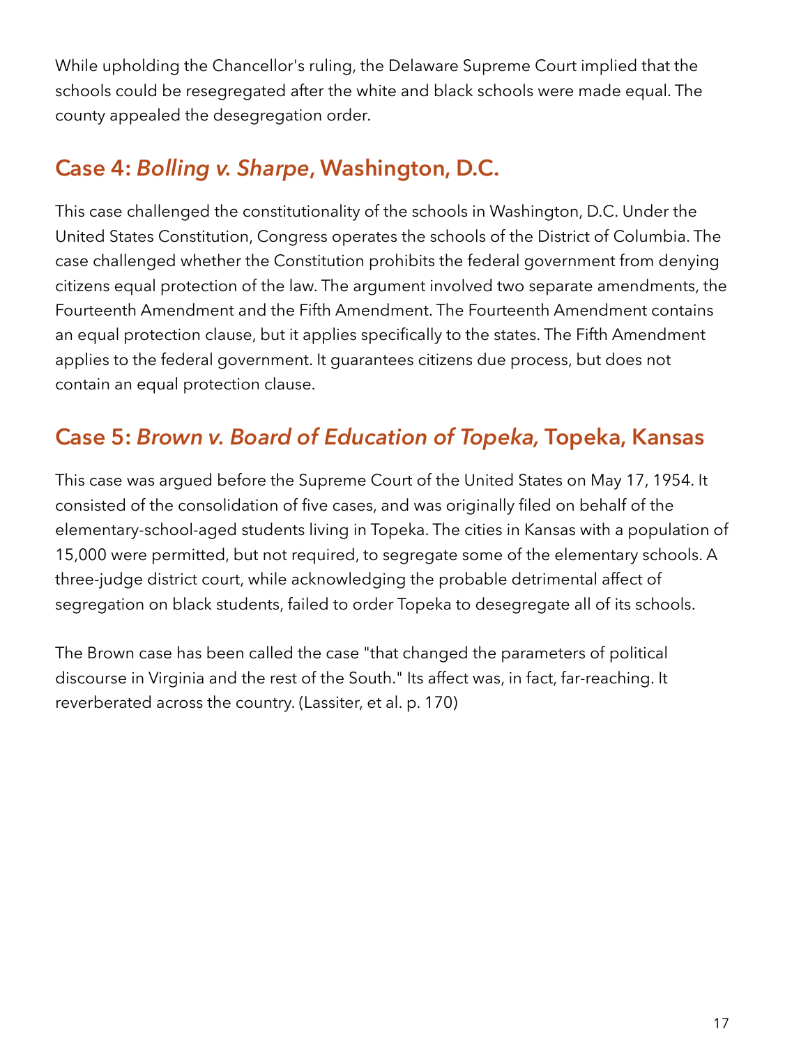While upholding the Chancellor's ruling, the Delaware Supreme Court implied that the schools could be resegregated after the white and black schools were made equal. The county appealed the desegregation order.

## Case 4: *Bolling v. Sharpe*, Washington, D.C.

This case challenged the constitutionality of the schools in Washington, D.C. Under the United States Constitution, Congress operates the schools of the District of Columbia. The case challenged whether the Constitution prohibits the federal government from denying citizens equal protection of the law. The argument involved two separate amendments, the Fourteenth Amendment and the Fifth Amendment. The Fourteenth Amendment contains an equal protection clause, but it applies specifically to the states. The Fifth Amendment applies to the federal government. It guarantees citizens due process, but does not contain an equal protection clause.

## Case 5: *Brown v. Board of Education of Topeka,* Topeka, Kansas

This case was argued before the Supreme Court of the United States on May 17, 1954. It consisted of the consolidation of five cases, and was originally filed on behalf of the elementary-school-aged students living in Topeka. The cities in Kansas with a population of 15,000 were permitted, but not required, to segregate some of the elementary schools. A three-judge district court, while acknowledging the probable detrimental affect of segregation on black students, failed to order Topeka to desegregate all of its schools.

The Brown case has been called the case "that changed the parameters of political discourse in Virginia and the rest of the South." Its affect was, in fact, far-reaching. It reverberated across the country. (Lassiter, et al. p. 170)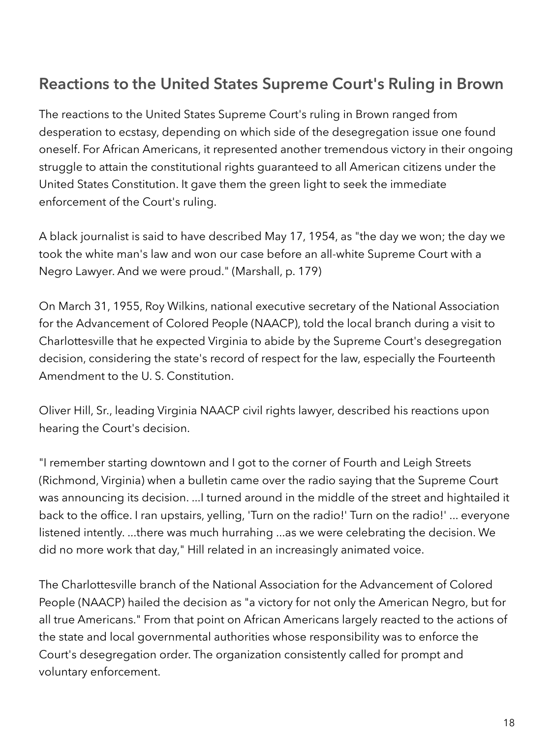## Reactions to the United States Supreme Court's Ruling in Brown

The reactions to the United States Supreme Court's ruling in Brown ranged from desperation to ecstasy, depending on which side of the desegregation issue one found oneself. For African Americans, it represented another tremendous victory in their ongoing struggle to attain the constitutional rights guaranteed to all American citizens under the United States Constitution. It gave them the green light to seek the immediate enforcement of the Court's ruling.

A black journalist is said to have described May 17, 1954, as "the day we won; the day we took the white man's law and won our case before an all-white Supreme Court with a Negro Lawyer. And we were proud." (Marshall, p. 179)

On March 31, 1955, Roy Wilkins, national executive secretary of the National Association for the Advancement of Colored People (NAACP), told the local branch during a visit to Charlottesville that he expected Virginia to abide by the Supreme Court's desegregation decision, considering the state's record of respect for the law, especially the Fourteenth Amendment to the U. S. Constitution.

Oliver Hill, Sr., leading Virginia NAACP civil rights lawyer, described his reactions upon hearing the Court's decision.

"I remember starting downtown and I got to the corner of Fourth and Leigh Streets (Richmond, Virginia) when a bulletin came over the radio saying that the Supreme Court was announcing its decision. ...I turned around in the middle of the street and hightailed it back to the office. I ran upstairs, yelling, 'Turn on the radio!' Turn on the radio!' ... everyone listened intently. ...there was much hurrahing ...as we were celebrating the decision. We did no more work that day," Hill related in an increasingly animated voice.

The Charlottesville branch of the National Association for the Advancement of Colored People (NAACP) hailed the decision as "a victory for not only the American Negro, but for all true Americans." From that point on African Americans largely reacted to the actions of the state and local governmental authorities whose responsibility was to enforce the Court's desegregation order. The organization consistently called for prompt and voluntary enforcement.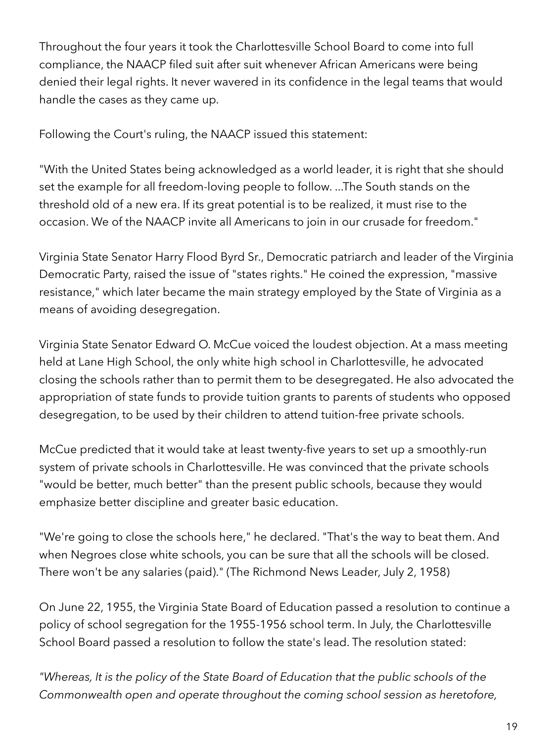Throughout the four years it took the Charlottesville School Board to come into full compliance, the NAACP filed suit after suit whenever African Americans were being denied their legal rights. It never wavered in its confidence in the legal teams that would handle the cases as they came up.

Following the Court's ruling, the NAACP issued this statement:

"With the United States being acknowledged as a world leader, it is right that she should set the example for all freedom-loving people to follow. ...The South stands on the threshold old of a new era. If its great potential is to be realized, it must rise to the occasion. We of the NAACP invite all Americans to join in our crusade for freedom."

Virginia State Senator Harry Flood Byrd Sr., Democratic patriarch and leader of the Virginia Democratic Party, raised the issue of "states rights." He coined the expression, "massive resistance," which later became the main strategy employed by the State of Virginia as a means of avoiding desegregation.

Virginia State Senator Edward O. McCue voiced the loudest objection. At a mass meeting held at Lane High School, the only white high school in Charlottesville, he advocated closing the schools rather than to permit them to be desegregated. He also advocated the appropriation of state funds to provide tuition grants to parents of students who opposed desegregation, to be used by their children to attend tuition-free private schools.

McCue predicted that it would take at least twenty-five years to set up a smoothly-run system of private schools in Charlottesville. He was convinced that the private schools "would be better, much better" than the present public schools, because they would emphasize better discipline and greater basic education.

"We're going to close the schools here," he declared. "That's the way to beat them. And when Negroes close white schools, you can be sure that all the schools will be closed. There won't be any salaries (paid)." (The Richmond News Leader, July 2, 1958)

On June 22, 1955, the Virginia State Board of Education passed a resolution to continue a policy of school segregation for the 1955-1956 school term. In July, the Charlottesville School Board passed a resolution to follow the state's lead. The resolution stated:

*"Whereas, It is the policy of the State Board of Education that the public schools of the Commonwealth open and operate throughout the coming school session as heretofore,*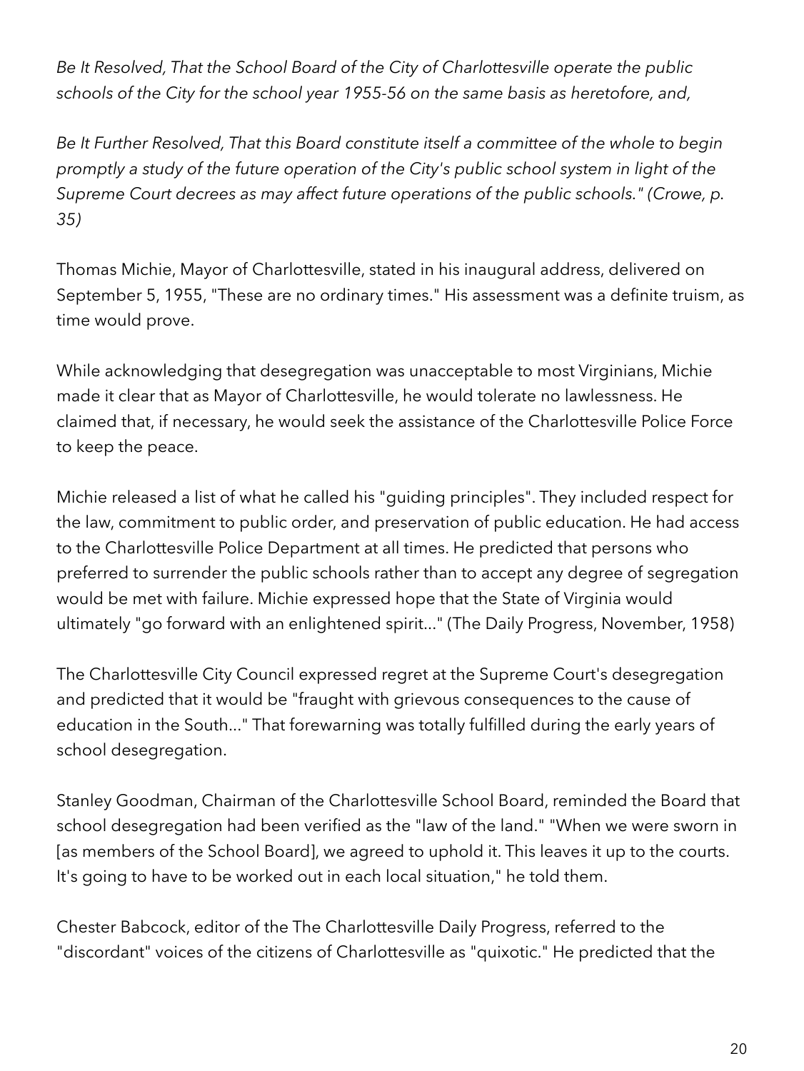*Be It Resolved, That the School Board of the City of Charlottesville operate the public schools of the City for the school year 1955-56 on the same basis as heretofore, and,*

*Be It Further Resolved, That this Board constitute itself a committee of the whole to begin promptly a study of the future operation of the City's public school system in light of the Supreme Court decrees as may affect future operations of the public schools." (Crowe, p. 35)*

Thomas Michie, Mayor of Charlottesville, stated in his inaugural address, delivered on September 5, 1955, "These are no ordinary times." His assessment was a definite truism, as time would prove.

While acknowledging that desegregation was unacceptable to most Virginians, Michie made it clear that as Mayor of Charlottesville, he would tolerate no lawlessness. He claimed that, if necessary, he would seek the assistance of the Charlottesville Police Force to keep the peace.

Michie released a list of what he called his "guiding principles". They included respect for the law, commitment to public order, and preservation of public education. He had access to the Charlottesville Police Department at all times. He predicted that persons who preferred to surrender the public schools rather than to accept any degree of segregation would be met with failure. Michie expressed hope that the State of Virginia would ultimately "go forward with an enlightened spirit..." (The Daily Progress, November, 1958)

The Charlottesville City Council expressed regret at the Supreme Court's desegregation and predicted that it would be "fraught with grievous consequences to the cause of education in the South..." That forewarning was totally fulfilled during the early years of school desegregation.

Stanley Goodman, Chairman of the Charlottesville School Board, reminded the Board that school desegregation had been verified as the "law of the land." "When we were sworn in [as members of the School Board], we agreed to uphold it. This leaves it up to the courts. It's going to have to be worked out in each local situation," he told them.

Chester Babcock, editor of the The Charlottesville Daily Progress, referred to the "discordant" voices of the citizens of Charlottesville as "quixotic." He predicted that the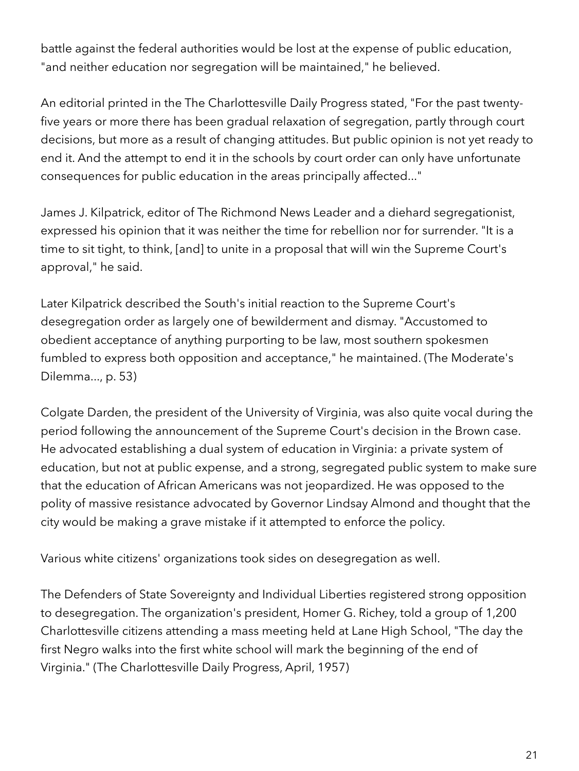battle against the federal authorities would be lost at the expense of public education, "and neither education nor segregation will be maintained," he believed.

An editorial printed in the The Charlottesville Daily Progress stated, "For the past twenty-five years or more there has been gradual relaxation of segregation, partly through court decisions, but more as a result of changing attitudes. But public opinion is not yet ready to end it. And the attempt to end it in the schools by court order can only have unfortunate consequences for public education in the areas principally affected..."

James J. Kilpatrick, editor of The Richmond News Leader and a diehard segregationist, expressed his opinion that it was neither the time for rebellion nor for surrender. "It is a time to sit tight, to think, [and] to unite in a proposal that will win the Supreme Court's approval," he said.

Later Kilpatrick described the South's initial reaction to the Supreme Court's desegregation order as largely one of bewilderment and dismay. "Accustomed to obedient acceptance of anything purporting to be law, most southern spokesmen fumbled to express both opposition and acceptance," he maintained. (The Moderate's Dilemma..., p. 53)

Colgate Darden, the president of the University of Virginia, was also quite vocal during the period following the announcement of the Supreme Court's decision in the Brown case. He advocated establishing a dual system of education in Virginia: a private system of education, but not at public expense, and a strong, segregated public system to make sure that the education of African Americans was not jeopardized. He was opposed to the polity of massive resistance advocated by Governor Lindsay Almond and thought that the city would be making a grave mistake if it attempted to enforce the policy.

Various white citizens' organizations took sides on desegregation as well.

The Defenders of State Sovereignty and Individual Liberties registered strong opposition to desegregation. The organization's president, Homer G. Richey, told a group of 1,200 Charlottesville citizens attending a mass meeting held at Lane High School, "The day the first Negro walks into the first white school will mark the beginning of the end of Virginia." (The Charlottesville Daily Progress, April, 1957)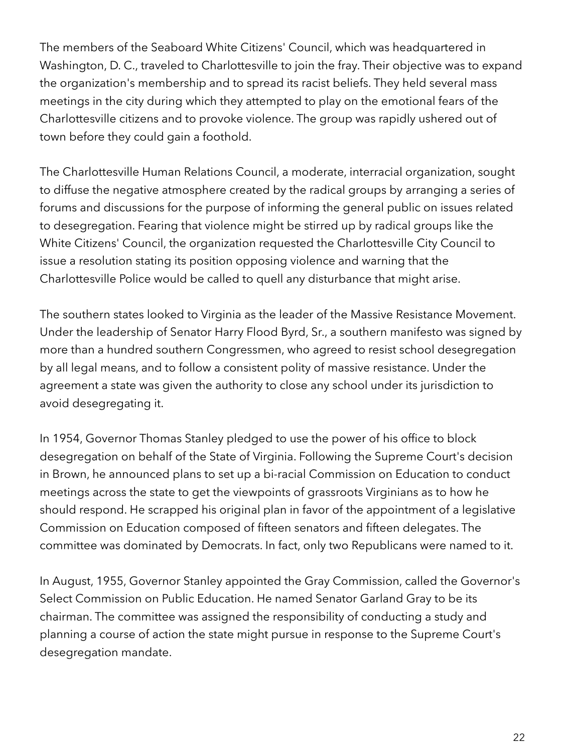The members of the Seaboard White Citizens' Council, which was headquartered in Washington, D. C., traveled to Charlottesville to join the fray. Their objective was to expand the organization's membership and to spread its racist beliefs. They held several mass meetings in the city during which they attempted to play on the emotional fears of the Charlottesville citizens and to provoke violence. The group was rapidly ushered out of town before they could gain a foothold.

The Charlottesville Human Relations Council, a moderate, interracial organization, sought to diffuse the negative atmosphere created by the radical groups by arranging a series of forums and discussions for the purpose of informing the general public on issues related to desegregation. Fearing that violence might be stirred up by radical groups like the White Citizens' Council, the organization requested the Charlottesville City Council to issue a resolution stating its position opposing violence and warning that the Charlottesville Police would be called to quell any disturbance that might arise.

The southern states looked to Virginia as the leader of the Massive Resistance Movement. Under the leadership of Senator Harry Flood Byrd, Sr., a southern manifesto was signed by more than a hundred southern Congressmen, who agreed to resist school desegregation by all legal means, and to follow a consistent polity of massive resistance. Under the agreement a state was given the authority to close any school under its jurisdiction to avoid desegregating it.

In 1954, Governor Thomas Stanley pledged to use the power of his office to block desegregation on behalf of the State of Virginia. Following the Supreme Court's decision in Brown, he announced plans to set up a bi-racial Commission on Education to conduct meetings across the state to get the viewpoints of grassroots Virginians as to how he should respond. He scrapped his original plan in favor of the appointment of a legislative Commission on Education composed of fifteen senators and fifteen delegates. The committee was dominated by Democrats. In fact, only two Republicans were named to it.

In August, 1955, Governor Stanley appointed the Gray Commission, called the Governor's Select Commission on Public Education. He named Senator Garland Gray to be its chairman. The committee was assigned the responsibility of conducting a study and planning a course of action the state might pursue in response to the Supreme Court's desegregation mandate.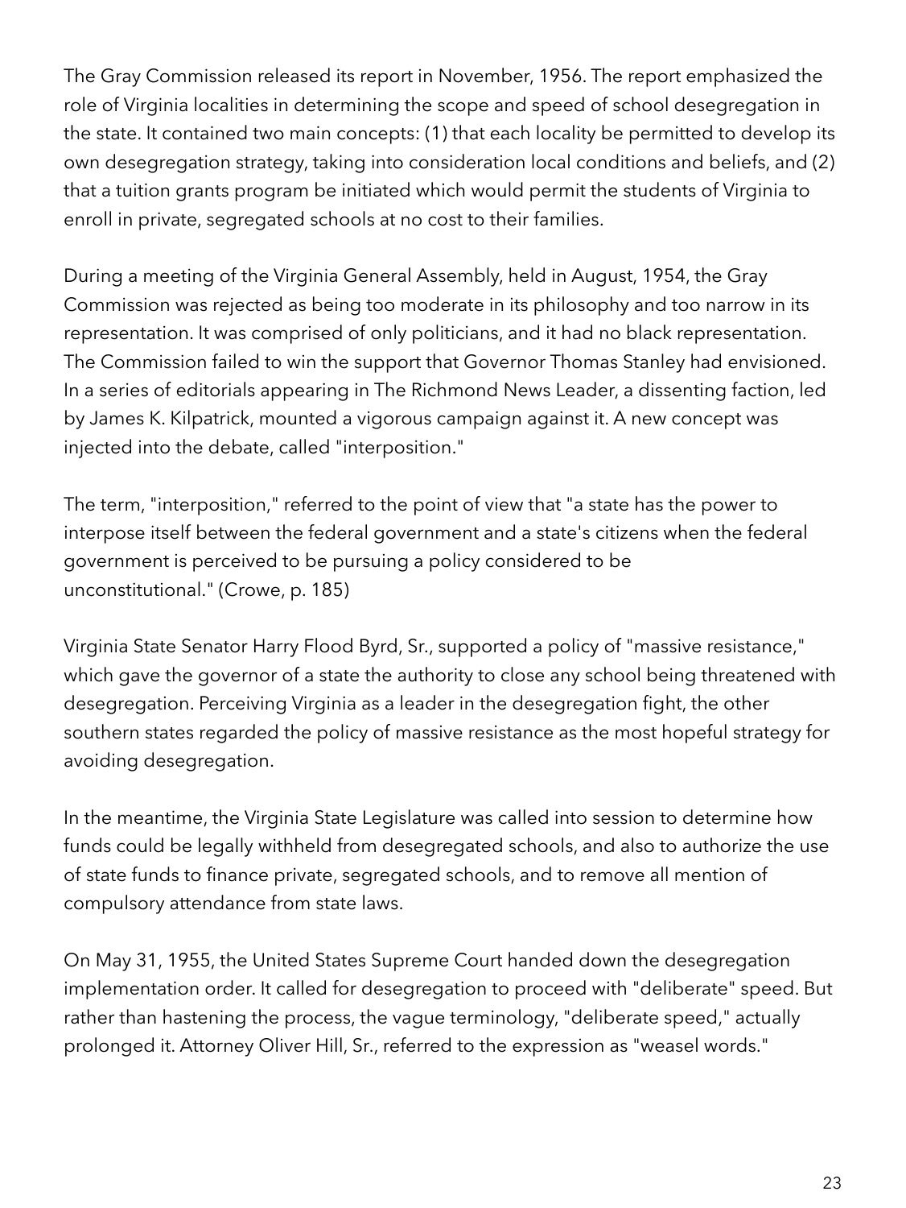The Gray Commission released its report in November, 1956. The report emphasized the role of Virginia localities in determining the scope and speed of school desegregation in the state. It contained two main concepts: (1) that each locality be permitted to develop its own desegregation strategy, taking into consideration local conditions and beliefs, and (2) that a tuition grants program be initiated which would permit the students of Virginia to enroll in private, segregated schools at no cost to their families.

During a meeting of the Virginia General Assembly, held in August, 1954, the Gray Commission was rejected as being too moderate in its philosophy and too narrow in its representation. It was comprised of only politicians, and it had no black representation. The Commission failed to win the support that Governor Thomas Stanley had envisioned. In a series of editorials appearing in The Richmond News Leader, a dissenting faction, led by James K. Kilpatrick, mounted a vigorous campaign against it. A new concept was injected into the debate, called "interposition."

The term, "interposition," referred to the point of view that "a state has the power to interpose itself between the federal government and a state's citizens when the federal government is perceived to be pursuing a policy considered to be unconstitutional." (Crowe, p. 185)

Virginia State Senator Harry Flood Byrd, Sr., supported a policy of "massive resistance," which gave the governor of a state the authority to close any school being threatened with desegregation. Perceiving Virginia as a leader in the desegregation fight, the other southern states regarded the policy of massive resistance as the most hopeful strategy for avoiding desegregation.

In the meantime, the Virginia State Legislature was called into session to determine how funds could be legally withheld from desegregated schools, and also to authorize the use of state funds to finance private, segregated schools, and to remove all mention of compulsory attendance from state laws.

On May 31, 1955, the United States Supreme Court handed down the desegregation implementation order. It called for desegregation to proceed with "deliberate" speed. But rather than hastening the process, the vague terminology, "deliberate speed," actually prolonged it. Attorney Oliver Hill, Sr., referred to the expression as "weasel words."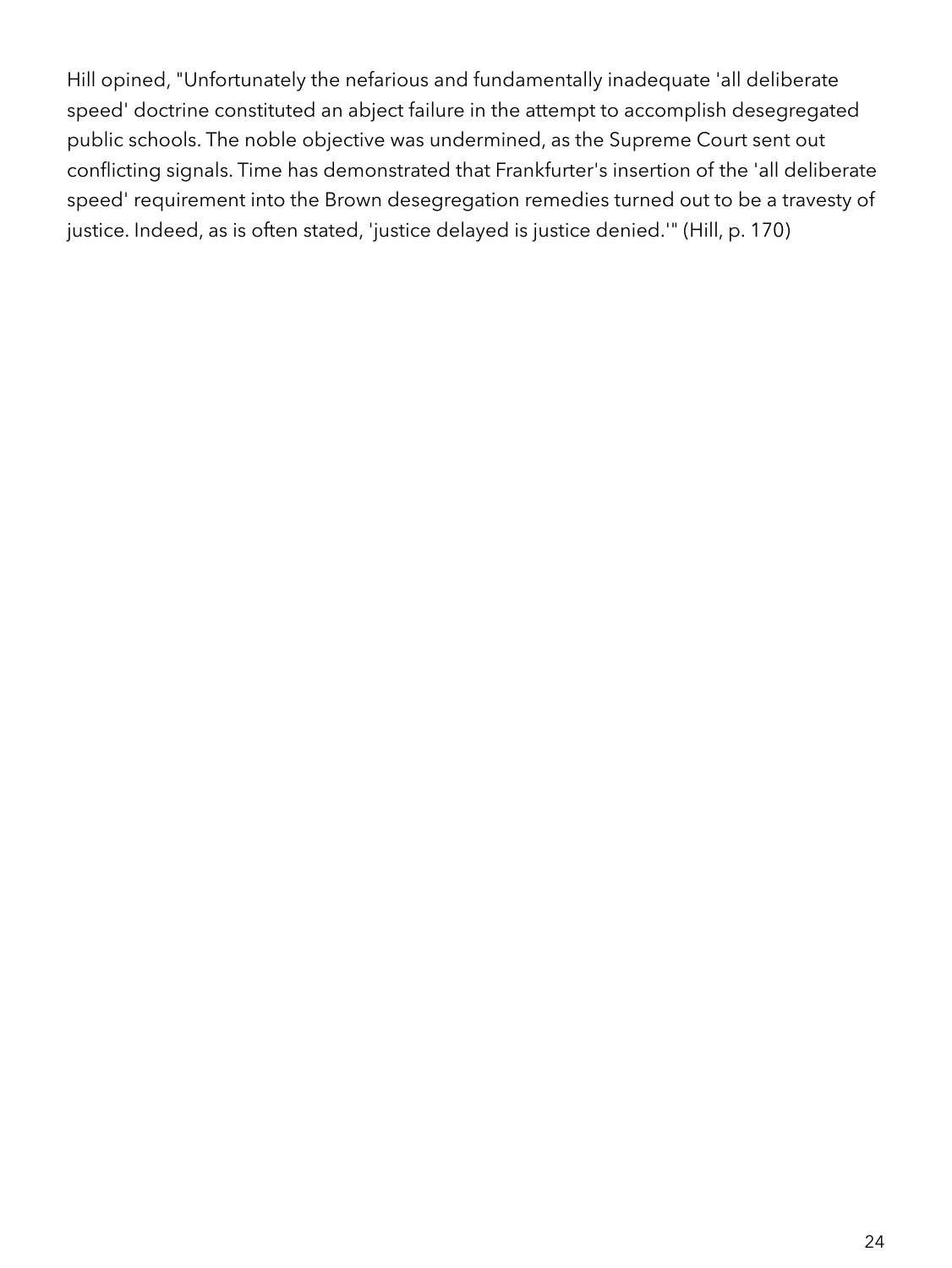Hill opined, "Unfortunately the nefarious and fundamentally inadequate 'all deliberate speed' doctrine constituted an abject failure in the attempt to accomplish desegregated public schools. The noble objective was undermined, as the Supreme Court sent out conflicting signals. Time has demonstrated that Frankfurter's insertion of the 'all deliberate speed' requirement into the Brown desegregation remedies turned out to be a travesty of justice. Indeed, as is often stated, 'justice delayed is justice denied.'" (Hill, p. 170)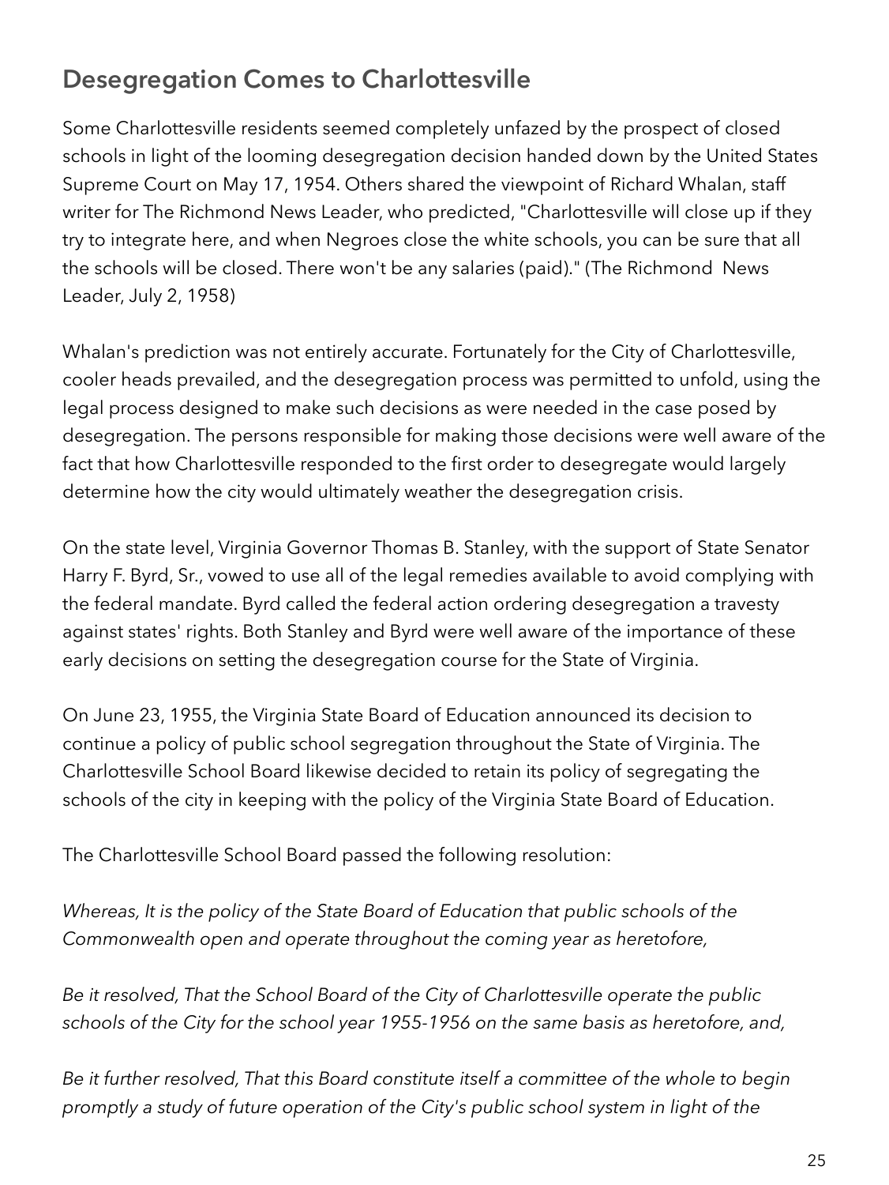## Desegregation Comes to Charlottesville

Some Charlottesville residents seemed completely unfazed by the prospect of closed schools in light of the looming desegregation decision handed down by the United States Supreme Court on May 17, 1954. Others shared the viewpoint of Richard Whalan, staff writer for The Richmond News Leader, who predicted, "Charlottesville will close up if they try to integrate here, and when Negroes close the white schools, you can be sure that all the schools will be closed. There won't be any salaries (paid)." (The Richmond News Leader, July 2, 1958)

Whalan's prediction was not entirely accurate. Fortunately for the City of Charlottesville, cooler heads prevailed, and the desegregation process was permitted to unfold, using the legal process designed to make such decisions as were needed in the case posed by desegregation. The persons responsible for making those decisions were well aware of the fact that how Charlottesville responded to the first order to desegregate would largely determine how the city would ultimately weather the desegregation crisis.

On the state level, Virginia Governor Thomas B. Stanley, with the support of State Senator Harry F. Byrd, Sr., vowed to use all of the legal remedies available to avoid complying with the federal mandate. Byrd called the federal action ordering desegregation a travesty against states' rights. Both Stanley and Byrd were well aware of the importance of these early decisions on setting the desegregation course for the State of Virginia.

On June 23, 1955, the Virginia State Board of Education announced its decision to continue a policy of public school segregation throughout the State of Virginia. The Charlottesville School Board likewise decided to retain its policy of segregating the schools of the city in keeping with the policy of the Virginia State Board of Education.

The Charlottesville School Board passed the following resolution:

*Whereas, It is the policy of the State Board of Education that public schools of the Commonwealth open and operate throughout the coming year as heretofore,*

*Be it resolved, That the School Board of the City of Charlottesville operate the public schools of the City for the school year 1955-1956 on the same basis as heretofore, and,*

*Be it further resolved, That this Board constitute itself a committee of the whole to begin promptly a study of future operation of the City's public school system in light of the*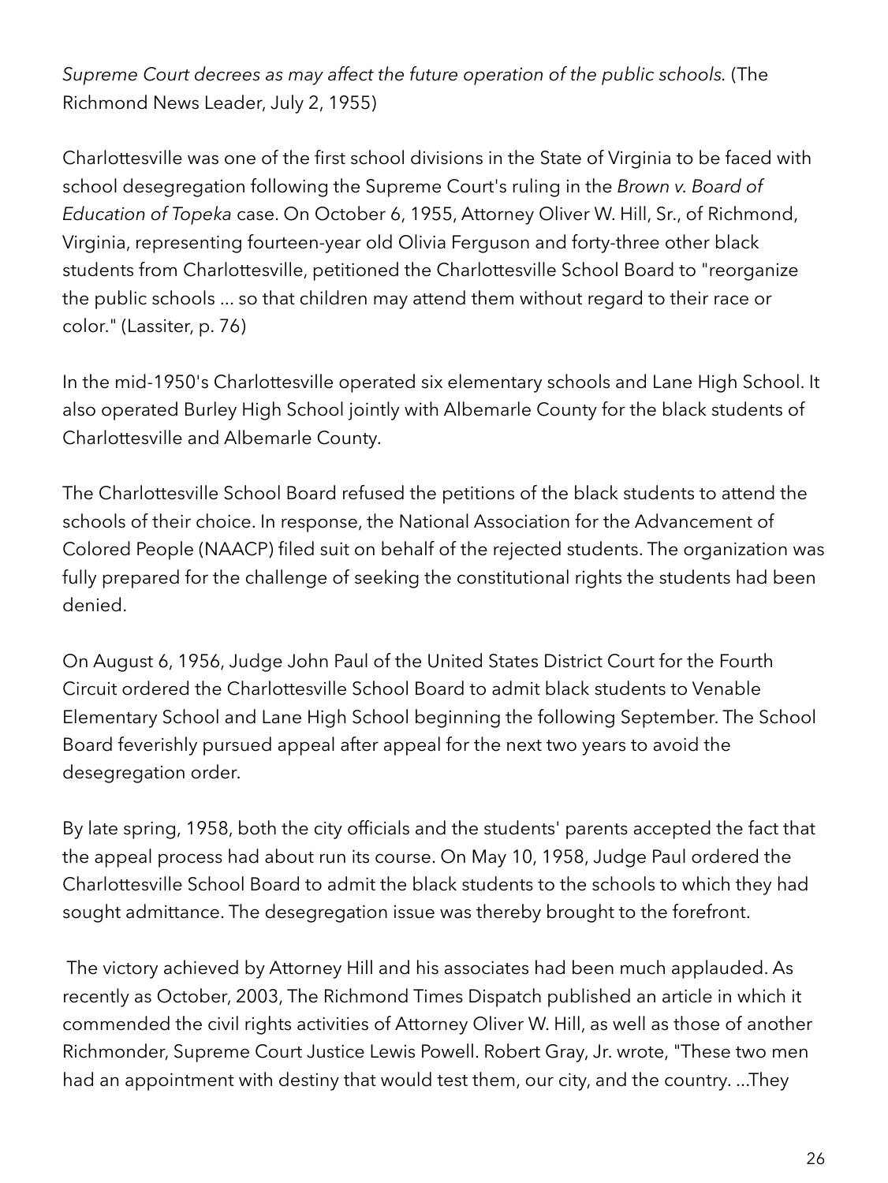*Supreme Court decrees as may affect the future operation of the public schools.* (The Richmond News Leader, July 2, 1955)

Charlottesville was one of the first school divisions in the State of Virginia to be faced with school desegregation following the Supreme Court's ruling in the *Brown v. Board of Education of Topeka* case. On October 6, 1955, Attorney Oliver W. Hill, Sr., of Richmond, Virginia, representing fourteen-year old Olivia Ferguson and forty-three other black students from Charlottesville, petitioned the Charlottesville School Board to "reorganize the public schools ... so that children may attend them without regard to their race or color." (Lassiter, p. 76)

In the mid-1950's Charlottesville operated six elementary schools and Lane High School. It also operated Burley High School jointly with Albemarle County for the black students of Charlottesville and Albemarle County.

The Charlottesville School Board refused the petitions of the black students to attend the schools of their choice. In response, the National Association for the Advancement of Colored People (NAACP) filed suit on behalf of the rejected students. The organization was fully prepared for the challenge of seeking the constitutional rights the students had been denied.

On August 6, 1956, Judge John Paul of the United States District Court for the Fourth Circuit ordered the Charlottesville School Board to admit black students to Venable Elementary School and Lane High School beginning the following September. The School Board feverishly pursued appeal after appeal for the next two years to avoid the desegregation order.

By late spring, 1958, both the city officials and the students' parents accepted the fact that the appeal process had about run its course. On May 10, 1958, Judge Paul ordered the Charlottesville School Board to admit the black students to the schools to which they had sought admittance. The desegregation issue was thereby brought to the forefront.

The victory achieved by Attorney Hill and his associates had been much applauded. As recently as October, 2003, The Richmond Times Dispatch published an article in which it commended the civil rights activities of Attorney Oliver W. Hill, as well as those of another Richmonder, Supreme Court Justice Lewis Powell. Robert Gray, Jr. wrote, "These two men had an appointment with destiny that would test them, our city, and the country. ...They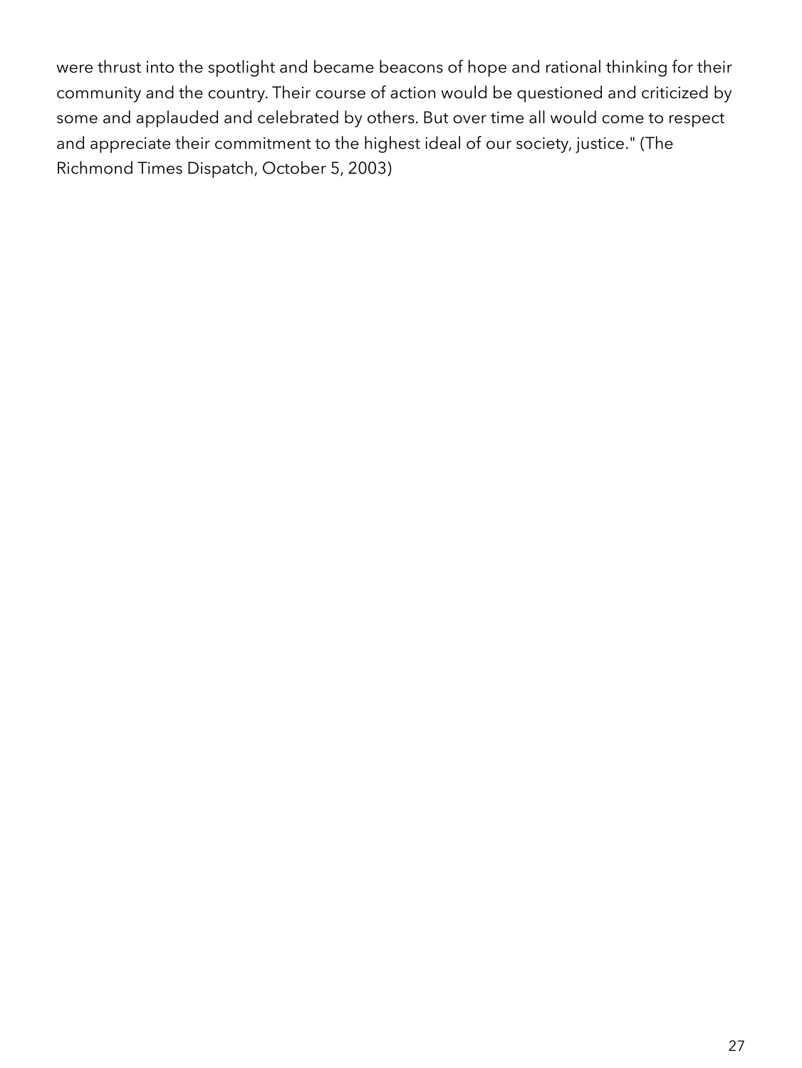were thrust into the spotlight and became beacons of hope and rational thinking for their community and the country. Their course of action would be questioned and criticized by some and applauded and celebrated by others. But over time all would come to respect and appreciate their commitment to the highest ideal of our society, justice." (The Richmond Times Dispatch, October 5, 2003)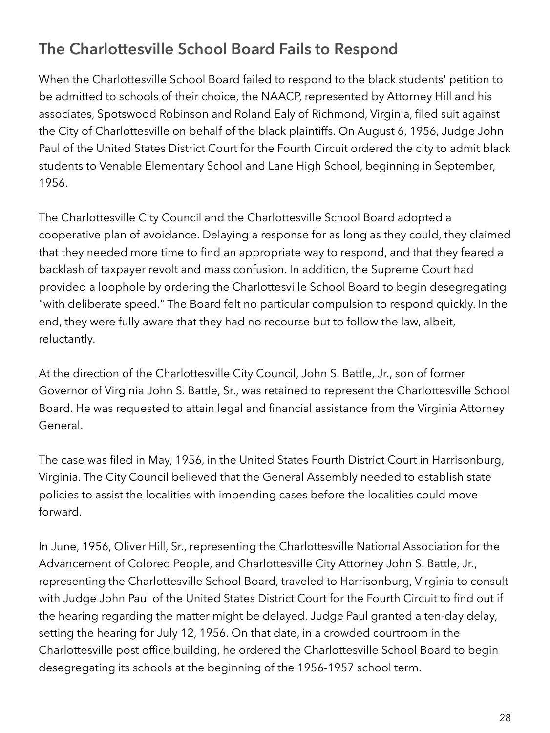## The Charlottesville School Board Fails to Respond

When the Charlottesville School Board failed to respond to the black students' petition to be admitted to schools of their choice, the NAACP, represented by Attorney Hill and his associates, Spotswood Robinson and Roland Ealy of Richmond, Virginia, filed suit against the City of Charlottesville on behalf of the black plaintiffs. On August 6, 1956, Judge John Paul of the United States District Court for the Fourth Circuit ordered the city to admit black students to Venable Elementary School and Lane High School, beginning in September, 1956.

The Charlottesville City Council and the Charlottesville School Board adopted a cooperative plan of avoidance. Delaying a response for as long as they could, they claimed that they needed more time to find an appropriate way to respond, and that they feared a backlash of taxpayer revolt and mass confusion. In addition, the Supreme Court had provided a loophole by ordering the Charlottesville School Board to begin desegregating "with deliberate speed." The Board felt no particular compulsion to respond quickly. In the end, they were fully aware that they had no recourse but to follow the law, albeit, reluctantly.

At the direction of the Charlottesville City Council, John S. Battle, Jr., son of former Governor of Virginia John S. Battle, Sr., was retained to represent the Charlottesville School Board. He was requested to attain legal and financial assistance from the Virginia Attorney General.

The case was filed in May, 1956, in the United States Fourth District Court in Harrisonburg, Virginia. The City Council believed that the General Assembly needed to establish state policies to assist the localities with impending cases before the localities could move forward.

In June, 1956, Oliver Hill, Sr., representing the Charlottesville National Association for the Advancement of Colored People, and Charlottesville City Attorney John S. Battle, Jr., representing the Charlottesville School Board, traveled to Harrisonburg, Virginia to consult with Judge John Paul of the United States District Court for the Fourth Circuit to find out if the hearing regarding the matter might be delayed. Judge Paul granted a ten-day delay, setting the hearing for July 12, 1956. On that date, in a crowded courtroom in the Charlottesville post office building, he ordered the Charlottesville School Board to begin desegregating its schools at the beginning of the 1956-1957 school term.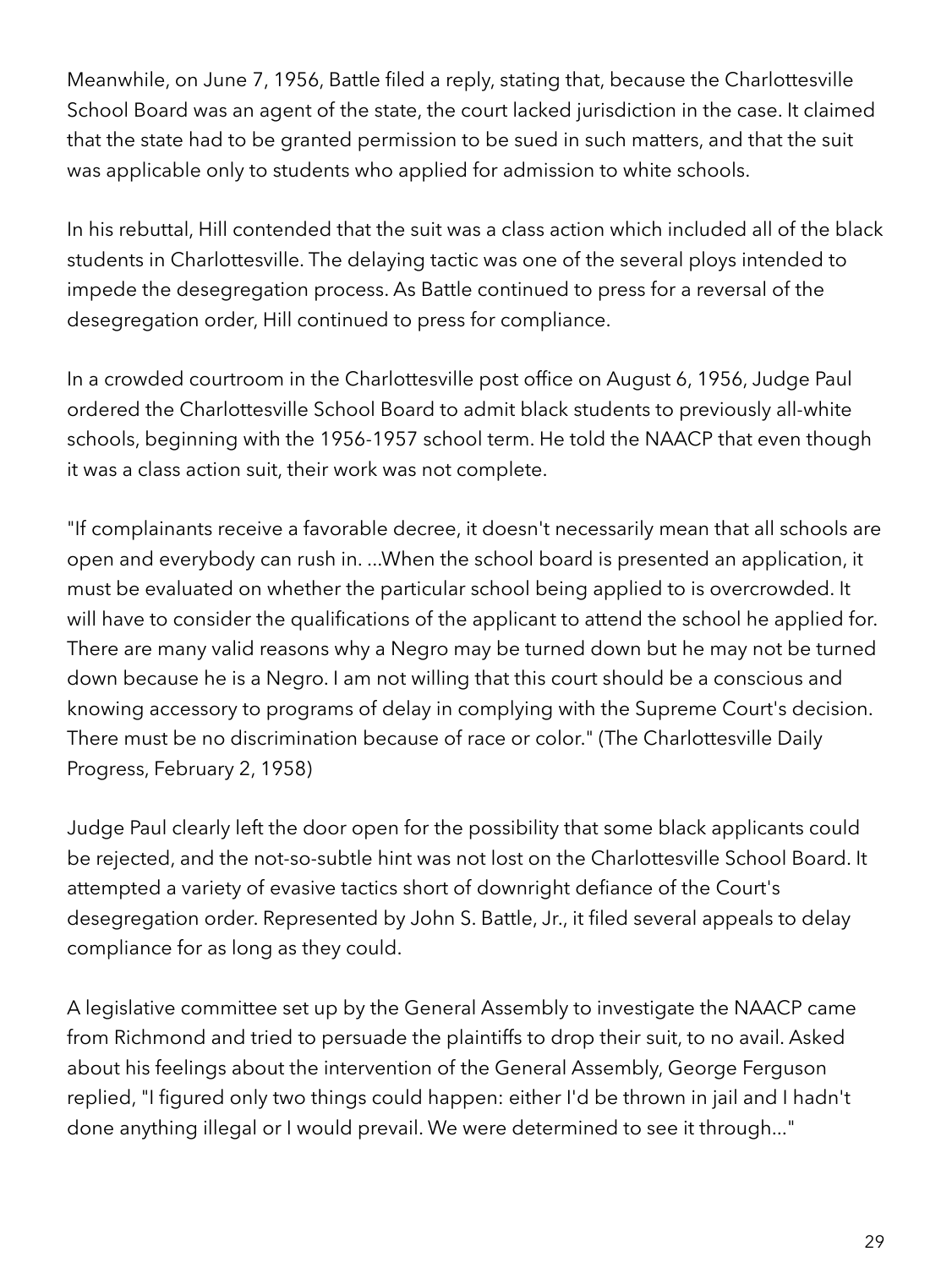Meanwhile, on June 7, 1956, Battle filed a reply, stating that, because the Charlottesville School Board was an agent of the state, the court lacked jurisdiction in the case. It claimed that the state had to be granted permission to be sued in such matters, and that the suit was applicable only to students who applied for admission to white schools.

In his rebuttal, Hill contended that the suit was a class action which included all of the black students in Charlottesville. The delaying tactic was one of the several ploys intended to impede the desegregation process. As Battle continued to press for a reversal of the desegregation order, Hill continued to press for compliance.

In a crowded courtroom in the Charlottesville post office on August 6, 1956, Judge Paul ordered the Charlottesville School Board to admit black students to previously all-white schools, beginning with the 1956-1957 school term. He told the NAACP that even though it was a class action suit, their work was not complete.

"If complainants receive a favorable decree, it doesn't necessarily mean that all schools are open and everybody can rush in. ...When the school board is presented an application, it must be evaluated on whether the particular school being applied to is overcrowded. It will have to consider the qualifications of the applicant to attend the school he applied for. There are many valid reasons why a Negro may be turned down but he may not be turned down because he is a Negro. I am not willing that this court should be a conscious and knowing accessory to programs of delay in complying with the Supreme Court's decision. There must be no discrimination because of race or color." (The Charlottesville Daily Progress, February 2, 1958)

Judge Paul clearly left the door open for the possibility that some black applicants could be rejected, and the not-so-subtle hint was not lost on the Charlottesville School Board. It attempted a variety of evasive tactics short of downright defiance of the Court's desegregation order. Represented by John S. Battle, Jr., it filed several appeals to delay compliance for as long as they could.

A legislative committee set up by the General Assembly to investigate the NAACP came from Richmond and tried to persuade the plaintiffs to drop their suit, to no avail. Asked about his feelings about the intervention of the General Assembly, George Ferguson replied, "I figured only two things could happen: either I'd be thrown in jail and I hadn't done anything illegal or I would prevail. We were determined to see it through..."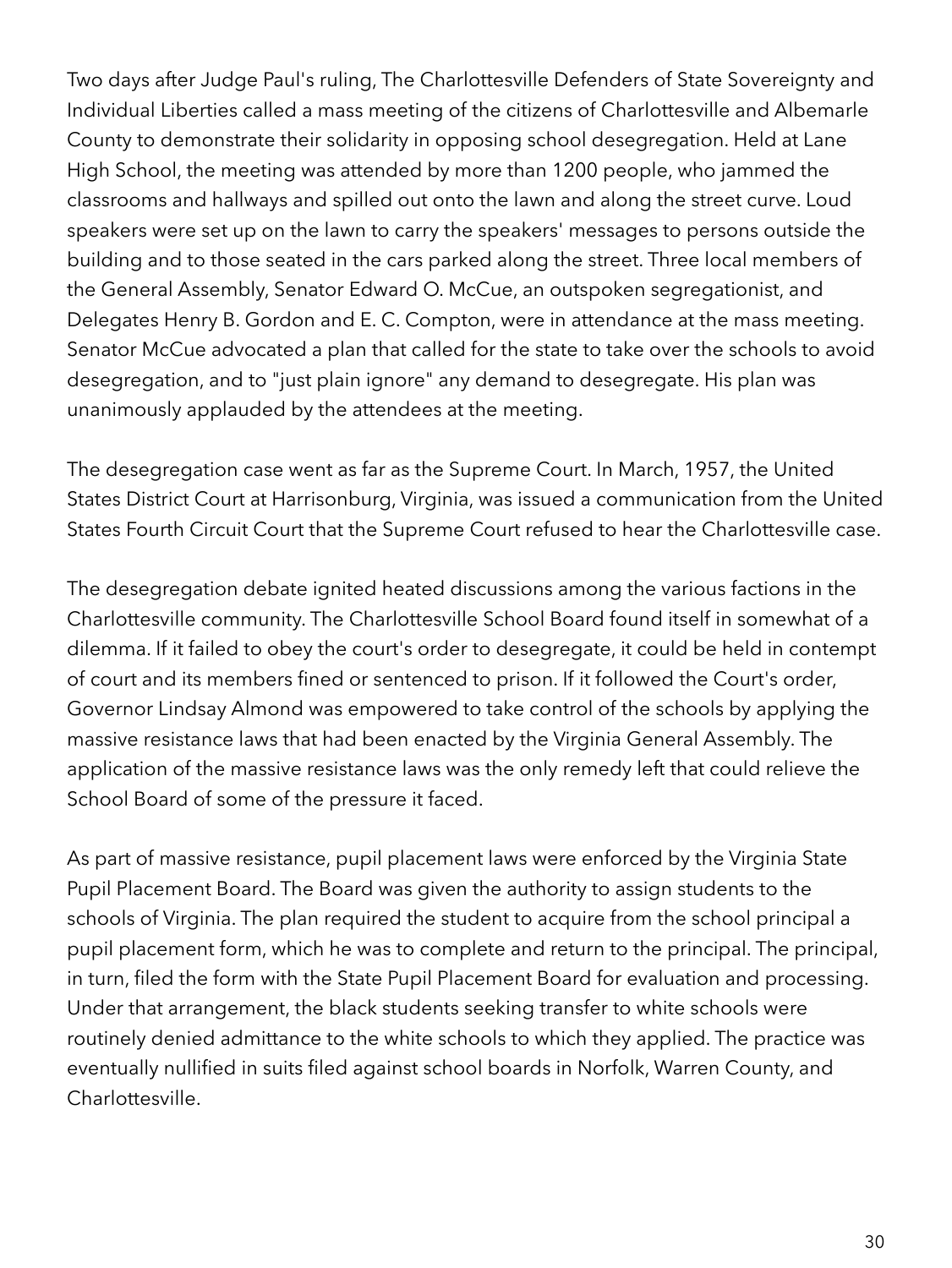Two days after Judge Paul's ruling, The Charlottesville Defenders of State Sovereignty and Individual Liberties called a mass meeting of the citizens of Charlottesville and Albemarle County to demonstrate their solidarity in opposing school desegregation. Held at Lane High School, the meeting was attended by more than 1200 people, who jammed the classrooms and hallways and spilled out onto the lawn and along the street curve. Loud speakers were set up on the lawn to carry the speakers' messages to persons outside the building and to those seated in the cars parked along the street. Three local members of the General Assembly, Senator Edward O. McCue, an outspoken segregationist, and Delegates Henry B. Gordon and E. C. Compton, were in attendance at the mass meeting. Senator McCue advocated a plan that called for the state to take over the schools to avoid desegregation, and to "just plain ignore" any demand to desegregate. His plan was unanimously applauded by the attendees at the meeting.

The desegregation case went as far as the Supreme Court. In March, 1957, the United States District Court at Harrisonburg, Virginia, was issued a communication from the United States Fourth Circuit Court that the Supreme Court refused to hear the Charlottesville case.

The desegregation debate ignited heated discussions among the various factions in the Charlottesville community. The Charlottesville School Board found itself in somewhat of a dilemma. If it failed to obey the court's order to desegregate, it could be held in contempt of court and its members fined or sentenced to prison. If it followed the Court's order, Governor Lindsay Almond was empowered to take control of the schools by applying the massive resistance laws that had been enacted by the Virginia General Assembly. The application of the massive resistance laws was the only remedy left that could relieve the School Board of some of the pressure it faced.

As part of massive resistance, pupil placement laws were enforced by the Virginia State Pupil Placement Board. The Board was given the authority to assign students to the schools of Virginia. The plan required the student to acquire from the school principal a pupil placement form, which he was to complete and return to the principal. The principal, in turn, filed the form with the State Pupil Placement Board for evaluation and processing. Under that arrangement, the black students seeking transfer to white schools were routinely denied admittance to the white schools to which they applied. The practice was eventually nullified in suits filed against school boards in Norfolk, Warren County, and Charlottesville.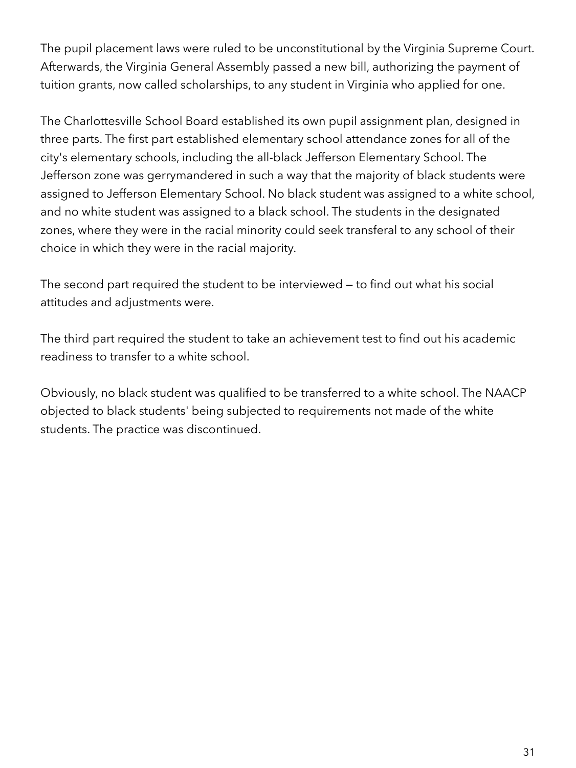The pupil placement laws were ruled to be unconstitutional by the Virginia Supreme Court. Afterwards, the Virginia General Assembly passed a new bill, authorizing the payment of tuition grants, now called scholarships, to any student in Virginia who applied for one.

The Charlottesville School Board established its own pupil assignment plan, designed in three parts. The first part established elementary school attendance zones for all of the city's elementary schools, including the all-black Jefferson Elementary School. The Jefferson zone was gerrymandered in such a way that the majority of black students were assigned to Jefferson Elementary School. No black student was assigned to a white school, and no white student was assigned to a black school. The students in the designated zones, where they were in the racial minority could seek transferal to any school of their choice in which they were in the racial majority.

The second part required the student to be interviewed — to find out what his social attitudes and adjustments were.

The third part required the student to take an achievement test to find out his academic readiness to transfer to a white school.

Obviously, no black student was qualified to be transferred to a white school. The NAACP objected to black students' being subjected to requirements not made of the white students. The practice was discontinued.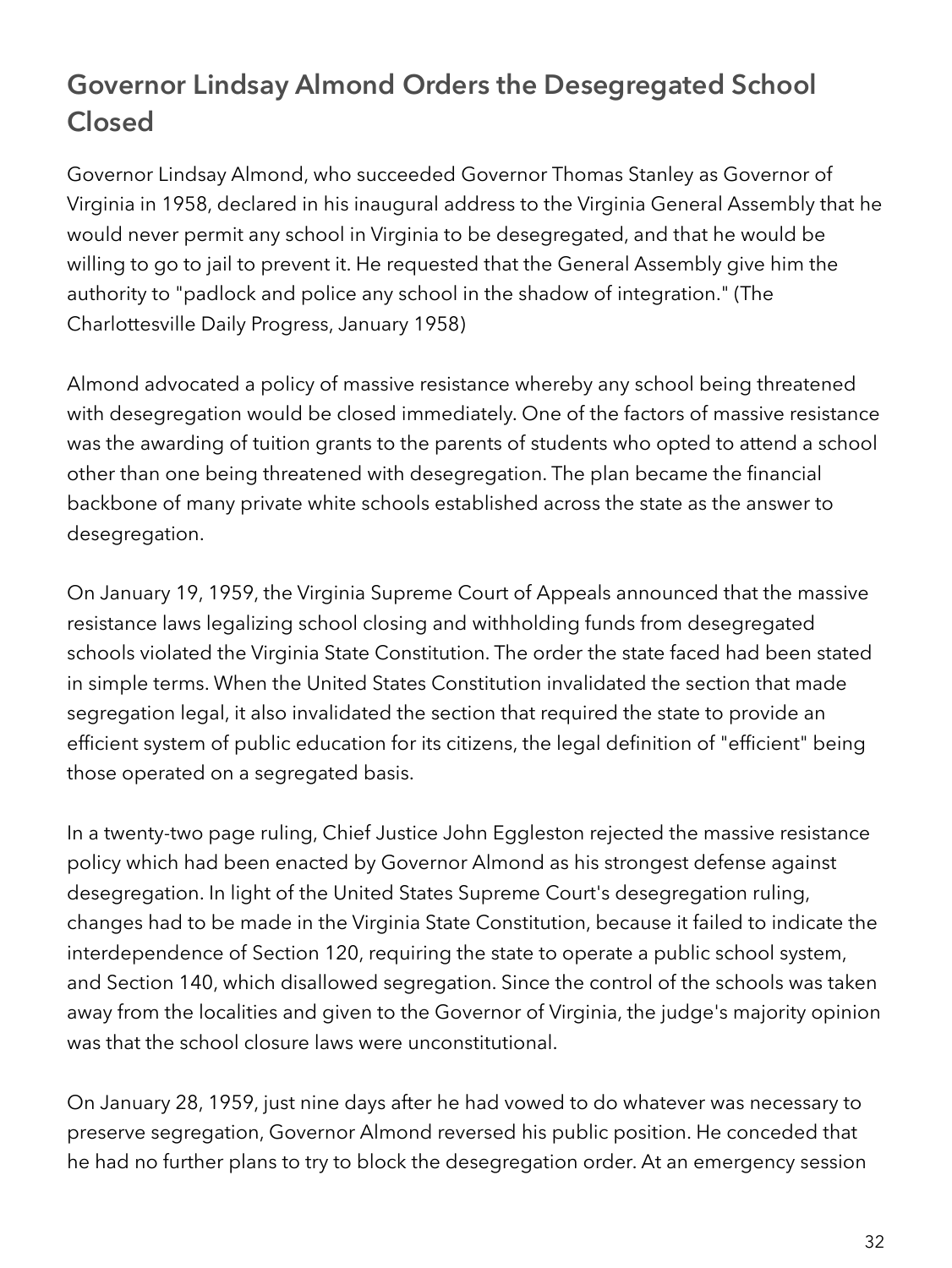## Governor Lindsay Almond Orders the Desegregated School Closed

Governor Lindsay Almond, who succeeded Governor Thomas Stanley as Governor of Virginia in 1958, declared in his inaugural address to the Virginia General Assembly that he would never permit any school in Virginia to be desegregated, and that he would be willing to go to jail to prevent it. He requested that the General Assembly give him the authority to "padlock and police any school in the shadow of integration." (The Charlottesville Daily Progress, January 1958)

Almond advocated a policy of massive resistance whereby any school being threatened with desegregation would be closed immediately. One of the factors of massive resistance was the awarding of tuition grants to the parents of students who opted to attend a school other than one being threatened with desegregation. The plan became the financial backbone of many private white schools established across the state as the answer to desegregation.

On January 19, 1959, the Virginia Supreme Court of Appeals announced that the massive resistance laws legalizing school closing and withholding funds from desegregated schools violated the Virginia State Constitution. The order the state faced had been stated in simple terms. When the United States Constitution invalidated the section that made segregation legal, it also invalidated the section that required the state to provide an efficient system of public education for its citizens, the legal definition of "efficient" being those operated on a segregated basis.

In a twenty-two page ruling, Chief Justice John Eggleston rejected the massive resistance policy which had been enacted by Governor Almond as his strongest defense against desegregation. In light of the United States Supreme Court's desegregation ruling, changes had to be made in the Virginia State Constitution, because it failed to indicate the interdependence of Section 120, requiring the state to operate a public school system, and Section 140, which disallowed segregation. Since the control of the schools was taken away from the localities and given to the Governor of Virginia, the judge's majority opinion was that the school closure laws were unconstitutional.

On January 28, 1959, just nine days after he had vowed to do whatever was necessary to preserve segregation, Governor Almond reversed his public position. He conceded that he had no further plans to try to block the desegregation order. At an emergency session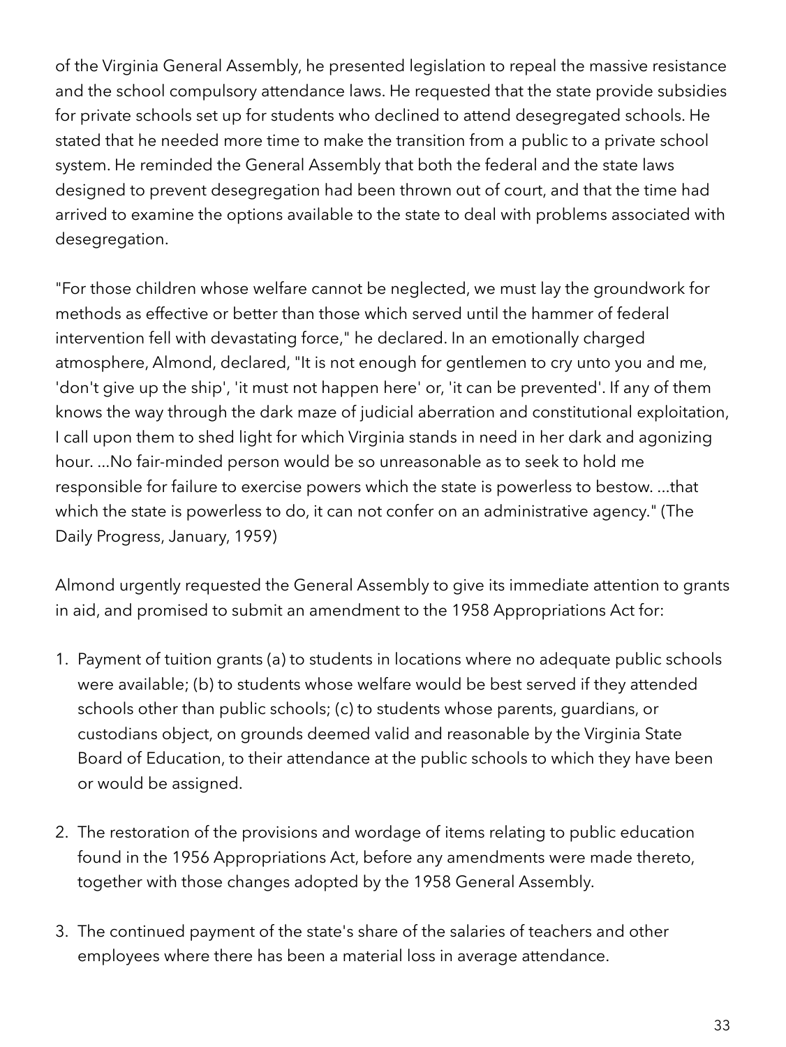of the Virginia General Assembly, he presented legislation to repeal the massive resistance and the school compulsory attendance laws. He requested that the state provide subsidies for private schools set up for students who declined to attend desegregated schools. He stated that he needed more time to make the transition from a public to a private school system. He reminded the General Assembly that both the federal and the state laws designed to prevent desegregation had been thrown out of court, and that the time had arrived to examine the options available to the state to deal with problems associated with desegregation.

"For those children whose welfare cannot be neglected, we must lay the groundwork for methods as effective or better than those which served until the hammer of federal intervention fell with devastating force," he declared. In an emotionally charged atmosphere, Almond, declared, "It is not enough for gentlemen to cry unto you and me, 'don't give up the ship', 'it must not happen here' or, 'it can be prevented'. If any of them knows the way through the dark maze of judicial aberration and constitutional exploitation, I call upon them to shed light for which Virginia stands in need in her dark and agonizing hour. ...No fair-minded person would be so unreasonable as to seek to hold me responsible for failure to exercise powers which the state is powerless to bestow. ...that which the state is powerless to do, it can not confer on an administrative agency." (The Daily Progress, January, 1959)

Almond urgently requested the General Assembly to give its immediate attention to grants in aid, and promised to submit an amendment to the 1958 Appropriations Act for:

1. Payment of tuition grants (a) to students in locations where no adequate public schools were available; (b) to students whose welfare would be best served if they attended schools other than public schools; (c) to students whose parents, guardians, or custodians object, on grounds deemed valid and reasonable by the Virginia State Board of Education, to their attendance at the public schools to which they have been or would be assigned.

2. The restoration of the provisions and wordage of items relating to public education found in the 1956 Appropriations Act, before any amendments were made thereto, together with those changes adopted by the 1958 General Assembly.

3. The continued payment of the state's share of the salaries of teachers and other employees where there has been a material loss in average attendance.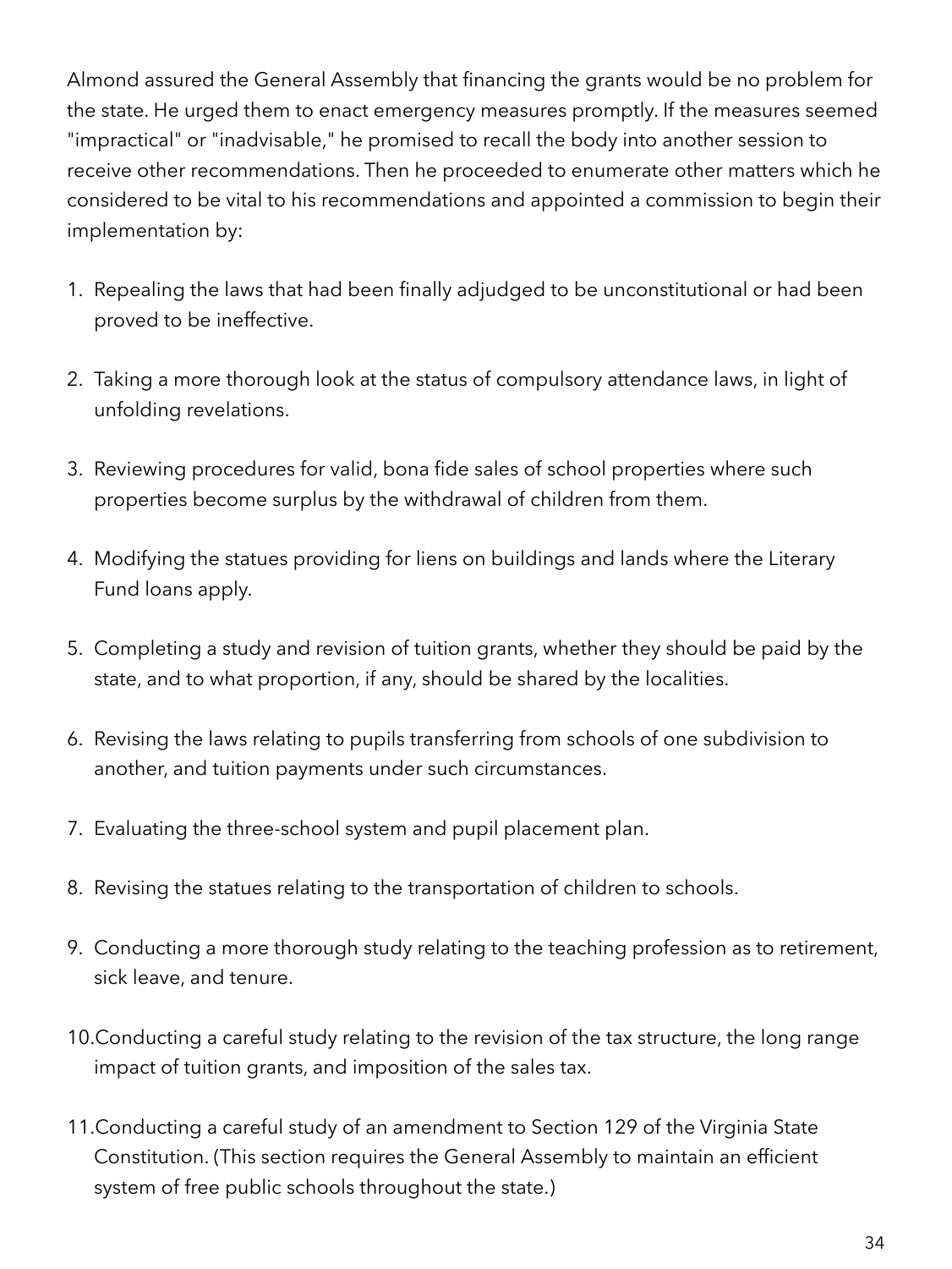Almond assured the General Assembly that financing the grants would be no problem for the state. He urged them to enact emergency measures promptly. If the measures seemed "impractical" or "inadvisable," he promised to recall the body into another session to receive other recommendations. Then he proceeded to enumerate other matters which he considered to be vital to his recommendations and appointed a commission to begin their implementation by:

1. Repealing the laws that had been finally adjudged to be unconstitutional or had been proved to be ineffective.
2. Taking a more thorough look at the status of compulsory attendance laws, in light of unfolding revelations.
3. Reviewing procedures for valid, bona fide sales of school properties where such properties become surplus by the withdrawal of children from them.
4. Modifying the statues providing for liens on buildings and lands where the Literary Fund loans apply.
5. Completing a study and revision of tuition grants, whether they should be paid by the state, and to what proportion, if any, should be shared by the localities.
6. Revising the laws relating to pupils transferring from schools of one subdivision to another, and tuition payments under such circumstances.
7. Evaluating the three-school system and pupil placement plan.
8. Revising the statues relating to the transportation of children to schools.
9. Conducting a more thorough study relating to the teaching profession as to retirement, sick leave, and tenure.
10. Conducting a careful study relating to the revision of the tax structure, the long range impact of tuition grants, and imposition of the sales tax.
11. Conducting a careful study of an amendment to Section 129 of the Virginia State Constitution. (This section requires the General Assembly to maintain an efficient system of free public schools throughout the state.)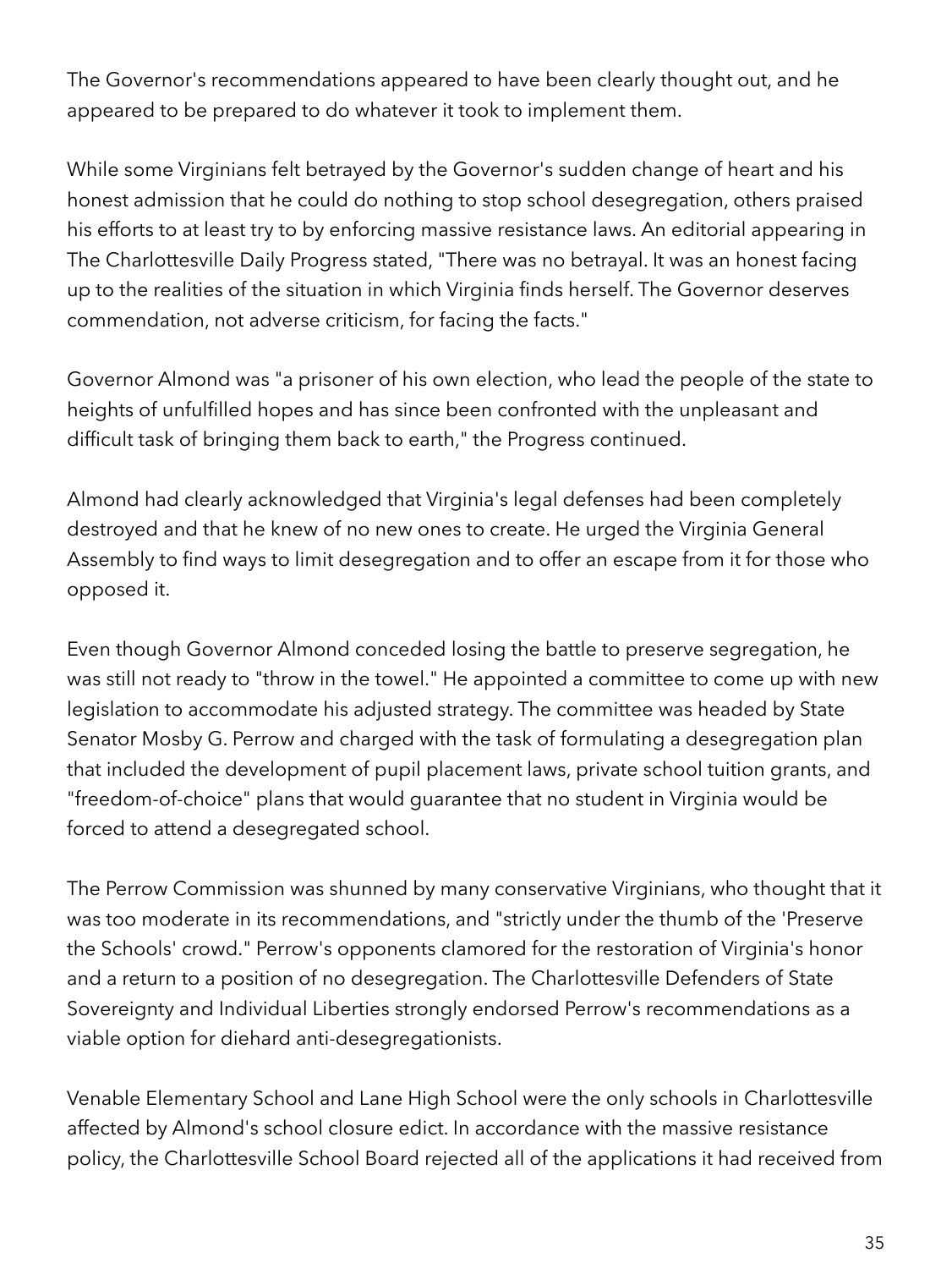The Governor's recommendations appeared to have been clearly thought out, and he appeared to be prepared to do whatever it took to implement them.

While some Virginians felt betrayed by the Governor's sudden change of heart and his honest admission that he could do nothing to stop school desegregation, others praised his efforts to at least try to by enforcing massive resistance laws. An editorial appearing in The Charlottesville Daily Progress stated, "There was no betrayal. It was an honest facing up to the realities of the situation in which Virginia finds herself. The Governor deserves commendation, not adverse criticism, for facing the facts."

Governor Almond was "a prisoner of his own election, who lead the people of the state to heights of unfulfilled hopes and has since been confronted with the unpleasant and difficult task of bringing them back to earth," the Progress continued.

Almond had clearly acknowledged that Virginia's legal defenses had been completely destroyed and that he knew of no new ones to create. He urged the Virginia General Assembly to find ways to limit desegregation and to offer an escape from it for those who opposed it.

Even though Governor Almond conceded losing the battle to preserve segregation, he was still not ready to "throw in the towel." He appointed a committee to come up with new legislation to accommodate his adjusted strategy. The committee was headed by State Senator Mosby G. Perrow and charged with the task of formulating a desegregation plan that included the development of pupil placement laws, private school tuition grants, and "freedom-of-choice" plans that would guarantee that no student in Virginia would be forced to attend a desegregated school.

The Perrow Commission was shunned by many conservative Virginians, who thought that it was too moderate in its recommendations, and "strictly under the thumb of the 'Preserve the Schools' crowd." Perrow's opponents clamored for the restoration of Virginia's honor and a return to a position of no desegregation. The Charlottesville Defenders of State Sovereignty and Individual Liberties strongly endorsed Perrow's recommendations as a viable option for diehard anti-desegregationists.

Venable Elementary School and Lane High School were the only schools in Charlottesville affected by Almond's school closure edict. In accordance with the massive resistance policy, the Charlottesville School Board rejected all of the applications it had received from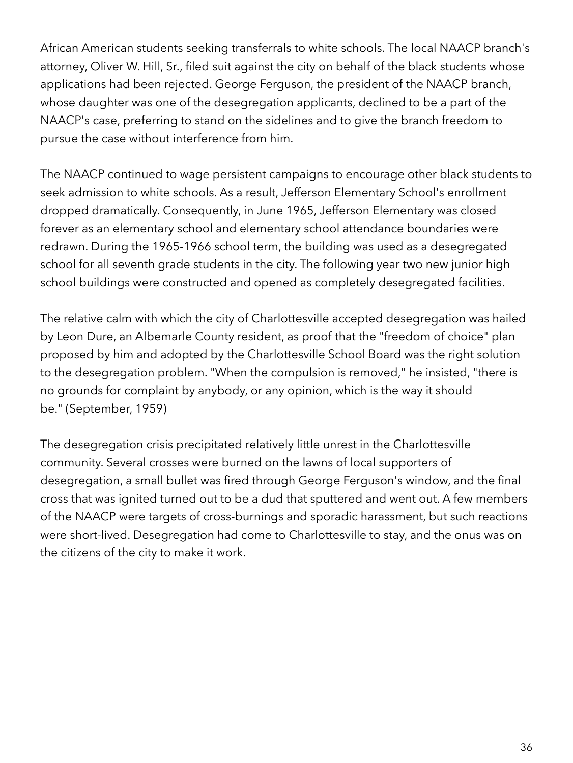African American students seeking transferrals to white schools. The local NAACP branch's attorney, Oliver W. Hill, Sr., filed suit against the city on behalf of the black students whose applications had been rejected. George Ferguson, the president of the NAACP branch, whose daughter was one of the desegregation applicants, declined to be a part of the NAACP's case, preferring to stand on the sidelines and to give the branch freedom to pursue the case without interference from him.

The NAACP continued to wage persistent campaigns to encourage other black students to seek admission to white schools. As a result, Jefferson Elementary School's enrollment dropped dramatically. Consequently, in June 1965, Jefferson Elementary was closed forever as an elementary school and elementary school attendance boundaries were redrawn. During the 1965-1966 school term, the building was used as a desegregated school for all seventh grade students in the city. The following year two new junior high school buildings were constructed and opened as completely desegregated facilities.

The relative calm with which the city of Charlottesville accepted desegregation was hailed by Leon Dure, an Albemarle County resident, as proof that the "freedom of choice" plan proposed by him and adopted by the Charlottesville School Board was the right solution to the desegregation problem. "When the compulsion is removed," he insisted, "there is no grounds for complaint by anybody, or any opinion, which is the way it should be." (September, 1959)

The desegregation crisis precipitated relatively little unrest in the Charlottesville community. Several crosses were burned on the lawns of local supporters of desegregation, a small bullet was fired through George Ferguson's window, and the final cross that was ignited turned out to be a dud that sputtered and went out. A few members of the NAACP were targets of cross-burnings and sporadic harassment, but such reactions were short-lived. Desegregation had come to Charlottesville to stay, and the onus was on the citizens of the city to make it work.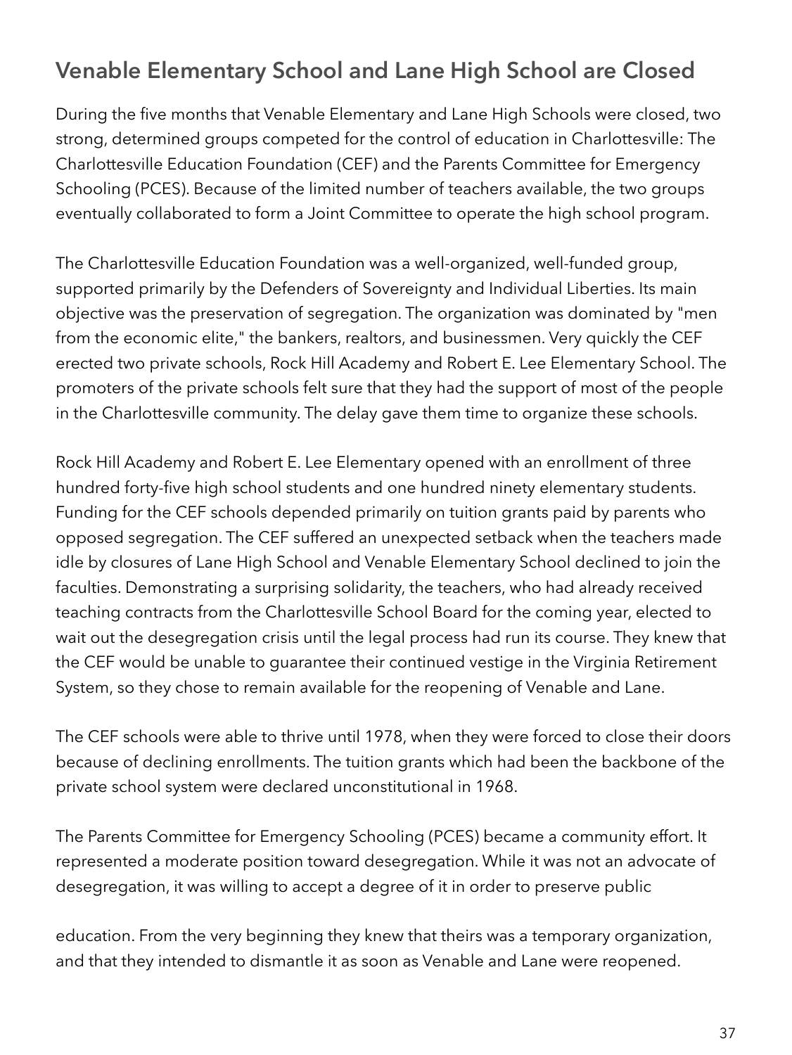## Venable Elementary School and Lane High School are Closed

During the five months that Venable Elementary and Lane High Schools were closed, two strong, determined groups competed for the control of education in Charlottesville: The Charlottesville Education Foundation (CEF) and the Parents Committee for Emergency Schooling (PCES). Because of the limited number of teachers available, the two groups eventually collaborated to form a Joint Committee to operate the high school program.

The Charlottesville Education Foundation was a well-organized, well-funded group, supported primarily by the Defenders of Sovereignty and Individual Liberties. Its main objective was the preservation of segregation. The organization was dominated by "men from the economic elite," the bankers, realtors, and businessmen. Very quickly the CEF erected two private schools, Rock Hill Academy and Robert E. Lee Elementary School. The promoters of the private schools felt sure that they had the support of most of the people in the Charlottesville community. The delay gave them time to organize these schools.

Rock Hill Academy and Robert E. Lee Elementary opened with an enrollment of three hundred forty-five high school students and one hundred ninety elementary students. Funding for the CEF schools depended primarily on tuition grants paid by parents who opposed segregation. The CEF suffered an unexpected setback when the teachers made idle by closures of Lane High School and Venable Elementary School declined to join the faculties. Demonstrating a surprising solidarity, the teachers, who had already received teaching contracts from the Charlottesville School Board for the coming year, elected to wait out the desegregation crisis until the legal process had run its course. They knew that the CEF would be unable to guarantee their continued vestige in the Virginia Retirement System, so they chose to remain available for the reopening of Venable and Lane.

The CEF schools were able to thrive until 1978, when they were forced to close their doors because of declining enrollments. The tuition grants which had been the backbone of the private school system were declared unconstitutional in 1968.

The Parents Committee for Emergency Schooling (PCES) became a community effort. It represented a moderate position toward desegregation. While it was not an advocate of desegregation, it was willing to accept a degree of it in order to preserve public education. From the very beginning they knew that theirs was a temporary organization, and that they intended to dismantle it as soon as Venable and Lane were reopened.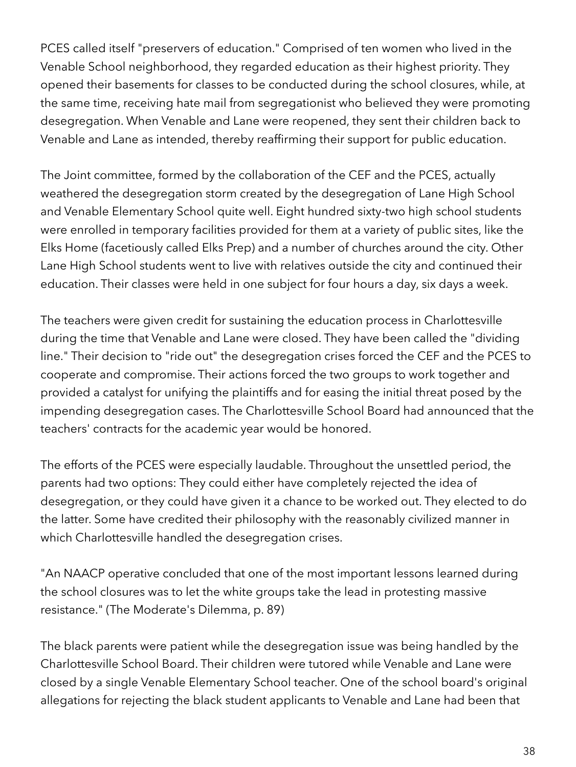PCES called itself "preservers of education." Comprised of ten women who lived in the Venable School neighborhood, they regarded education as their highest priority. They opened their basements for classes to be conducted during the school closures, while, at the same time, receiving hate mail from segregationist who believed they were promoting desegregation. When Venable and Lane were reopened, they sent their children back to Venable and Lane as intended, thereby reaffirming their support for public education.

The Joint committee, formed by the collaboration of the CEF and the PCES, actually weathered the desegregation storm created by the desegregation of Lane High School and Venable Elementary School quite well. Eight hundred sixty-two high school students were enrolled in temporary facilities provided for them at a variety of public sites, like the Elks Home (facetiously called Elks Prep) and a number of churches around the city. Other Lane High School students went to live with relatives outside the city and continued their education. Their classes were held in one subject for four hours a day, six days a week.

The teachers were given credit for sustaining the education process in Charlottesville during the time that Venable and Lane were closed. They have been called the "dividing line." Their decision to "ride out" the desegregation crises forced the CEF and the PCES to cooperate and compromise. Their actions forced the two groups to work together and provided a catalyst for unifying the plaintiffs and for easing the initial threat posed by the impending desegregation cases. The Charlottesville School Board had announced that the teachers' contracts for the academic year would be honored.

The efforts of the PCES were especially laudable. Throughout the unsettled period, the parents had two options: They could either have completely rejected the idea of desegregation, or they could have given it a chance to be worked out. They elected to do the latter. Some have credited their philosophy with the reasonably civilized manner in which Charlottesville handled the desegregation crises.

"An NAACP operative concluded that one of the most important lessons learned during the school closures was to let the white groups take the lead in protesting massive resistance." (The Moderate's Dilemma, p. 89)

The black parents were patient while the desegregation issue was being handled by the Charlottesville School Board. Their children were tutored while Venable and Lane were closed by a single Venable Elementary School teacher. One of the school board's original allegations for rejecting the black student applicants to Venable and Lane had been that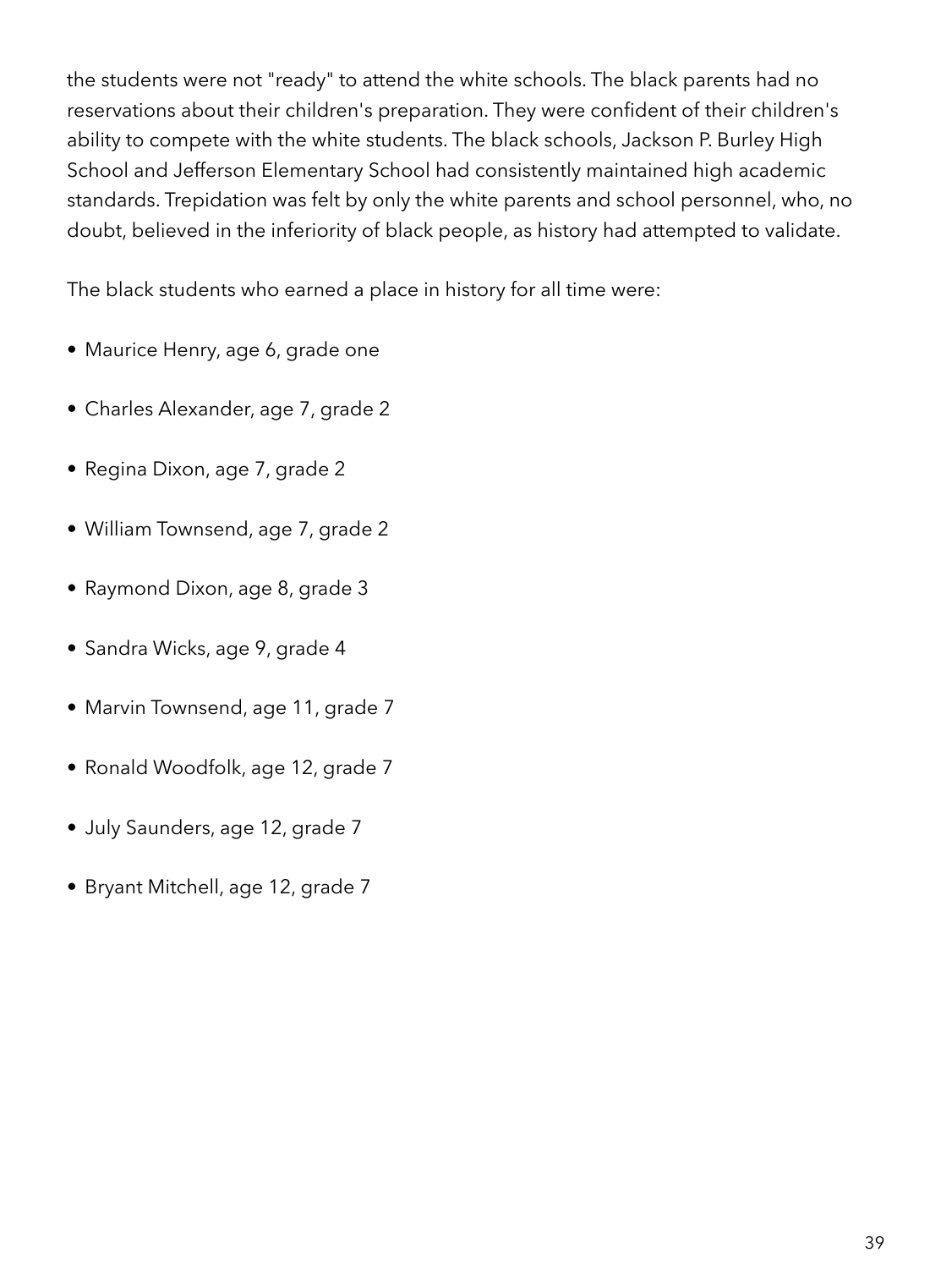the students were not "ready" to attend the white schools. The black parents had no reservations about their children's preparation. They were confident of their children's ability to compete with the white students. The black schools, Jackson P. Burley High School and Jefferson Elementary School had consistently maintained high academic standards. Trepidation was felt by only the white parents and school personnel, who, no doubt, believed in the inferiority of black people, as history had attempted to validate.

The black students who earned a place in history for all time were:

- Maurice Henry, age 6, grade one
- Charles Alexander, age 7, grade 2
- Regina Dixon, age 7, grade 2
- William Townsend, age 7, grade 2
- Raymond Dixon, age 8, grade 3
- Sandra Wicks, age 9, grade 4
- Marvin Townsend, age 11, grade 7
- Ronald Woodfolk, age 12, grade 7
- July Saunders, age 12, grade 7
- Bryant Mitchell, age 12, grade 7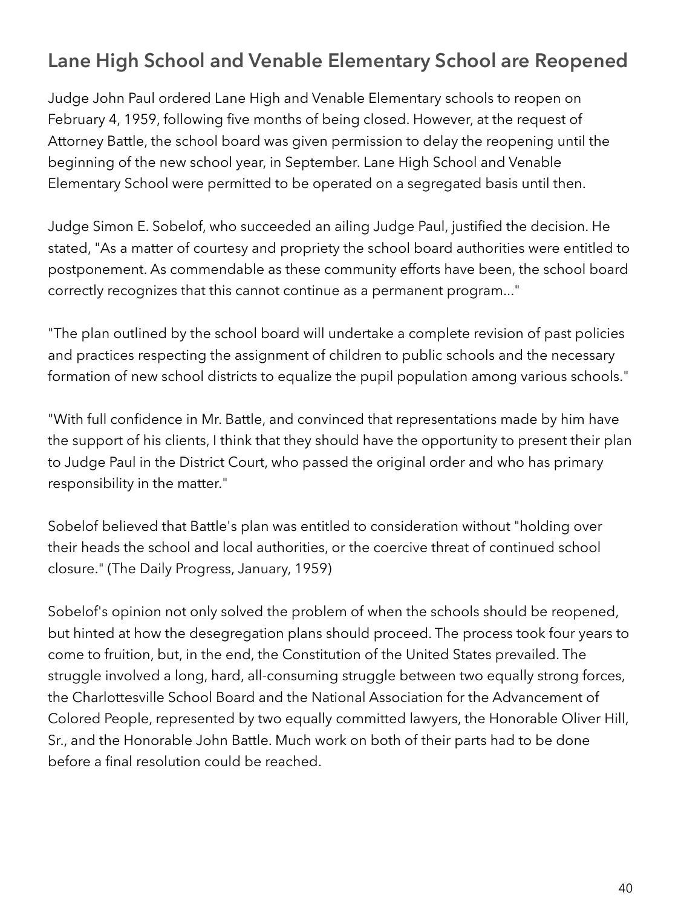## Lane High School and Venable Elementary School are Reopened

Judge John Paul ordered Lane High and Venable Elementary schools to reopen on February 4, 1959, following five months of being closed. However, at the request of Attorney Battle, the school board was given permission to delay the reopening until the beginning of the new school year, in September. Lane High School and Venable Elementary School were permitted to be operated on a segregated basis until then.

Judge Simon E. Sobelof, who succeeded an ailing Judge Paul, justified the decision. He stated, "As a matter of courtesy and propriety the school board authorities were entitled to postponement. As commendable as these community efforts have been, the school board correctly recognizes that this cannot continue as a permanent program..."

"The plan outlined by the school board will undertake a complete revision of past policies and practices respecting the assignment of children to public schools and the necessary formation of new school districts to equalize the pupil population among various schools."

"With full confidence in Mr. Battle, and convinced that representations made by him have the support of his clients, I think that they should have the opportunity to present their plan to Judge Paul in the District Court, who passed the original order and who has primary responsibility in the matter."

Sobelof believed that Battle's plan was entitled to consideration without "holding over their heads the school and local authorities, or the coercive threat of continued school closure." (The Daily Progress, January, 1959)

Sobelof's opinion not only solved the problem of when the schools should be reopened, but hinted at how the desegregation plans should proceed. The process took four years to come to fruition, but, in the end, the Constitution of the United States prevailed. The struggle involved a long, hard, all-consuming struggle between two equally strong forces, the Charlottesville School Board and the National Association for the Advancement of Colored People, represented by two equally committed lawyers, the Honorable Oliver Hill, Sr., and the Honorable John Battle. Much work on both of their parts had to be done before a final resolution could be reached.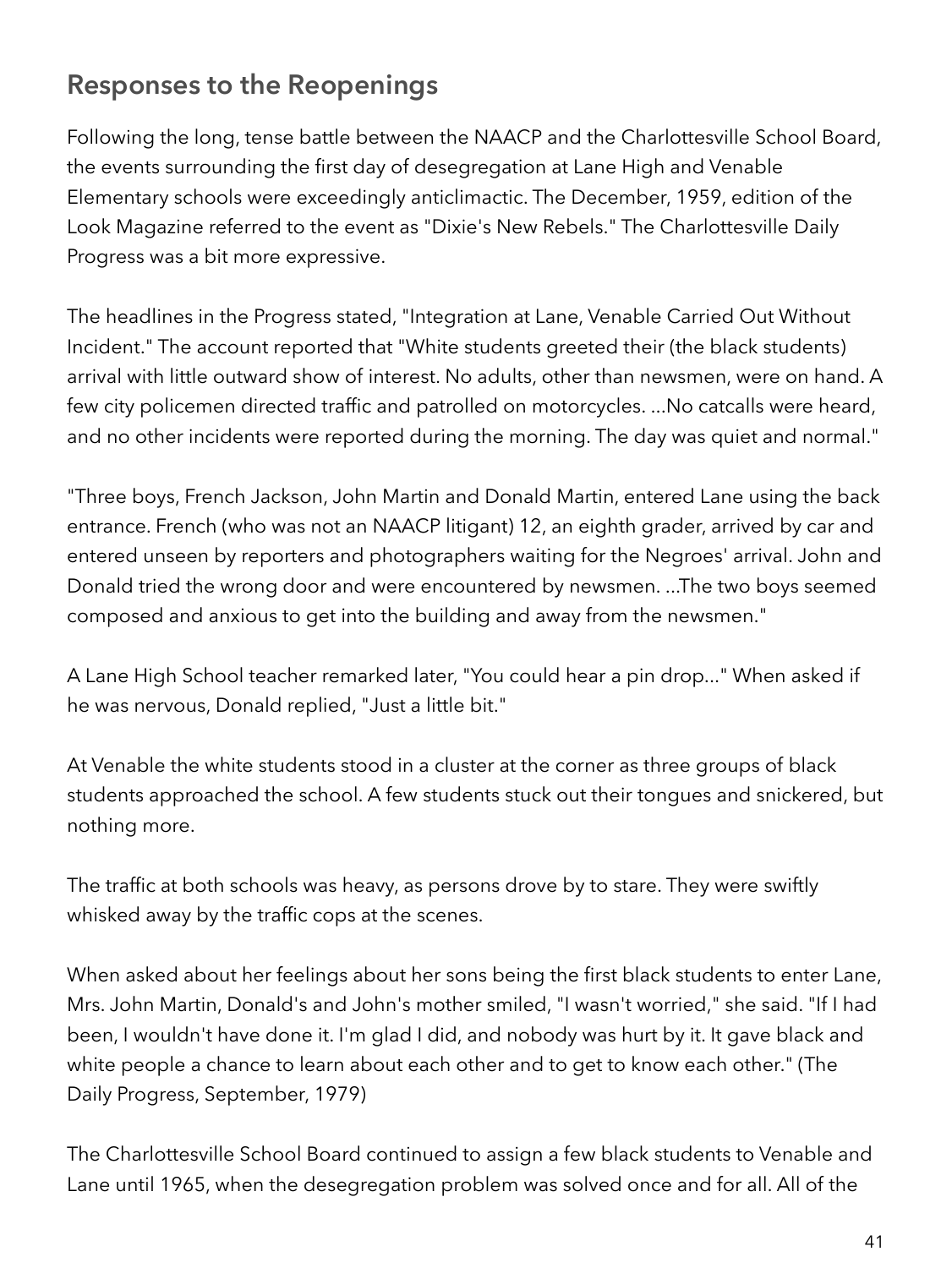## Responses to the Reopenings

Following the long, tense battle between the NAACP and the Charlottesville School Board, the events surrounding the first day of desegregation at Lane High and Venable Elementary schools were exceedingly anticlimactic. The December, 1959, edition of the Look Magazine referred to the event as "Dixie's New Rebels." The Charlottesville Daily Progress was a bit more expressive.

The headlines in the Progress stated, "Integration at Lane, Venable Carried Out Without Incident." The account reported that "White students greeted their (the black students) arrival with little outward show of interest. No adults, other than newsmen, were on hand. A few city policemen directed traffic and patrolled on motorcycles. ...No catcalls were heard, and no other incidents were reported during the morning. The day was quiet and normal."

"Three boys, French Jackson, John Martin and Donald Martin, entered Lane using the back entrance. French (who was not an NAACP litigant) 12, an eighth grader, arrived by car and entered unseen by reporters and photographers waiting for the Negroes' arrival. John and Donald tried the wrong door and were encountered by newsmen. ...The two boys seemed composed and anxious to get into the building and away from the newsmen."

A Lane High School teacher remarked later, "You could hear a pin drop..." When asked if he was nervous, Donald replied, "Just a little bit."

At Venable the white students stood in a cluster at the corner as three groups of black students approached the school. A few students stuck out their tongues and snickered, but nothing more.

The traffic at both schools was heavy, as persons drove by to stare. They were swiftly whisked away by the traffic cops at the scenes.

When asked about her feelings about her sons being the first black students to enter Lane, Mrs. John Martin, Donald's and John's mother smiled, "I wasn't worried," she said. "If I had been, I wouldn't have done it. I'm glad I did, and nobody was hurt by it. It gave black and white people a chance to learn about each other and to get to know each other." (The Daily Progress, September, 1979)

The Charlottesville School Board continued to assign a few black students to Venable and Lane until 1965, when the desegregation problem was solved once and for all. All of the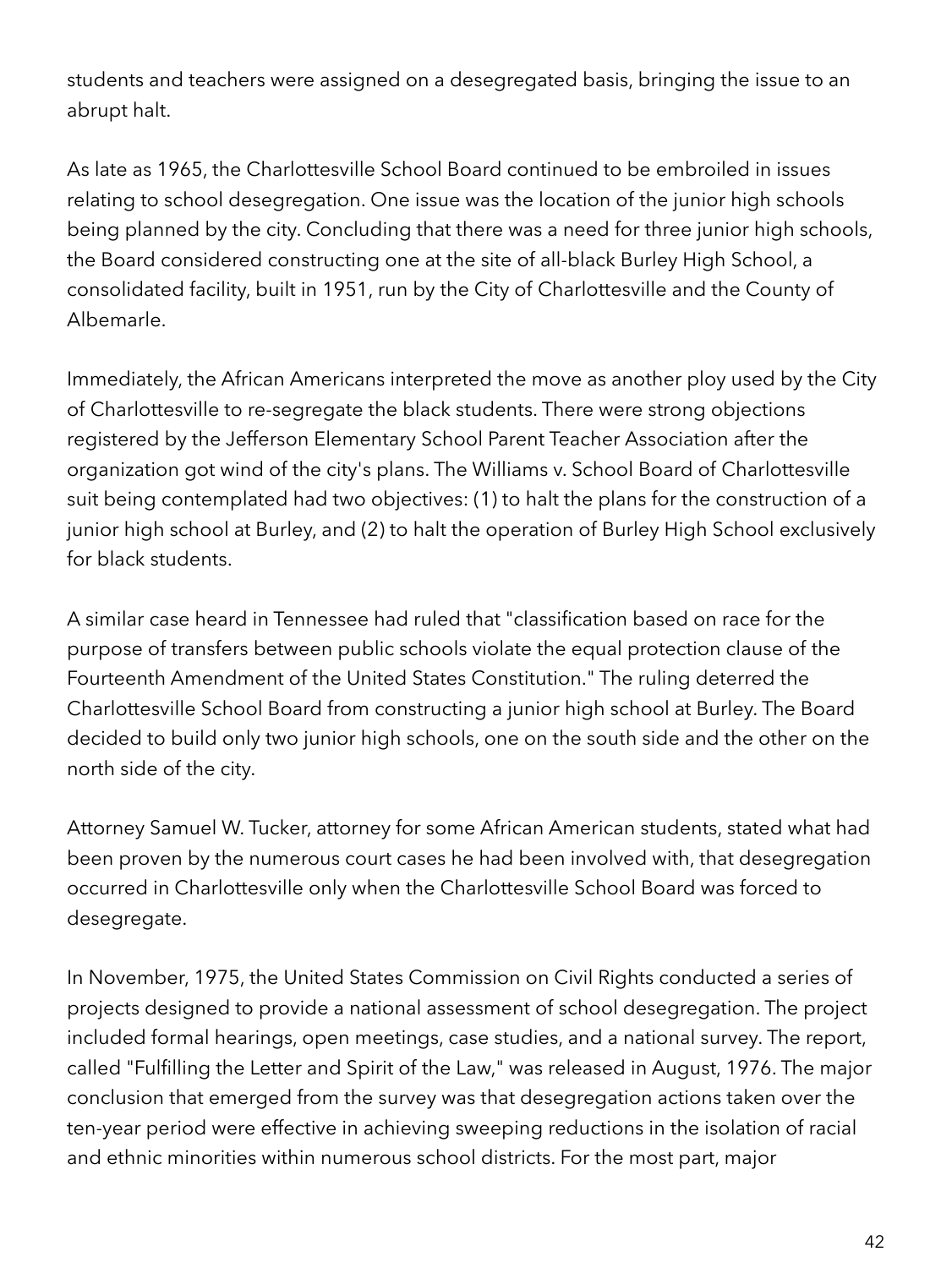students and teachers were assigned on a desegregated basis, bringing the issue to an abrupt halt.

As late as 1965, the Charlottesville School Board continued to be embroiled in issues relating to school desegregation. One issue was the location of the junior high schools being planned by the city. Concluding that there was a need for three junior high schools, the Board considered constructing one at the site of all-black Burley High School, a consolidated facility, built in 1951, run by the City of Charlottesville and the County of Albemarle.

Immediately, the African Americans interpreted the move as another ploy used by the City of Charlottesville to re-segregate the black students. There were strong objections registered by the Jefferson Elementary School Parent Teacher Association after the organization got wind of the city's plans. The Williams v. School Board of Charlottesville suit being contemplated had two objectives: (1) to halt the plans for the construction of a junior high school at Burley, and (2) to halt the operation of Burley High School exclusively for black students.

A similar case heard in Tennessee had ruled that "classification based on race for the purpose of transfers between public schools violate the equal protection clause of the Fourteenth Amendment of the United States Constitution." The ruling deterred the Charlottesville School Board from constructing a junior high school at Burley. The Board decided to build only two junior high schools, one on the south side and the other on the north side of the city.

Attorney Samuel W. Tucker, attorney for some African American students, stated what had been proven by the numerous court cases he had been involved with, that desegregation occurred in Charlottesville only when the Charlottesville School Board was forced to desegregate.

In November, 1975, the United States Commission on Civil Rights conducted a series of projects designed to provide a national assessment of school desegregation. The project included formal hearings, open meetings, case studies, and a national survey. The report, called "Fulfilling the Letter and Spirit of the Law," was released in August, 1976. The major conclusion that emerged from the survey was that desegregation actions taken over the ten-year period were effective in achieving sweeping reductions in the isolation of racial and ethnic minorities within numerous school districts. For the most part, major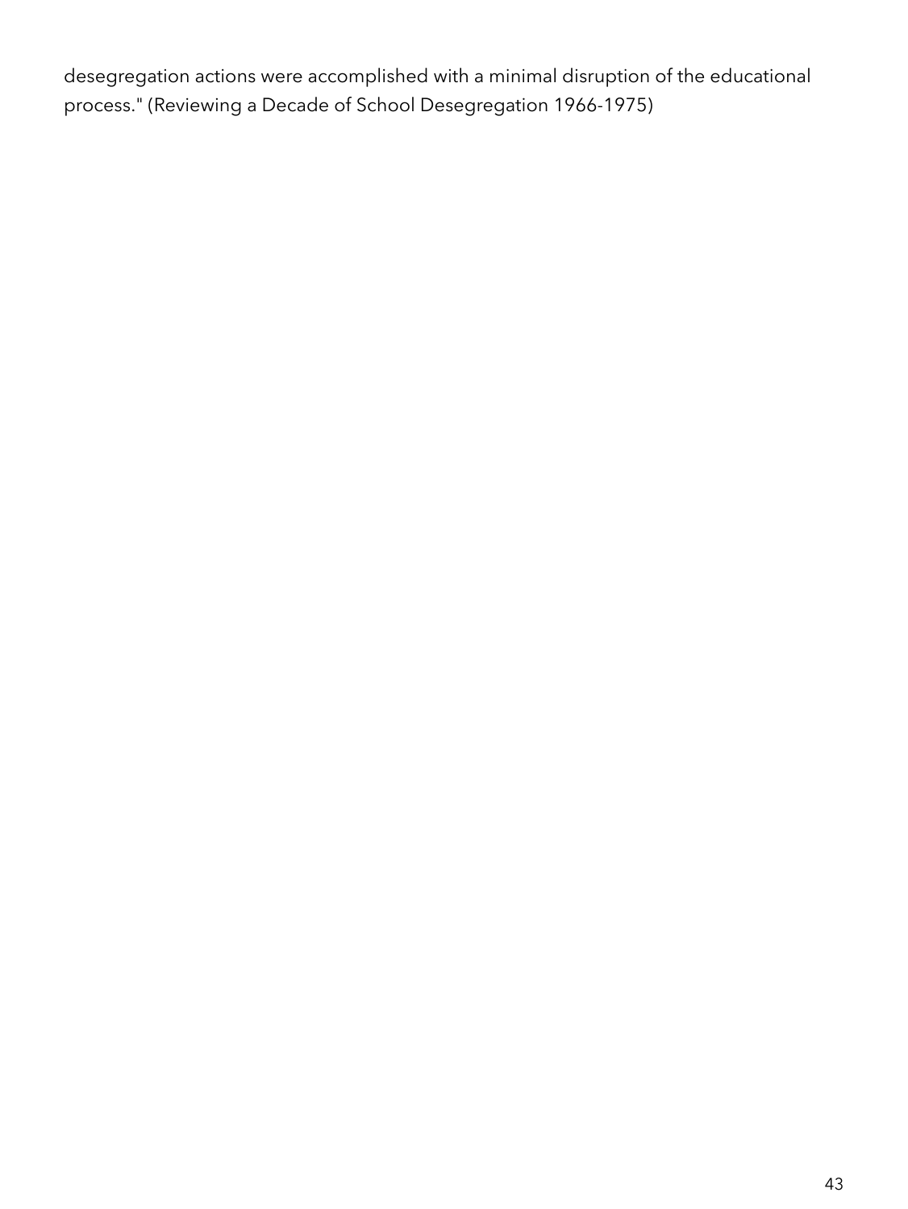desegregation actions were accomplished with a minimal disruption of the educational process." (Reviewing a Decade of School Desegregation 1966-1975)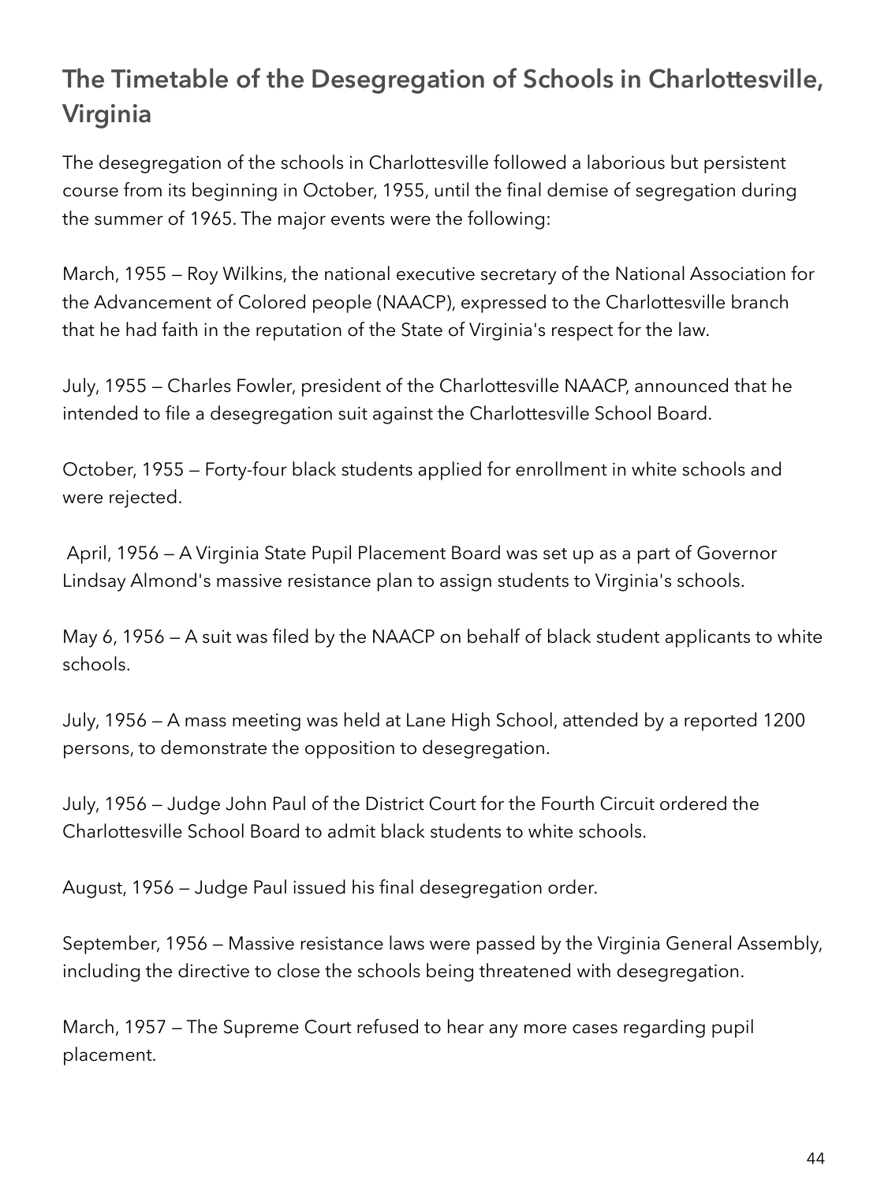## The Timetable of the Desegregation of Schools in Charlottesville, Virginia

The desegregation of the schools in Charlottesville followed a laborious but persistent course from its beginning in October, 1955, until the final demise of segregation during the summer of 1965. The major events were the following:

March, 1955 — Roy Wilkins, the national executive secretary of the National Association for the Advancement of Colored people (NAACP), expressed to the Charlottesville branch that he had faith in the reputation of the State of Virginia's respect for the law.

July, 1955 — Charles Fowler, president of the Charlottesville NAACP, announced that he intended to file a desegregation suit against the Charlottesville School Board.

October, 1955 — Forty-four black students applied for enrollment in white schools and were rejected.

April, 1956 — A Virginia State Pupil Placement Board was set up as a part of Governor Lindsay Almond's massive resistance plan to assign students to Virginia's schools.

May 6, 1956 — A suit was filed by the NAACP on behalf of black student applicants to white schools.

July, 1956 — A mass meeting was held at Lane High School, attended by a reported 1200 persons, to demonstrate the opposition to desegregation.

July, 1956 — Judge John Paul of the District Court for the Fourth Circuit ordered the Charlottesville School Board to admit black students to white schools.

August, 1956 — Judge Paul issued his final desegregation order.

September, 1956 — Massive resistance laws were passed by the Virginia General Assembly, including the directive to close the schools being threatened with desegregation.

March, 1957 — The Supreme Court refused to hear any more cases regarding pupil placement.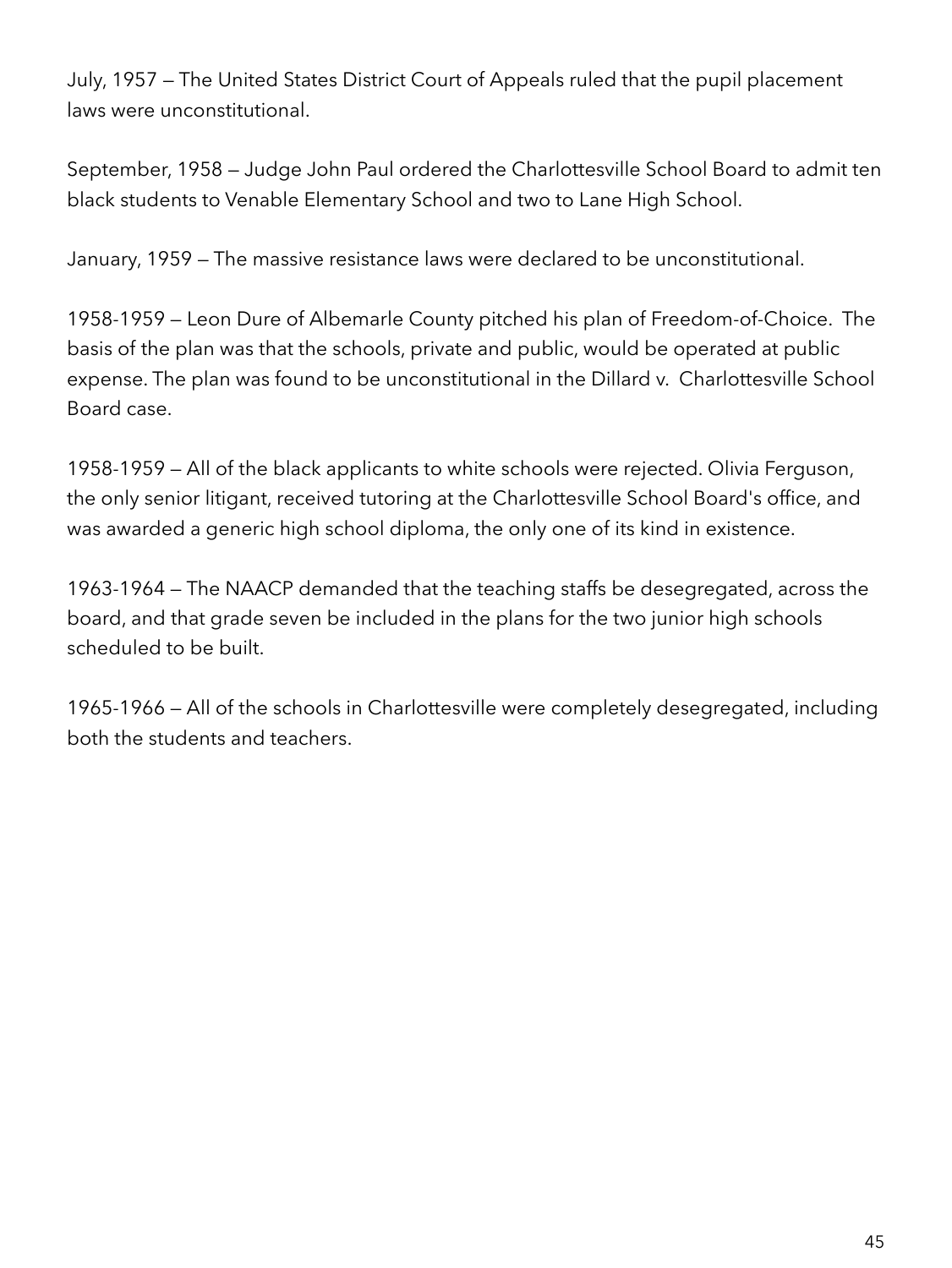July, 1957 — The United States District Court of Appeals ruled that the pupil placement laws were unconstitutional.

September, 1958 — Judge John Paul ordered the Charlottesville School Board to admit ten black students to Venable Elementary School and two to Lane High School.

January, 1959 — The massive resistance laws were declared to be unconstitutional.

1958-1959 — Leon Dure of Albemarle County pitched his plan of Freedom-of-Choice. The basis of the plan was that the schools, private and public, would be operated at public expense. The plan was found to be unconstitutional in the Dillard v. Charlottesville School Board case.

1958-1959 — All of the black applicants to white schools were rejected. Olivia Ferguson, the only senior litigant, received tutoring at the Charlottesville School Board's office, and was awarded a generic high school diploma, the only one of its kind in existence.

1963-1964 — The NAACP demanded that the teaching staffs be desegregated, across the board, and that grade seven be included in the plans for the two junior high schools scheduled to be built.

1965-1966 — All of the schools in Charlottesville were completely desegregated, including both the students and teachers.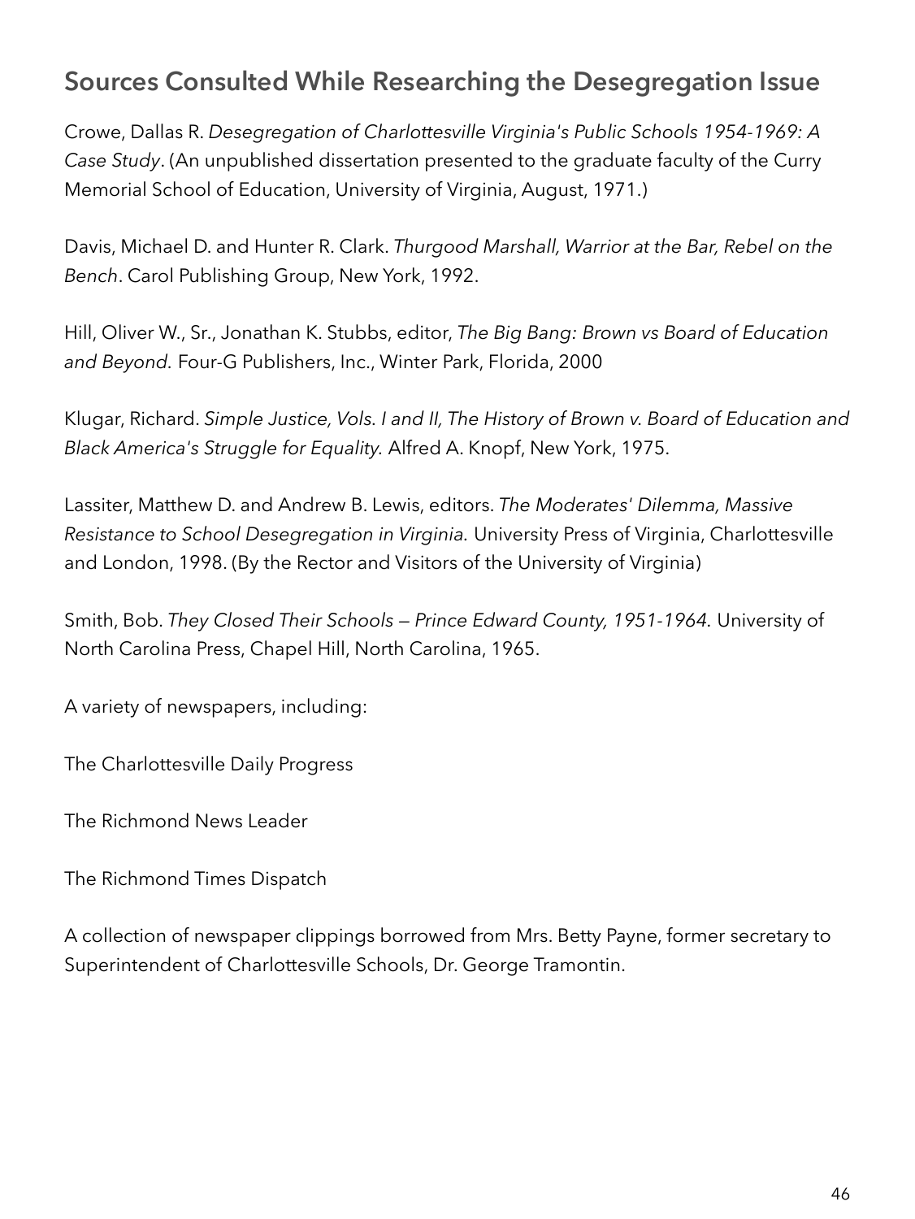## Sources Consulted While Researching the Desegregation Issue

Crowe, Dallas R. *Desegregation of Charlottesville Virginia's Public Schools 1954-1969: A Case Study*. (An unpublished dissertation presented to the graduate faculty of the Curry Memorial School of Education, University of Virginia, August, 1971.)

Davis, Michael D. and Hunter R. Clark. *Thurgood Marshall, Warrior at the Bar, Rebel on the Bench*. Carol Publishing Group, New York, 1992.

Hill, Oliver W., Sr., Jonathan K. Stubbs, editor, *The Big Bang: Brown vs Board of Education and Beyond.* Four-G Publishers, Inc., Winter Park, Florida, 2000

Klugar, Richard. *Simple Justice, Vols. I and II, The History of Brown v. Board of Education and Black America's Struggle for Equality.* Alfred A. Knopf, New York, 1975.

Lassiter, Matthew D. and Andrew B. Lewis, editors. *The Moderates' Dilemma, Massive Resistance to School Desegregation in Virginia.* University Press of Virginia, Charlottesville and London, 1998. (By the Rector and Visitors of the University of Virginia)

Smith, Bob. *They Closed Their Schools — Prince Edward County, 1951-1964.* University of North Carolina Press, Chapel Hill, North Carolina, 1965.

A variety of newspapers, including:

The Charlottesville Daily Progress

The Richmond News Leader

The Richmond Times Dispatch

A collection of newspaper clippings borrowed from Mrs. Betty Payne, former secretary to Superintendent of Charlottesville Schools, Dr. George Tramontin.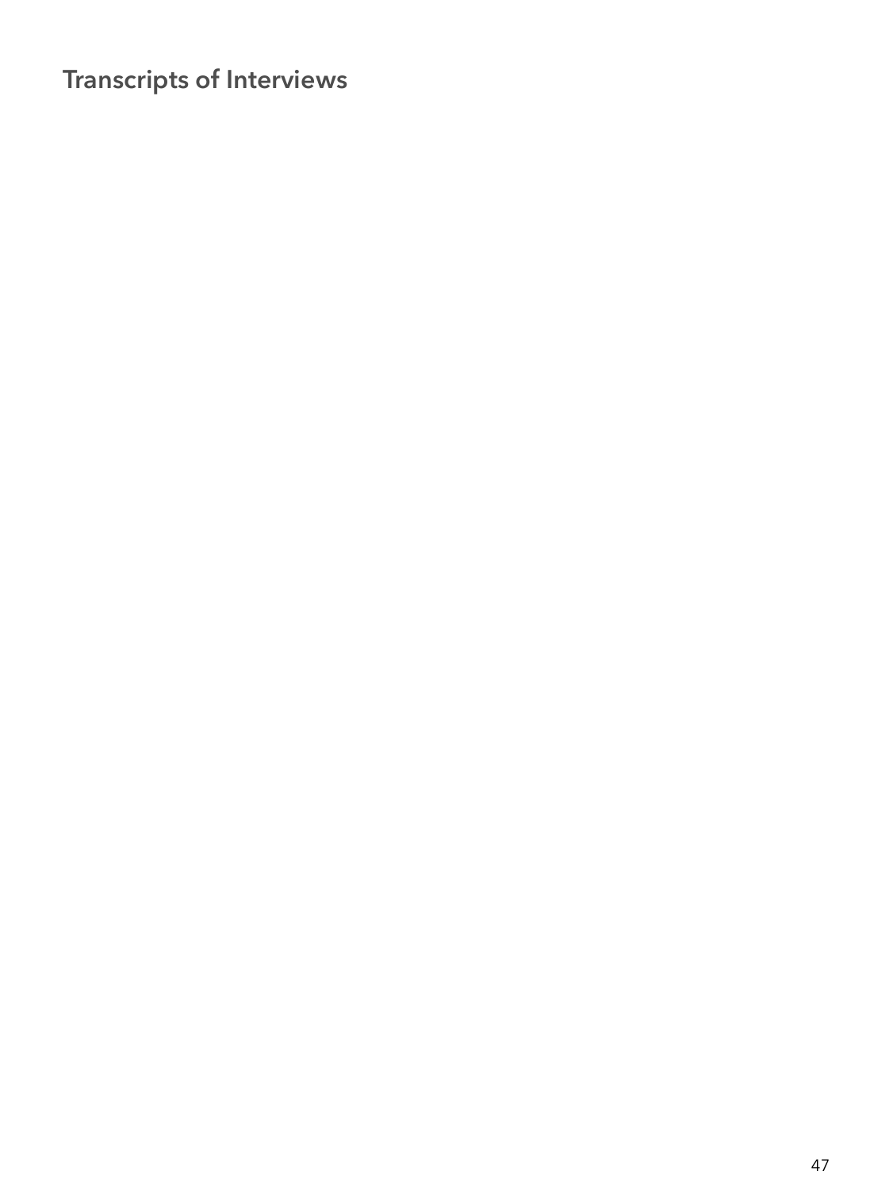# Transcripts of Interviews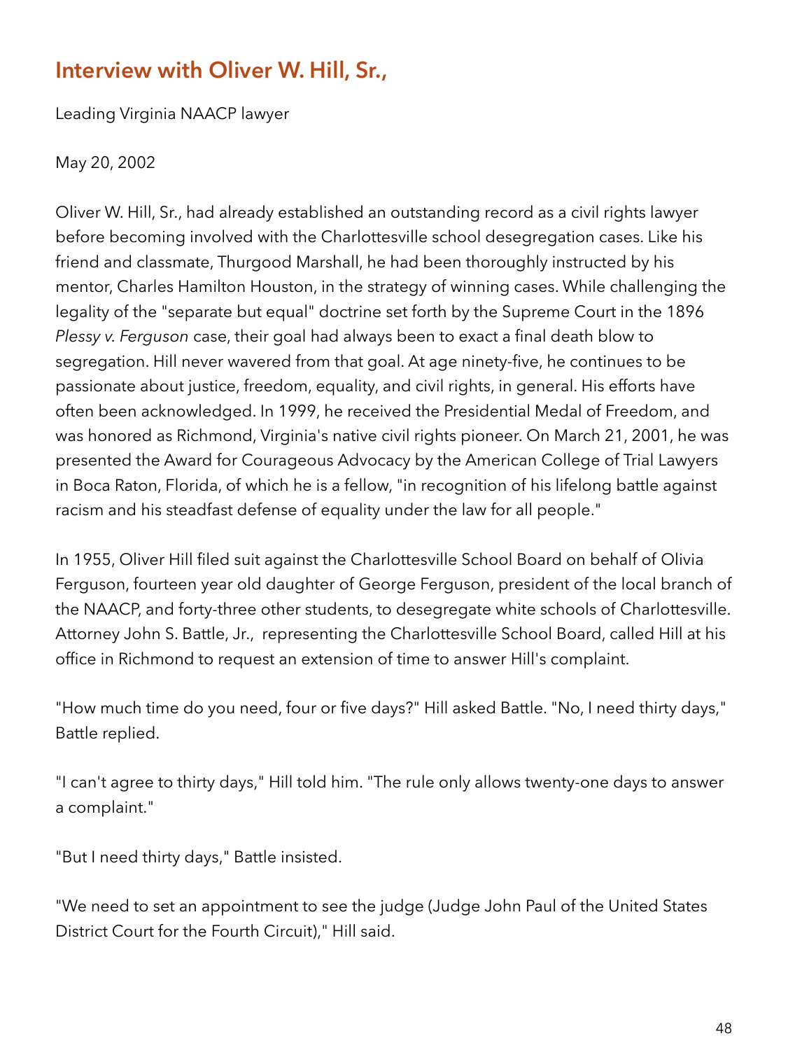## Interview with Oliver W. Hill, Sr.,

Leading Virginia NAACP lawyer

May 20, 2002

Oliver W. Hill, Sr., had already established an outstanding record as a civil rights lawyer before becoming involved with the Charlottesville school desegregation cases. Like his friend and classmate, Thurgood Marshall, he had been thoroughly instructed by his mentor, Charles Hamilton Houston, in the strategy of winning cases. While challenging the legality of the "separate but equal" doctrine set forth by the Supreme Court in the 1896 *Plessy v. Ferguson* case, their goal had always been to exact a final death blow to segregation. Hill never wavered from that goal. At age ninety-five, he continues to be passionate about justice, freedom, equality, and civil rights, in general. His efforts have often been acknowledged. In 1999, he received the Presidential Medal of Freedom, and was honored as Richmond, Virginia's native civil rights pioneer. On March 21, 2001, he was presented the Award for Courageous Advocacy by the American College of Trial Lawyers in Boca Raton, Florida, of which he is a fellow, "in recognition of his lifelong battle against racism and his steadfast defense of equality under the law for all people."

In 1955, Oliver Hill filed suit against the Charlottesville School Board on behalf of Olivia Ferguson, fourteen year old daughter of George Ferguson, president of the local branch of the NAACP, and forty-three other students, to desegregate white schools of Charlottesville. Attorney John S. Battle, Jr., representing the Charlottesville School Board, called Hill at his office in Richmond to request an extension of time to answer Hill's complaint.

"How much time do you need, four or five days?" Hill asked Battle. "No, I need thirty days," Battle replied.

"I can't agree to thirty days," Hill told him. "The rule only allows twenty-one days to answer a complaint."

"But I need thirty days," Battle insisted.

"We need to set an appointment to see the judge (Judge John Paul of the United States District Court for the Fourth Circuit)," Hill said.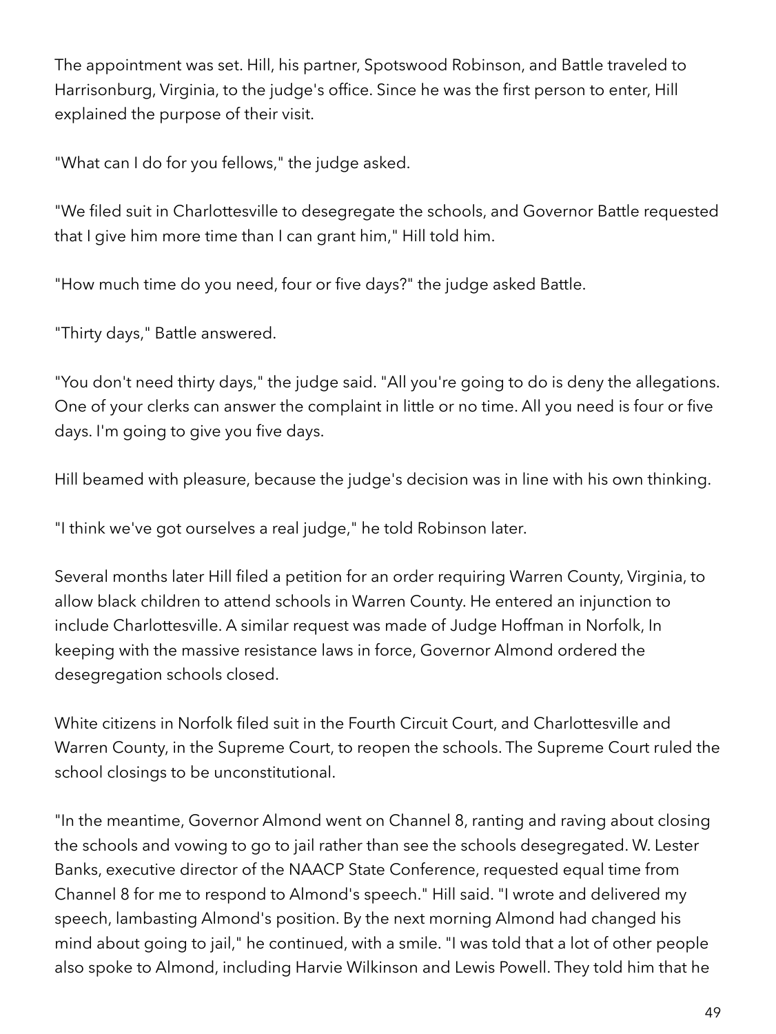The appointment was set. Hill, his partner, Spotswood Robinson, and Battle traveled to Harrisonburg, Virginia, to the judge's office. Since he was the first person to enter, Hill explained the purpose of their visit.

"What can I do for you fellows," the judge asked.

"We filed suit in Charlottesville to desegregate the schools, and Governor Battle requested that I give him more time than I can grant him," Hill told him.

"How much time do you need, four or five days?" the judge asked Battle.

"Thirty days," Battle answered.

"You don't need thirty days," the judge said. "All you're going to do is deny the allegations. One of your clerks can answer the complaint in little or no time. All you need is four or five days. I'm going to give you five days.

Hill beamed with pleasure, because the judge's decision was in line with his own thinking.

"I think we've got ourselves a real judge," he told Robinson later.

Several months later Hill filed a petition for an order requiring Warren County, Virginia, to allow black children to attend schools in Warren County. He entered an injunction to include Charlottesville. A similar request was made of Judge Hoffman in Norfolk, In keeping with the massive resistance laws in force, Governor Almond ordered the desegregation schools closed.

White citizens in Norfolk filed suit in the Fourth Circuit Court, and Charlottesville and Warren County, in the Supreme Court, to reopen the schools. The Supreme Court ruled the school closings to be unconstitutional.

"In the meantime, Governor Almond went on Channel 8, ranting and raving about closing the schools and vowing to go to jail rather than see the schools desegregated. W. Lester Banks, executive director of the NAACP State Conference, requested equal time from Channel 8 for me to respond to Almond's speech." Hill said. "I wrote and delivered my speech, lambasting Almond's position. By the next morning Almond had changed his mind about going to jail," he continued, with a smile. "I was told that a lot of other people also spoke to Almond, including Harvie Wilkinson and Lewis Powell. They told him that he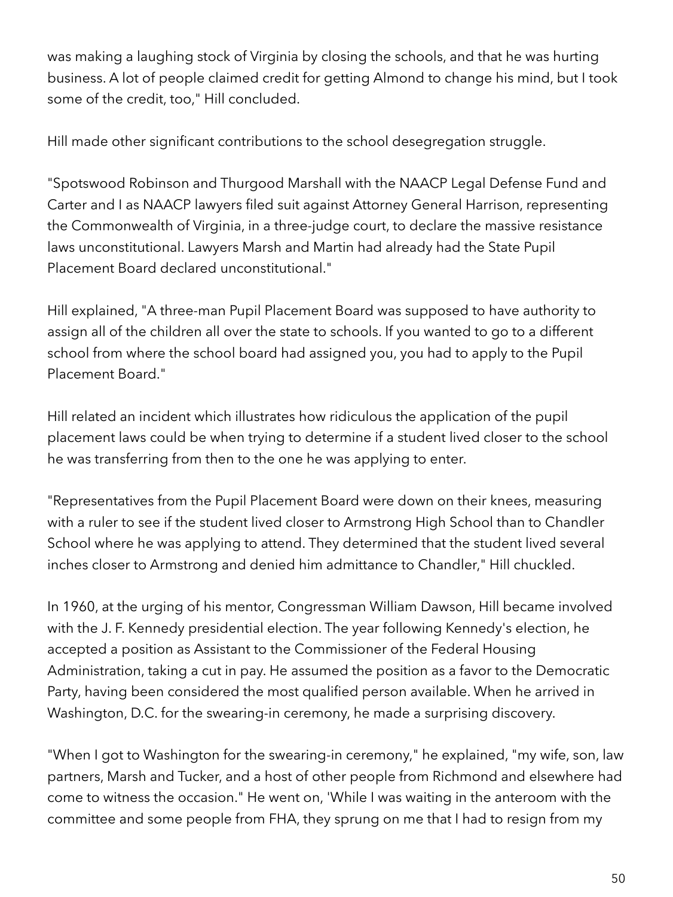was making a laughing stock of Virginia by closing the schools, and that he was hurting business. A lot of people claimed credit for getting Almond to change his mind, but I took some of the credit, too," Hill concluded.

Hill made other significant contributions to the school desegregation struggle.

"Spotswood Robinson and Thurgood Marshall with the NAACP Legal Defense Fund and Carter and I as NAACP lawyers filed suit against Attorney General Harrison, representing the Commonwealth of Virginia, in a three-judge court, to declare the massive resistance laws unconstitutional. Lawyers Marsh and Martin had already had the State Pupil Placement Board declared unconstitutional."

Hill explained, "A three-man Pupil Placement Board was supposed to have authority to assign all of the children all over the state to schools. If you wanted to go to a different school from where the school board had assigned you, you had to apply to the Pupil Placement Board."

Hill related an incident which illustrates how ridiculous the application of the pupil placement laws could be when trying to determine if a student lived closer to the school he was transferring from then to the one he was applying to enter.

"Representatives from the Pupil Placement Board were down on their knees, measuring with a ruler to see if the student lived closer to Armstrong High School than to Chandler School where he was applying to attend. They determined that the student lived several inches closer to Armstrong and denied him admittance to Chandler," Hill chuckled.

In 1960, at the urging of his mentor, Congressman William Dawson, Hill became involved with the J. F. Kennedy presidential election. The year following Kennedy's election, he accepted a position as Assistant to the Commissioner of the Federal Housing Administration, taking a cut in pay. He assumed the position as a favor to the Democratic Party, having been considered the most qualified person available. When he arrived in Washington, D.C. for the swearing-in ceremony, he made a surprising discovery.

"When I got to Washington for the swearing-in ceremony," he explained, "my wife, son, law partners, Marsh and Tucker, and a host of other people from Richmond and elsewhere had come to witness the occasion." He went on, 'While I was waiting in the anteroom with the committee and some people from FHA, they sprung on me that I had to resign from my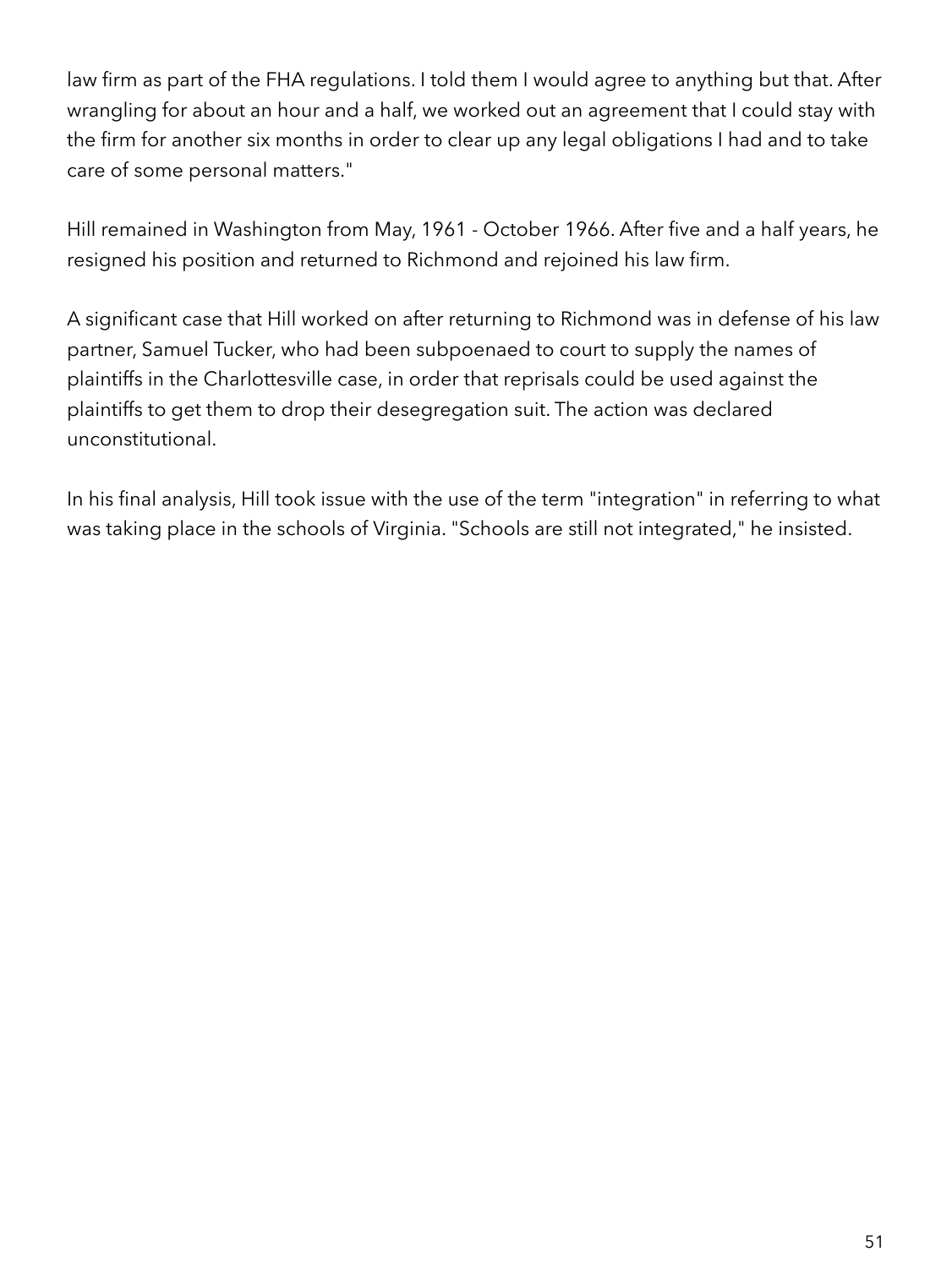law firm as part of the FHA regulations. I told them I would agree to anything but that. After wrangling for about an hour and a half, we worked out an agreement that I could stay with the firm for another six months in order to clear up any legal obligations I had and to take care of some personal matters."

Hill remained in Washington from May, 1961 - October 1966. After five and a half years, he resigned his position and returned to Richmond and rejoined his law firm.

A significant case that Hill worked on after returning to Richmond was in defense of his law partner, Samuel Tucker, who had been subpoenaed to court to supply the names of plaintiffs in the Charlottesville case, in order that reprisals could be used against the plaintiffs to get them to drop their desegregation suit. The action was declared unconstitutional.

In his final analysis, Hill took issue with the use of the term "integration" in referring to what was taking place in the schools of Virginia. "Schools are still not integrated," he insisted.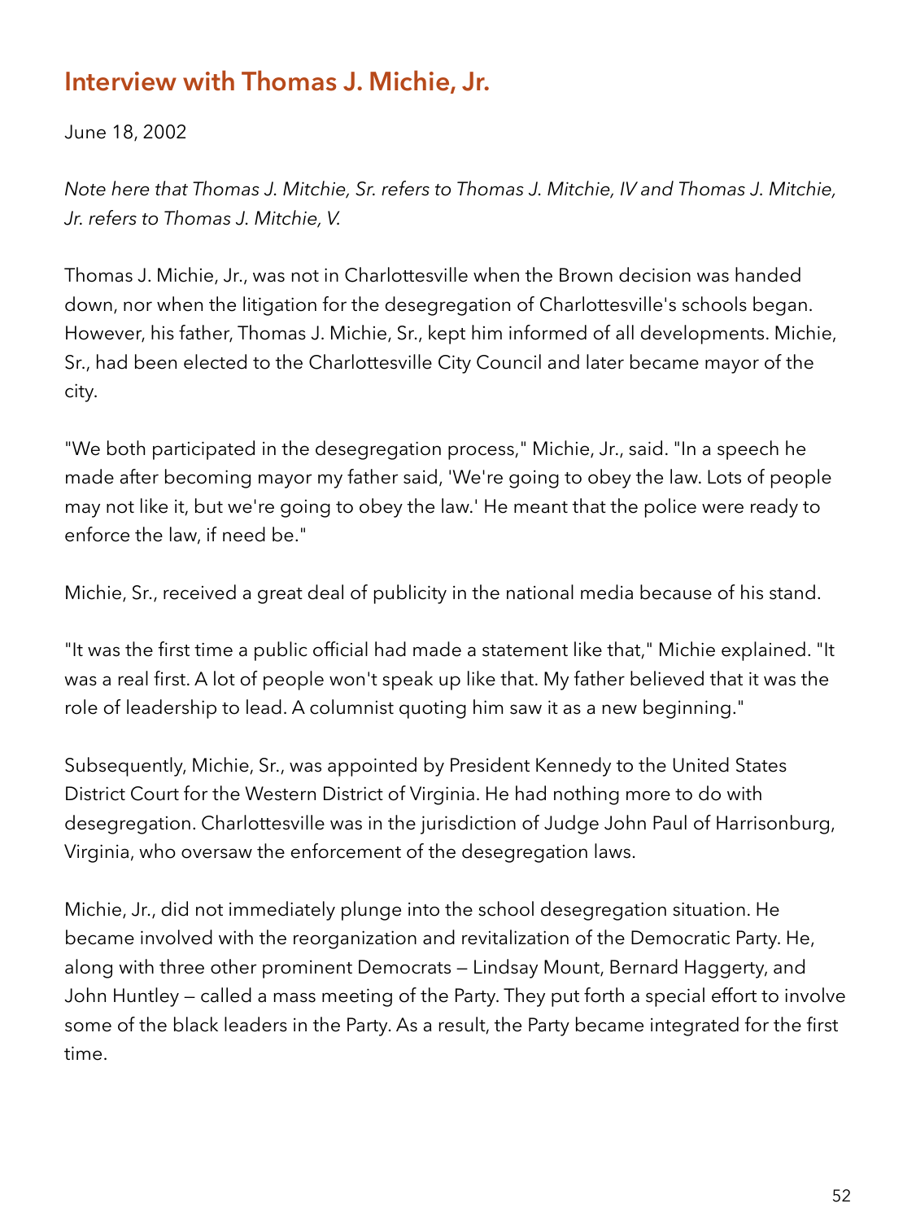## Interview with Thomas J. Michie, Jr.

June 18, 2002

*Note here that Thomas J. Mitchie, Sr. refers to Thomas J. Mitchie, IV and Thomas J. Mitchie, Jr. refers to Thomas J. Mitchie, V.*

Thomas J. Michie, Jr., was not in Charlottesville when the Brown decision was handed down, nor when the litigation for the desegregation of Charlottesville's schools began. However, his father, Thomas J. Michie, Sr., kept him informed of all developments. Michie, Sr., had been elected to the Charlottesville City Council and later became mayor of the city.

"We both participated in the desegregation process," Michie, Jr., said. "In a speech he made after becoming mayor my father said, 'We're going to obey the law. Lots of people may not like it, but we're going to obey the law.' He meant that the police were ready to enforce the law, if need be."

Michie, Sr., received a great deal of publicity in the national media because of his stand.

"It was the first time a public official had made a statement like that," Michie explained. "It was a real first. A lot of people won't speak up like that. My father believed that it was the role of leadership to lead. A columnist quoting him saw it as a new beginning."

Subsequently, Michie, Sr., was appointed by President Kennedy to the United States District Court for the Western District of Virginia. He had nothing more to do with desegregation. Charlottesville was in the jurisdiction of Judge John Paul of Harrisonburg, Virginia, who oversaw the enforcement of the desegregation laws.

Michie, Jr., did not immediately plunge into the school desegregation situation. He became involved with the reorganization and revitalization of the Democratic Party. He, along with three other prominent Democrats — Lindsay Mount, Bernard Haggerty, and John Huntley — called a mass meeting of the Party. They put forth a special effort to involve some of the black leaders in the Party. As a result, the Party became integrated for the first time.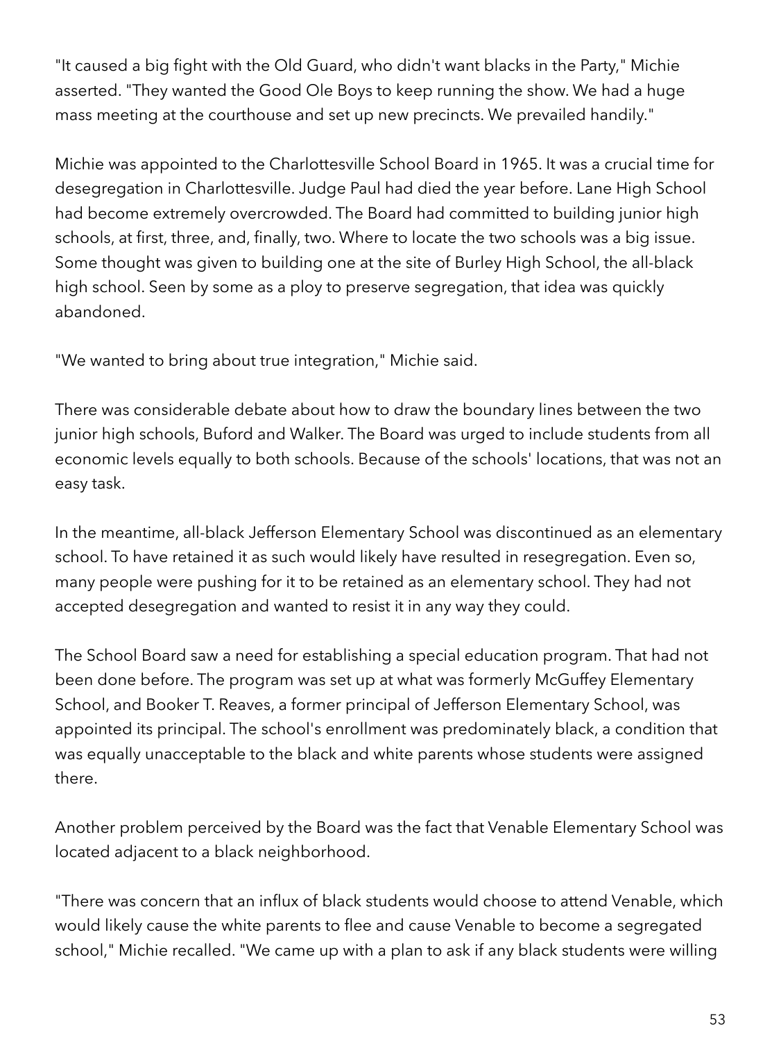"It caused a big fight with the Old Guard, who didn't want blacks in the Party," Michie asserted. "They wanted the Good Ole Boys to keep running the show. We had a huge mass meeting at the courthouse and set up new precincts. We prevailed handily."

Michie was appointed to the Charlottesville School Board in 1965. It was a crucial time for desegregation in Charlottesville. Judge Paul had died the year before. Lane High School had become extremely overcrowded. The Board had committed to building junior high schools, at first, three, and, finally, two. Where to locate the two schools was a big issue. Some thought was given to building one at the site of Burley High School, the all-black high school. Seen by some as a ploy to preserve segregation, that idea was quickly abandoned.

"We wanted to bring about true integration," Michie said.

There was considerable debate about how to draw the boundary lines between the two junior high schools, Buford and Walker. The Board was urged to include students from all economic levels equally to both schools. Because of the schools' locations, that was not an easy task.

In the meantime, all-black Jefferson Elementary School was discontinued as an elementary school. To have retained it as such would likely have resulted in resegregation. Even so, many people were pushing for it to be retained as an elementary school. They had not accepted desegregation and wanted to resist it in any way they could.

The School Board saw a need for establishing a special education program. That had not been done before. The program was set up at what was formerly McGuffey Elementary School, and Booker T. Reaves, a former principal of Jefferson Elementary School, was appointed its principal. The school's enrollment was predominately black, a condition that was equally unacceptable to the black and white parents whose students were assigned there.

Another problem perceived by the Board was the fact that Venable Elementary School was located adjacent to a black neighborhood.

"There was concern that an influx of black students would choose to attend Venable, which would likely cause the white parents to flee and cause Venable to become a segregated school," Michie recalled. "We came up with a plan to ask if any black students were willing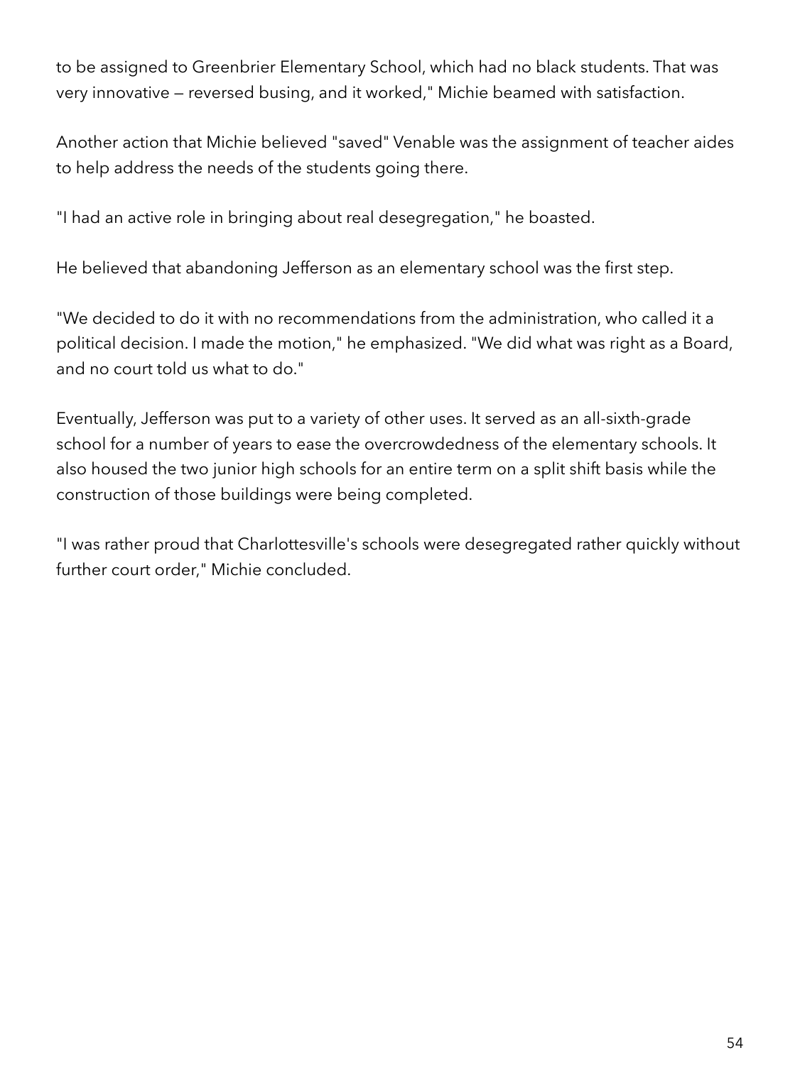to be assigned to Greenbrier Elementary School, which had no black students. That was very innovative — reversed busing, and it worked," Michie beamed with satisfaction.

Another action that Michie believed "saved" Venable was the assignment of teacher aides to help address the needs of the students going there.

"I had an active role in bringing about real desegregation," he boasted.

He believed that abandoning Jefferson as an elementary school was the first step.

"We decided to do it with no recommendations from the administration, who called it a political decision. I made the motion," he emphasized. "We did what was right as a Board, and no court told us what to do."

Eventually, Jefferson was put to a variety of other uses. It served as an all-sixth-grade school for a number of years to ease the overcrowdedness of the elementary schools. It also housed the two junior high schools for an entire term on a split shift basis while the construction of those buildings were being completed.

"I was rather proud that Charlottesville's schools were desegregated rather quickly without further court order," Michie concluded.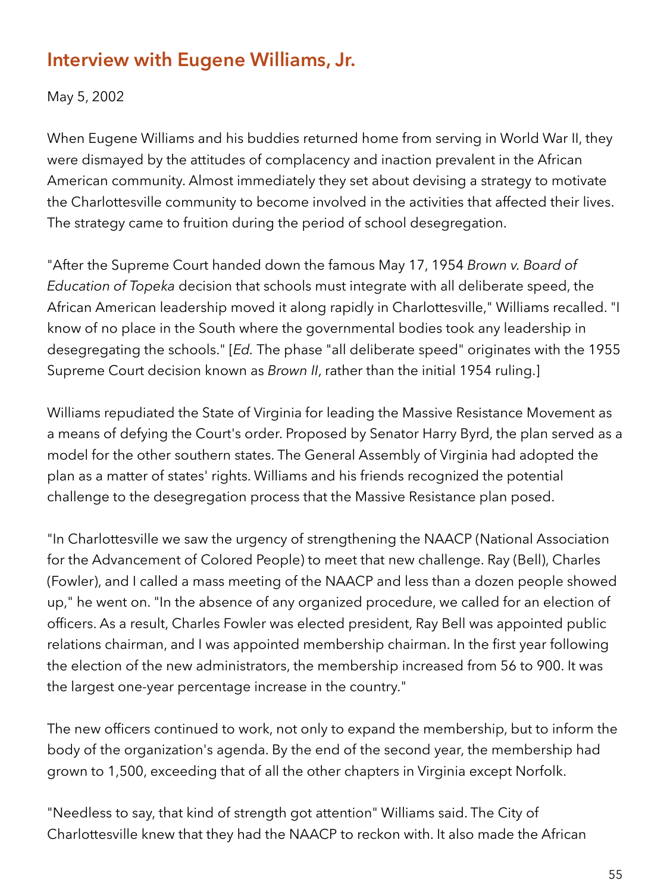## Interview with Eugene Williams, Jr.

May 5, 2002

When Eugene Williams and his buddies returned home from serving in World War II, they were dismayed by the attitudes of complacency and inaction prevalent in the African American community. Almost immediately they set about devising a strategy to motivate the Charlottesville community to become involved in the activities that affected their lives. The strategy came to fruition during the period of school desegregation.

"After the Supreme Court handed down the famous May 17, 1954 *Brown v. Board of Education of Topeka* decision that schools must integrate with all deliberate speed, the African American leadership moved it along rapidly in Charlottesville," Williams recalled. "I know of no place in the South where the governmental bodies took any leadership in desegregating the schools." [*Ed.* The phase "all deliberate speed" originates with the 1955 Supreme Court decision known as *Brown II*, rather than the initial 1954 ruling.]

Williams repudiated the State of Virginia for leading the Massive Resistance Movement as a means of defying the Court's order. Proposed by Senator Harry Byrd, the plan served as a model for the other southern states. The General Assembly of Virginia had adopted the plan as a matter of states' rights. Williams and his friends recognized the potential challenge to the desegregation process that the Massive Resistance plan posed.

"In Charlottesville we saw the urgency of strengthening the NAACP (National Association for the Advancement of Colored People) to meet that new challenge. Ray (Bell), Charles (Fowler), and I called a mass meeting of the NAACP and less than a dozen people showed up," he went on. "In the absence of any organized procedure, we called for an election of officers. As a result, Charles Fowler was elected president, Ray Bell was appointed public relations chairman, and I was appointed membership chairman. In the first year following the election of the new administrators, the membership increased from 56 to 900. It was the largest one-year percentage increase in the country."

The new officers continued to work, not only to expand the membership, but to inform the body of the organization's agenda. By the end of the second year, the membership had grown to 1,500, exceeding that of all the other chapters in Virginia except Norfolk.

"Needless to say, that kind of strength got attention" Williams said. The City of Charlottesville knew that they had the NAACP to reckon with. It also made the African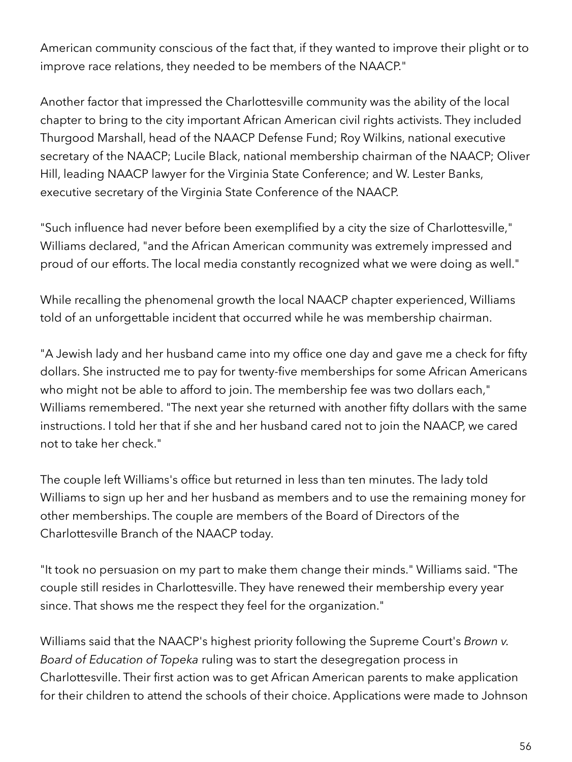American community conscious of the fact that, if they wanted to improve their plight or to improve race relations, they needed to be members of the NAACP."

Another factor that impressed the Charlottesville community was the ability of the local chapter to bring to the city important African American civil rights activists. They included Thurgood Marshall, head of the NAACP Defense Fund; Roy Wilkins, national executive secretary of the NAACP; Lucile Black, national membership chairman of the NAACP; Oliver Hill, leading NAACP lawyer for the Virginia State Conference; and W. Lester Banks, executive secretary of the Virginia State Conference of the NAACP.

"Such influence had never before been exemplified by a city the size of Charlottesville," Williams declared, "and the African American community was extremely impressed and proud of our efforts. The local media constantly recognized what we were doing as well."

While recalling the phenomenal growth the local NAACP chapter experienced, Williams told of an unforgettable incident that occurred while he was membership chairman.

"A Jewish lady and her husband came into my office one day and gave me a check for fifty dollars. She instructed me to pay for twenty-five memberships for some African Americans who might not be able to afford to join. The membership fee was two dollars each," Williams remembered. "The next year she returned with another fifty dollars with the same instructions. I told her that if she and her husband cared not to join the NAACP, we cared not to take her check."

The couple left Williams's office but returned in less than ten minutes. The lady told Williams to sign up her and her husband as members and to use the remaining money for other memberships. The couple are members of the Board of Directors of the Charlottesville Branch of the NAACP today.

"It took no persuasion on my part to make them change their minds." Williams said. "The couple still resides in Charlottesville. They have renewed their membership every year since. That shows me the respect they feel for the organization."

Williams said that the NAACP's highest priority following the Supreme Court's *Brown v. Board of Education of Topeka* ruling was to start the desegregation process in Charlottesville. Their first action was to get African American parents to make application for their children to attend the schools of their choice. Applications were made to Johnson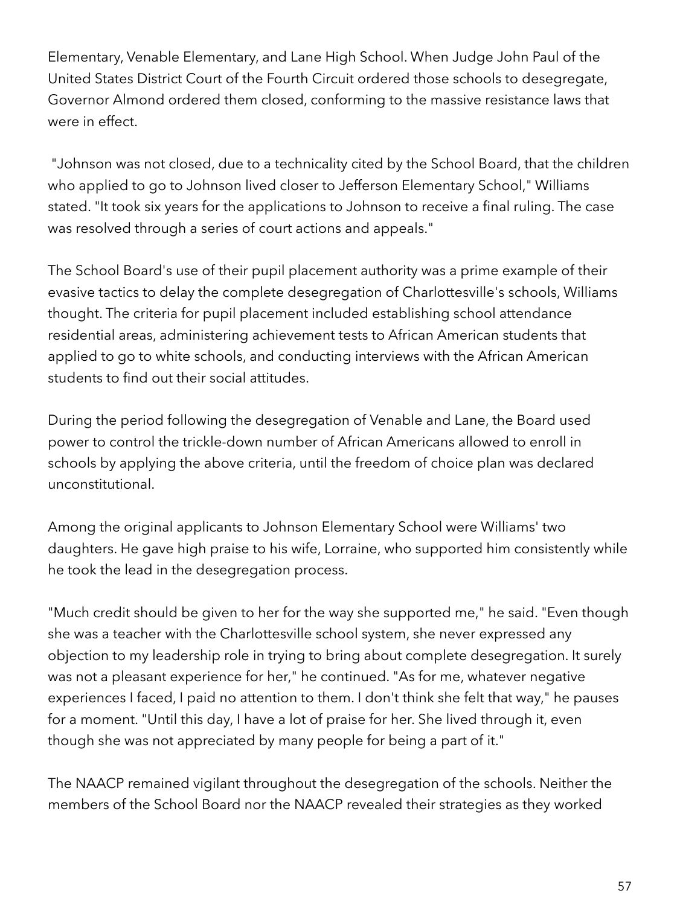Elementary, Venable Elementary, and Lane High School. When Judge John Paul of the United States District Court of the Fourth Circuit ordered those schools to desegregate, Governor Almond ordered them closed, conforming to the massive resistance laws that were in effect.

"Johnson was not closed, due to a technicality cited by the School Board, that the children who applied to go to Johnson lived closer to Jefferson Elementary School," Williams stated. "It took six years for the applications to Johnson to receive a final ruling. The case was resolved through a series of court actions and appeals."

The School Board's use of their pupil placement authority was a prime example of their evasive tactics to delay the complete desegregation of Charlottesville's schools, Williams thought. The criteria for pupil placement included establishing school attendance residential areas, administering achievement tests to African American students that applied to go to white schools, and conducting interviews with the African American students to find out their social attitudes.

During the period following the desegregation of Venable and Lane, the Board used power to control the trickle-down number of African Americans allowed to enroll in schools by applying the above criteria, until the freedom of choice plan was declared unconstitutional.

Among the original applicants to Johnson Elementary School were Williams' two daughters. He gave high praise to his wife, Lorraine, who supported him consistently while he took the lead in the desegregation process.

"Much credit should be given to her for the way she supported me," he said. "Even though she was a teacher with the Charlottesville school system, she never expressed any objection to my leadership role in trying to bring about complete desegregation. It surely was not a pleasant experience for her," he continued. "As for me, whatever negative experiences I faced, I paid no attention to them. I don't think she felt that way," he pauses for a moment. "Until this day, I have a lot of praise for her. She lived through it, even though she was not appreciated by many people for being a part of it."

The NAACP remained vigilant throughout the desegregation of the schools. Neither the members of the School Board nor the NAACP revealed their strategies as they worked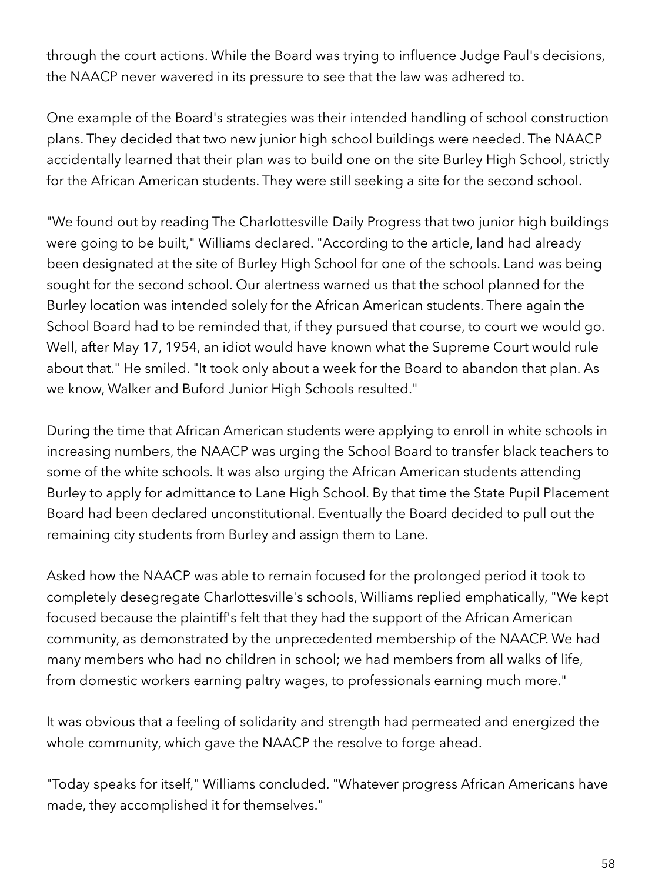through the court actions. While the Board was trying to influence Judge Paul's decisions, the NAACP never wavered in its pressure to see that the law was adhered to.

One example of the Board's strategies was their intended handling of school construction plans. They decided that two new junior high school buildings were needed. The NAACP accidentally learned that their plan was to build one on the site Burley High School, strictly for the African American students. They were still seeking a site for the second school.

"We found out by reading The Charlottesville Daily Progress that two junior high buildings were going to be built," Williams declared. "According to the article, land had already been designated at the site of Burley High School for one of the schools. Land was being sought for the second school. Our alertness warned us that the school planned for the Burley location was intended solely for the African American students. There again the School Board had to be reminded that, if they pursued that course, to court we would go. Well, after May 17, 1954, an idiot would have known what the Supreme Court would rule about that." He smiled. "It took only about a week for the Board to abandon that plan. As we know, Walker and Buford Junior High Schools resulted."

During the time that African American students were applying to enroll in white schools in increasing numbers, the NAACP was urging the School Board to transfer black teachers to some of the white schools. It was also urging the African American students attending Burley to apply for admittance to Lane High School. By that time the State Pupil Placement Board had been declared unconstitutional. Eventually the Board decided to pull out the remaining city students from Burley and assign them to Lane.

Asked how the NAACP was able to remain focused for the prolonged period it took to completely desegregate Charlottesville's schools, Williams replied emphatically, "We kept focused because the plaintiff's felt that they had the support of the African American community, as demonstrated by the unprecedented membership of the NAACP. We had many members who had no children in school; we had members from all walks of life, from domestic workers earning paltry wages, to professionals earning much more."

It was obvious that a feeling of solidarity and strength had permeated and energized the whole community, which gave the NAACP the resolve to forge ahead.

"Today speaks for itself," Williams concluded. "Whatever progress African Americans have made, they accomplished it for themselves."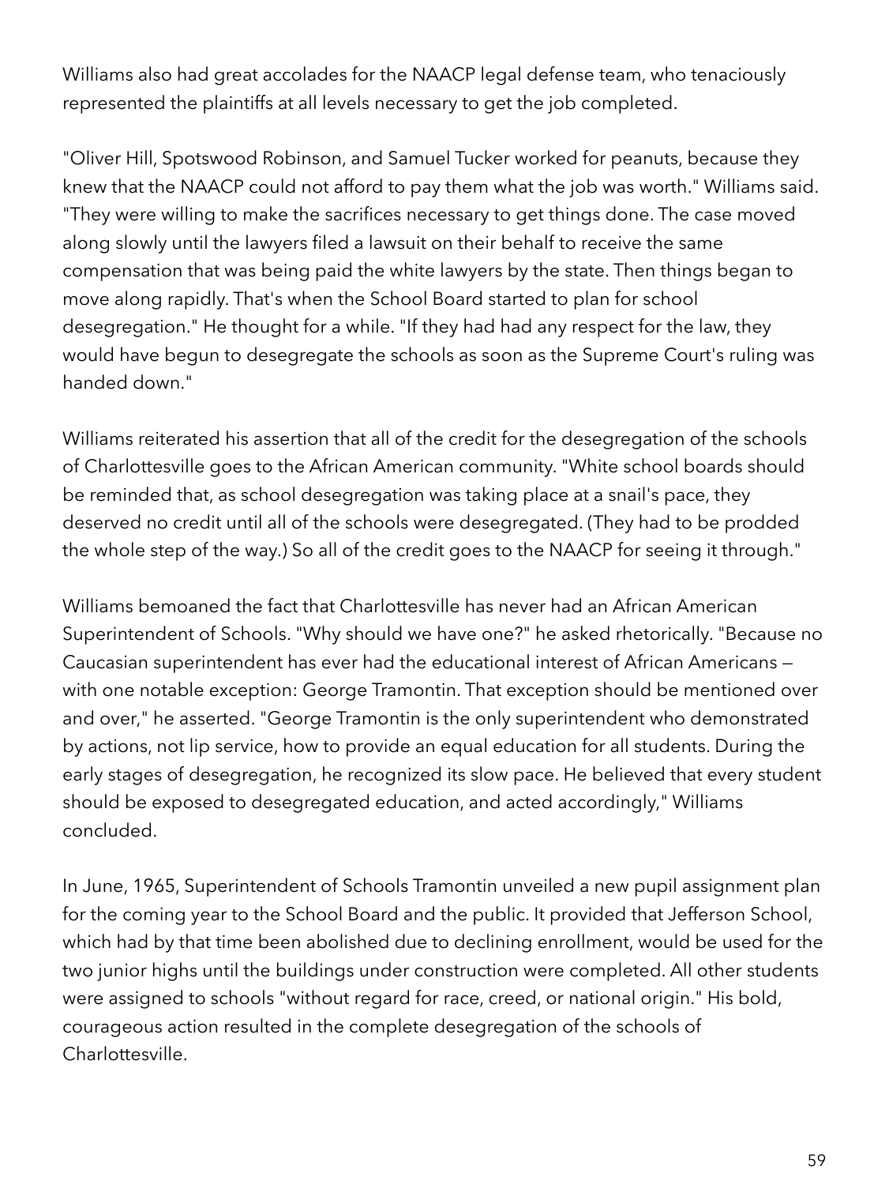Williams also had great accolades for the NAACP legal defense team, who tenaciously represented the plaintiffs at all levels necessary to get the job completed.

"Oliver Hill, Spotswood Robinson, and Samuel Tucker worked for peanuts, because they knew that the NAACP could not afford to pay them what the job was worth." Williams said. "They were willing to make the sacrifices necessary to get things done. The case moved along slowly until the lawyers filed a lawsuit on their behalf to receive the same compensation that was being paid the white lawyers by the state. Then things began to move along rapidly. That's when the School Board started to plan for school desegregation." He thought for a while. "If they had had any respect for the law, they would have begun to desegregate the schools as soon as the Supreme Court's ruling was handed down."

Williams reiterated his assertion that all of the credit for the desegregation of the schools of Charlottesville goes to the African American community. "White school boards should be reminded that, as school desegregation was taking place at a snail's pace, they deserved no credit until all of the schools were desegregated. (They had to be prodded the whole step of the way.) So all of the credit goes to the NAACP for seeing it through."

Williams bemoaned the fact that Charlottesville has never had an African American Superintendent of Schools. "Why should we have one?" he asked rhetorically. "Because no Caucasian superintendent has ever had the educational interest of African Americans — with one notable exception: George Tramontin. That exception should be mentioned over and over," he asserted. "George Tramontin is the only superintendent who demonstrated by actions, not lip service, how to provide an equal education for all students. During the early stages of desegregation, he recognized its slow pace. He believed that every student should be exposed to desegregated education, and acted accordingly," Williams concluded.

In June, 1965, Superintendent of Schools Tramontin unveiled a new pupil assignment plan for the coming year to the School Board and the public. It provided that Jefferson School, which had by that time been abolished due to declining enrollment, would be used for the two junior highs until the buildings under construction were completed. All other students were assigned to schools "without regard for race, creed, or national origin." His bold, courageous action resulted in the complete desegregation of the schools of Charlottesville.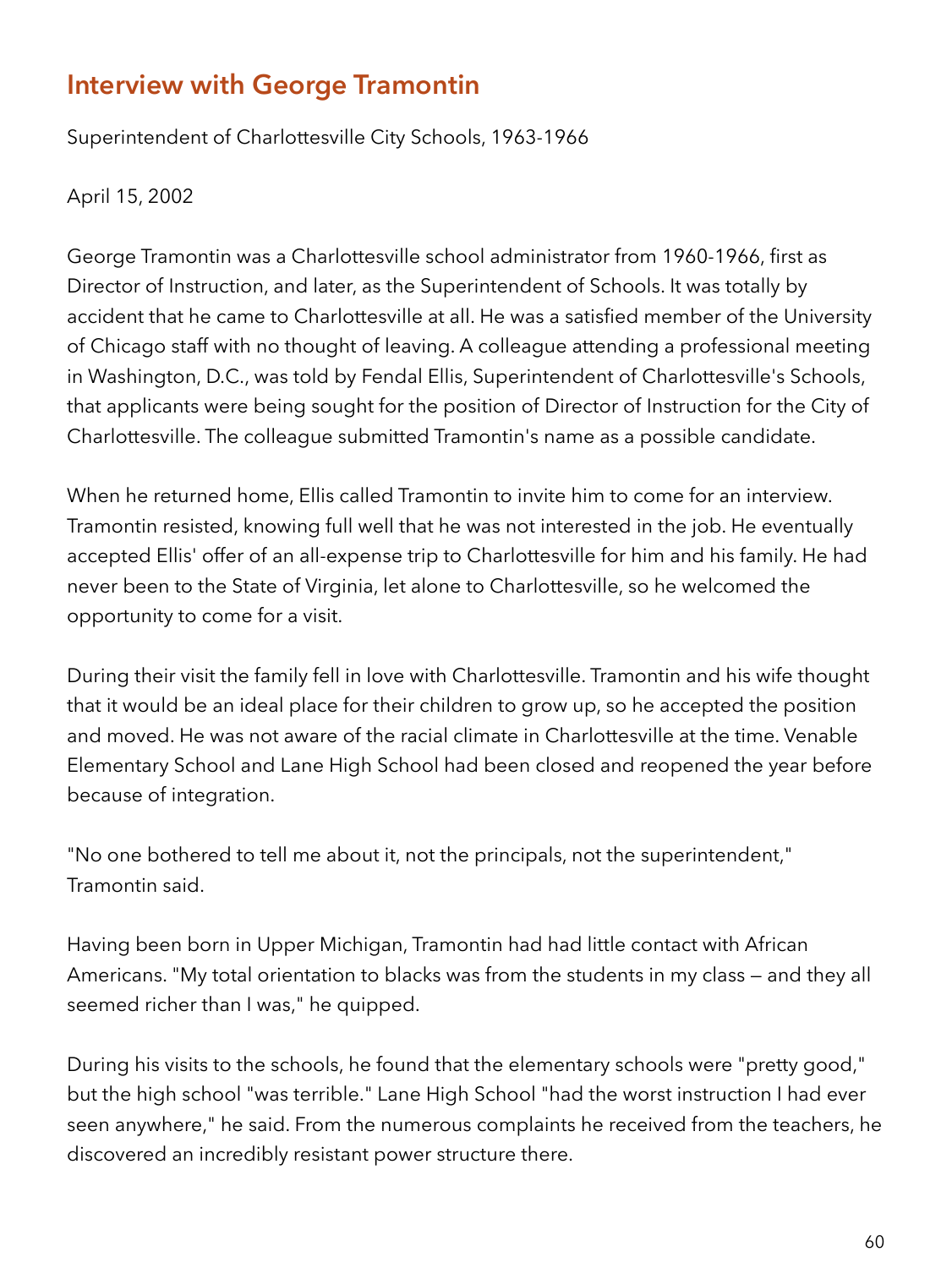## Interview with George Tramontin

Superintendent of Charlottesville City Schools, 1963-1966

April 15, 2002

George Tramontin was a Charlottesville school administrator from 1960-1966, first as Director of Instruction, and later, as the Superintendent of Schools. It was totally by accident that he came to Charlottesville at all. He was a satisfied member of the University of Chicago staff with no thought of leaving. A colleague attending a professional meeting in Washington, D.C., was told by Fendal Ellis, Superintendent of Charlottesville's Schools, that applicants were being sought for the position of Director of Instruction for the City of Charlottesville. The colleague submitted Tramontin's name as a possible candidate.

When he returned home, Ellis called Tramontin to invite him to come for an interview. Tramontin resisted, knowing full well that he was not interested in the job. He eventually accepted Ellis' offer of an all-expense trip to Charlottesville for him and his family. He had never been to the State of Virginia, let alone to Charlottesville, so he welcomed the opportunity to come for a visit.

During their visit the family fell in love with Charlottesville. Tramontin and his wife thought that it would be an ideal place for their children to grow up, so he accepted the position and moved. He was not aware of the racial climate in Charlottesville at the time. Venable Elementary School and Lane High School had been closed and reopened the year before because of integration.

"No one bothered to tell me about it, not the principals, not the superintendent," Tramontin said.

Having been born in Upper Michigan, Tramontin had had little contact with African Americans. "My total orientation to blacks was from the students in my class — and they all seemed richer than I was," he quipped.

During his visits to the schools, he found that the elementary schools were "pretty good," but the high school "was terrible." Lane High School "had the worst instruction I had ever seen anywhere," he said. From the numerous complaints he received from the teachers, he discovered an incredibly resistant power structure there.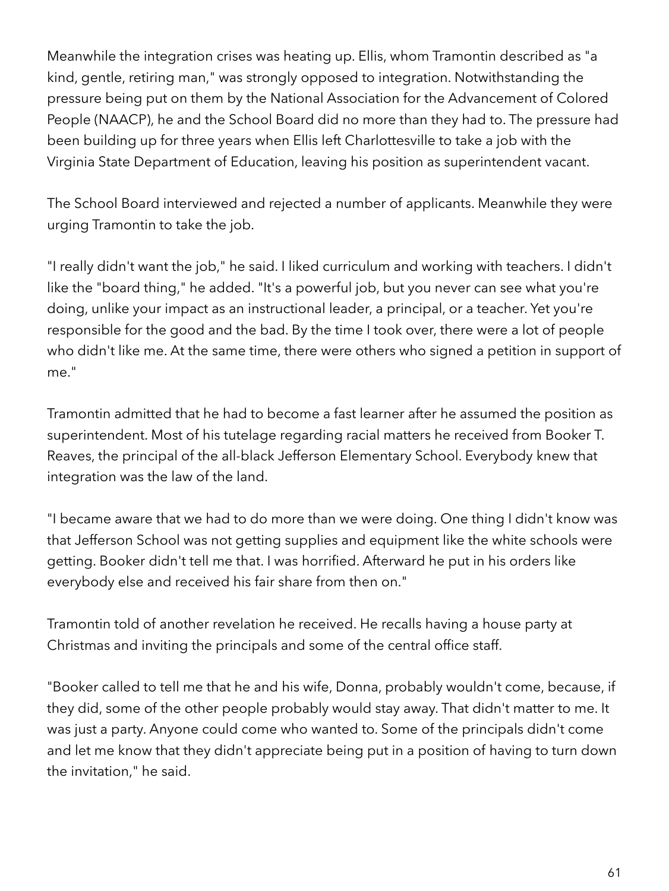Meanwhile the integration crises was heating up. Ellis, whom Tramontin described as "a kind, gentle, retiring man," was strongly opposed to integration. Notwithstanding the pressure being put on them by the National Association for the Advancement of Colored People (NAACP), he and the School Board did no more than they had to. The pressure had been building up for three years when Ellis left Charlottesville to take a job with the Virginia State Department of Education, leaving his position as superintendent vacant.

The School Board interviewed and rejected a number of applicants. Meanwhile they were urging Tramontin to take the job.

"I really didn't want the job," he said. I liked curriculum and working with teachers. I didn't like the "board thing," he added. "It's a powerful job, but you never can see what you're doing, unlike your impact as an instructional leader, a principal, or a teacher. Yet you're responsible for the good and the bad. By the time I took over, there were a lot of people who didn't like me. At the same time, there were others who signed a petition in support of me."

Tramontin admitted that he had to become a fast learner after he assumed the position as superintendent. Most of his tutelage regarding racial matters he received from Booker T. Reaves, the principal of the all-black Jefferson Elementary School. Everybody knew that integration was the law of the land.

"I became aware that we had to do more than we were doing. One thing I didn't know was that Jefferson School was not getting supplies and equipment like the white schools were getting. Booker didn't tell me that. I was horrified. Afterward he put in his orders like everybody else and received his fair share from then on."

Tramontin told of another revelation he received. He recalls having a house party at Christmas and inviting the principals and some of the central office staff.

"Booker called to tell me that he and his wife, Donna, probably wouldn't come, because, if they did, some of the other people probably would stay away. That didn't matter to me. It was just a party. Anyone could come who wanted to. Some of the principals didn't come and let me know that they didn't appreciate being put in a position of having to turn down the invitation," he said.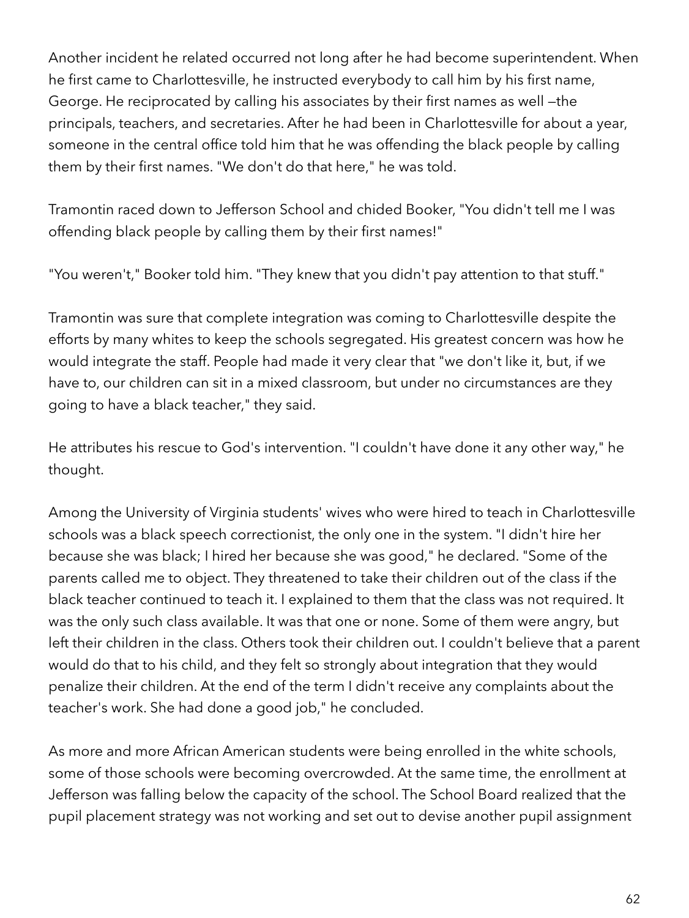Another incident he related occurred not long after he had become superintendent. When he first came to Charlottesville, he instructed everybody to call him by his first name, George. He reciprocated by calling his associates by their first names as well —the principals, teachers, and secretaries. After he had been in Charlottesville for about a year, someone in the central office told him that he was offending the black people by calling them by their first names. "We don't do that here," he was told.

Tramontin raced down to Jefferson School and chided Booker, "You didn't tell me I was offending black people by calling them by their first names!"

"You weren't," Booker told him. "They knew that you didn't pay attention to that stuff."

Tramontin was sure that complete integration was coming to Charlottesville despite the efforts by many whites to keep the schools segregated. His greatest concern was how he would integrate the staff. People had made it very clear that "we don't like it, but, if we have to, our children can sit in a mixed classroom, but under no circumstances are they going to have a black teacher," they said.

He attributes his rescue to God's intervention. "I couldn't have done it any other way," he thought.

Among the University of Virginia students' wives who were hired to teach in Charlottesville schools was a black speech correctionist, the only one in the system. "I didn't hire her because she was black; I hired her because she was good," he declared. "Some of the parents called me to object. They threatened to take their children out of the class if the black teacher continued to teach it. I explained to them that the class was not required. It was the only such class available. It was that one or none. Some of them were angry, but left their children in the class. Others took their children out. I couldn't believe that a parent would do that to his child, and they felt so strongly about integration that they would penalize their children. At the end of the term I didn't receive any complaints about the teacher's work. She had done a good job," he concluded.

As more and more African American students were being enrolled in the white schools, some of those schools were becoming overcrowded. At the same time, the enrollment at Jefferson was falling below the capacity of the school. The School Board realized that the pupil placement strategy was not working and set out to devise another pupil assignment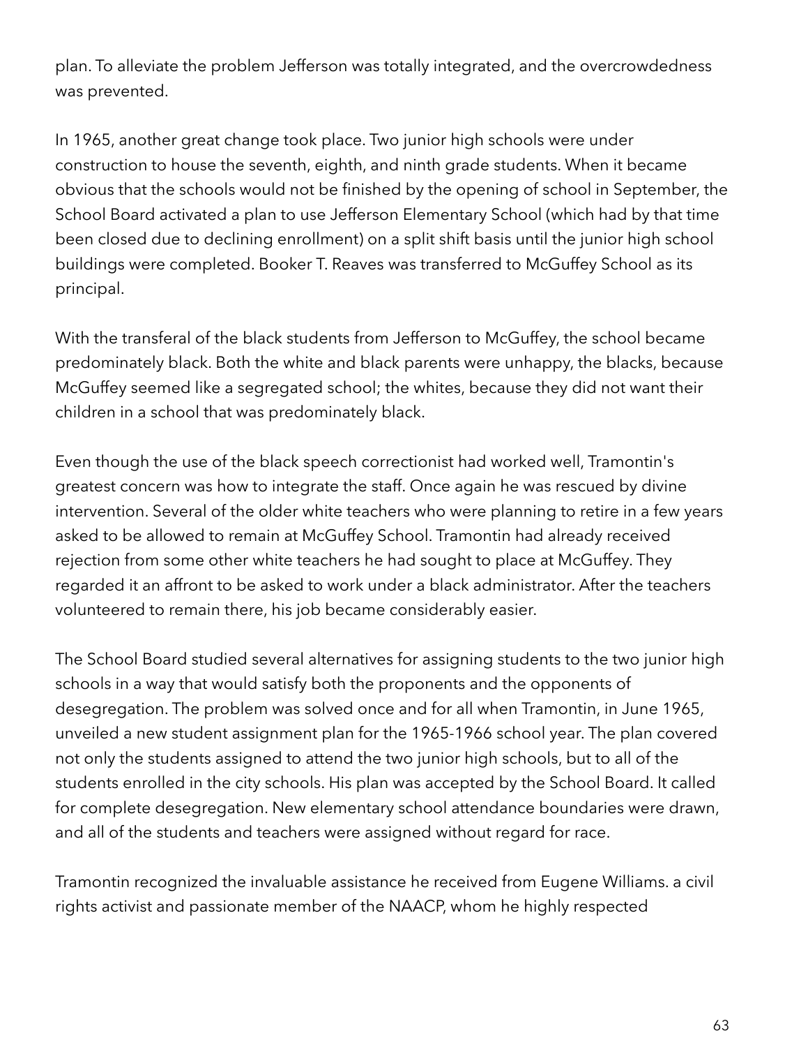plan. To alleviate the problem Jefferson was totally integrated, and the overcrowdedness was prevented.

In 1965, another great change took place. Two junior high schools were under construction to house the seventh, eighth, and ninth grade students. When it became obvious that the schools would not be finished by the opening of school in September, the School Board activated a plan to use Jefferson Elementary School (which had by that time been closed due to declining enrollment) on a split shift basis until the junior high school buildings were completed. Booker T. Reaves was transferred to McGuffey School as its principal.

With the transferal of the black students from Jefferson to McGuffey, the school became predominately black. Both the white and black parents were unhappy, the blacks, because McGuffey seemed like a segregated school; the whites, because they did not want their children in a school that was predominately black.

Even though the use of the black speech correctionist had worked well, Tramontin's greatest concern was how to integrate the staff. Once again he was rescued by divine intervention. Several of the older white teachers who were planning to retire in a few years asked to be allowed to remain at McGuffey School. Tramontin had already received rejection from some other white teachers he had sought to place at McGuffey. They regarded it an affront to be asked to work under a black administrator. After the teachers volunteered to remain there, his job became considerably easier.

The School Board studied several alternatives for assigning students to the two junior high schools in a way that would satisfy both the proponents and the opponents of desegregation. The problem was solved once and for all when Tramontin, in June 1965, unveiled a new student assignment plan for the 1965-1966 school year. The plan covered not only the students assigned to attend the two junior high schools, but to all of the students enrolled in the city schools. His plan was accepted by the School Board. It called for complete desegregation. New elementary school attendance boundaries were drawn, and all of the students and teachers were assigned without regard for race.

Tramontin recognized the invaluable assistance he received from Eugene Williams. a civil rights activist and passionate member of the NAACP, whom he highly respected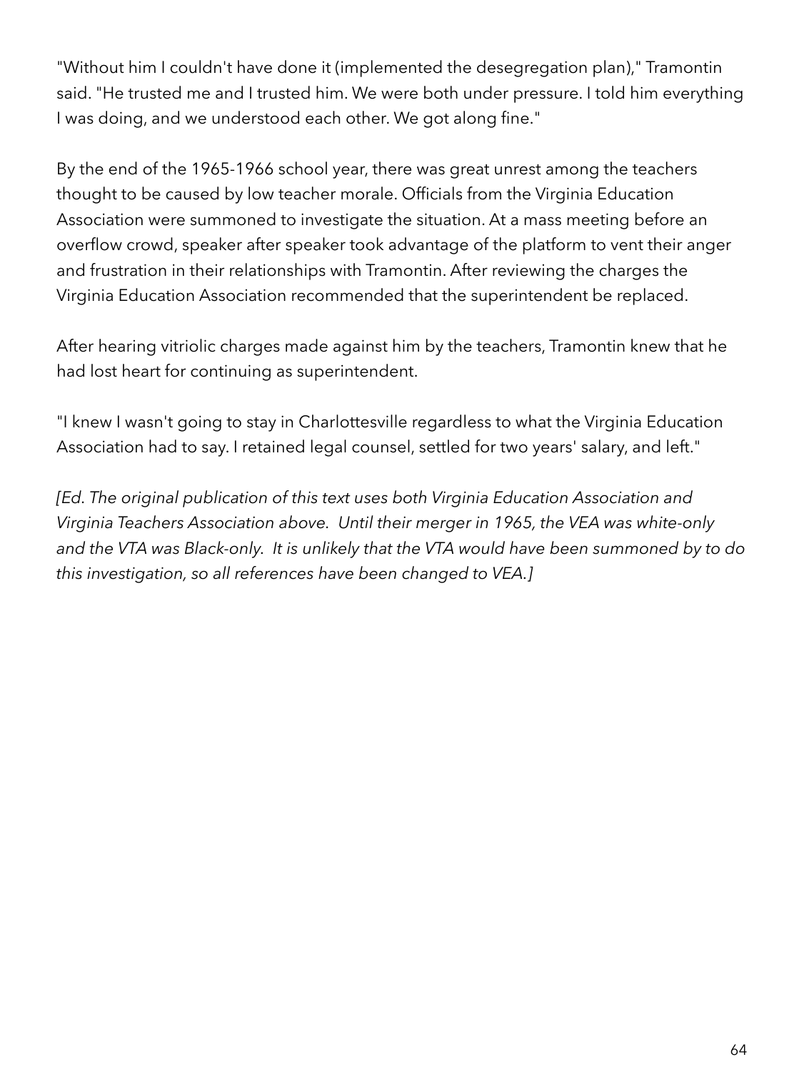"Without him I couldn't have done it (implemented the desegregation plan)," Tramontin said. "He trusted me and I trusted him. We were both under pressure. I told him everything I was doing, and we understood each other. We got along fine."

By the end of the 1965-1966 school year, there was great unrest among the teachers thought to be caused by low teacher morale. Officials from the Virginia Education Association were summoned to investigate the situation. At a mass meeting before an overflow crowd, speaker after speaker took advantage of the platform to vent their anger and frustration in their relationships with Tramontin. After reviewing the charges the Virginia Education Association recommended that the superintendent be replaced.

After hearing vitriolic charges made against him by the teachers, Tramontin knew that he had lost heart for continuing as superintendent.

"I knew I wasn't going to stay in Charlottesville regardless to what the Virginia Education Association had to say. I retained legal counsel, settled for two years' salary, and left."

*[Ed. The original publication of this text uses both Virginia Education Association and Virginia Teachers Association above. Until their merger in 1965, the VEA was white-only and the VTA was Black-only. It is unlikely that the VTA would have been summoned by to do this investigation, so all references have been changed to VEA.]*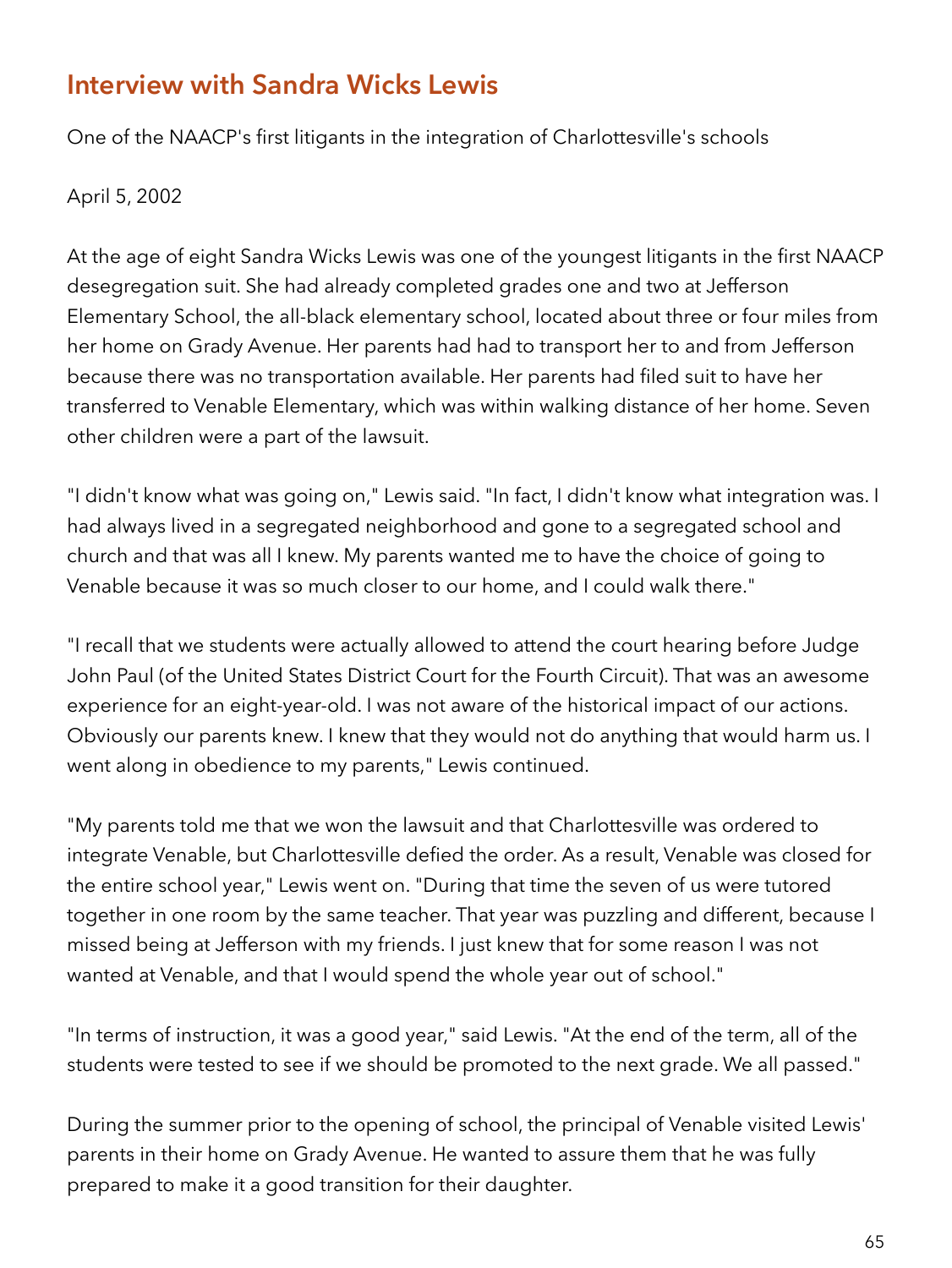## Interview with Sandra Wicks Lewis

One of the NAACP's first litigants in the integration of Charlottesville's schools

April 5, 2002

At the age of eight Sandra Wicks Lewis was one of the youngest litigants in the first NAACP desegregation suit. She had already completed grades one and two at Jefferson Elementary School, the all-black elementary school, located about three or four miles from her home on Grady Avenue. Her parents had had to transport her to and from Jefferson because there was no transportation available. Her parents had filed suit to have her transferred to Venable Elementary, which was within walking distance of her home. Seven other children were a part of the lawsuit.

"I didn't know what was going on," Lewis said. "In fact, I didn't know what integration was. I had always lived in a segregated neighborhood and gone to a segregated school and church and that was all I knew. My parents wanted me to have the choice of going to Venable because it was so much closer to our home, and I could walk there."

"I recall that we students were actually allowed to attend the court hearing before Judge John Paul (of the United States District Court for the Fourth Circuit). That was an awesome experience for an eight-year-old. I was not aware of the historical impact of our actions. Obviously our parents knew. I knew that they would not do anything that would harm us. I went along in obedience to my parents," Lewis continued.

"My parents told me that we won the lawsuit and that Charlottesville was ordered to integrate Venable, but Charlottesville defied the order. As a result, Venable was closed for the entire school year," Lewis went on. "During that time the seven of us were tutored together in one room by the same teacher. That year was puzzling and different, because I missed being at Jefferson with my friends. I just knew that for some reason I was not wanted at Venable, and that I would spend the whole year out of school."

"In terms of instruction, it was a good year," said Lewis. "At the end of the term, all of the students were tested to see if we should be promoted to the next grade. We all passed."

During the summer prior to the opening of school, the principal of Venable visited Lewis' parents in their home on Grady Avenue. He wanted to assure them that he was fully prepared to make it a good transition for their daughter.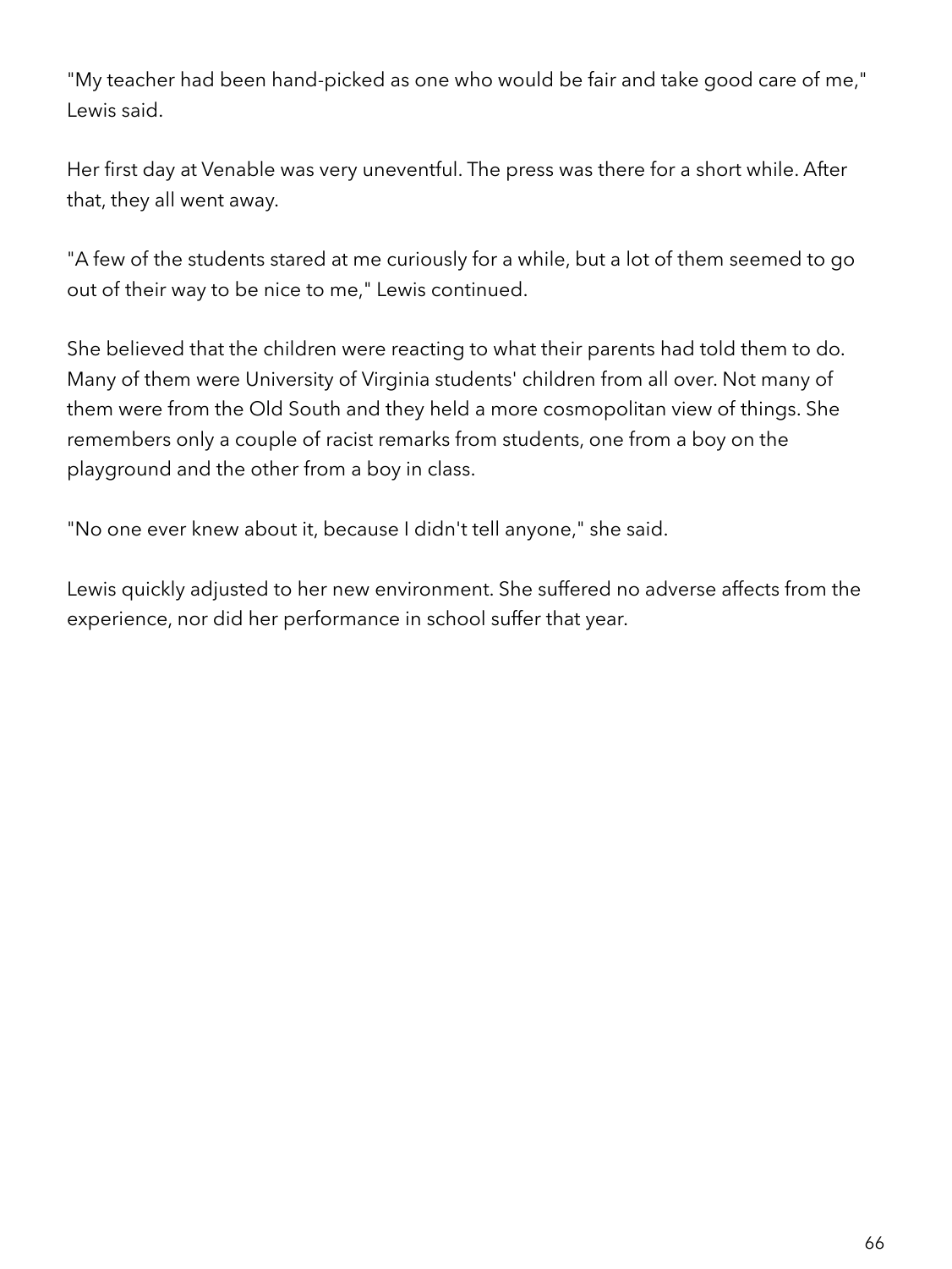"My teacher had been hand-picked as one who would be fair and take good care of me," Lewis said.

Her first day at Venable was very uneventful. The press was there for a short while. After that, they all went away.

"A few of the students stared at me curiously for a while, but a lot of them seemed to go out of their way to be nice to me," Lewis continued.

She believed that the children were reacting to what their parents had told them to do. Many of them were University of Virginia students' children from all over. Not many of them were from the Old South and they held a more cosmopolitan view of things. She remembers only a couple of racist remarks from students, one from a boy on the playground and the other from a boy in class.

"No one ever knew about it, because I didn't tell anyone," she said.

Lewis quickly adjusted to her new environment. She suffered no adverse affects from the experience, nor did her performance in school suffer that year.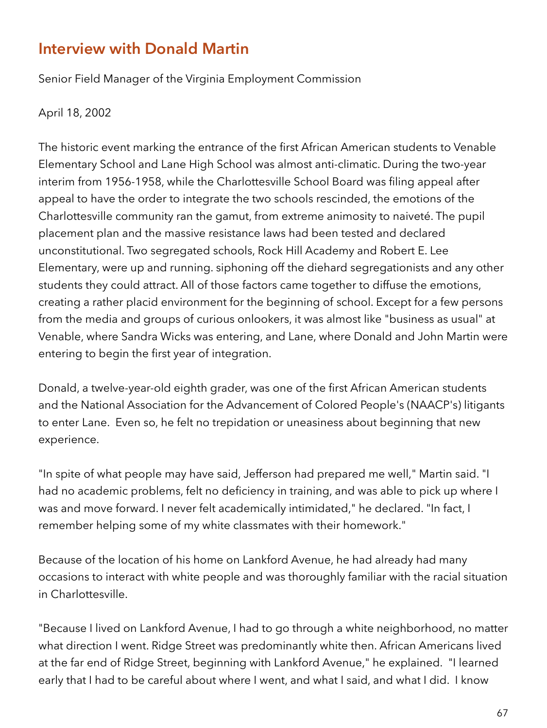## Interview with Donald Martin

Senior Field Manager of the Virginia Employment Commission

April 18, 2002

The historic event marking the entrance of the first African American students to Venable Elementary School and Lane High School was almost anti-climatic. During the two-year interim from 1956-1958, while the Charlottesville School Board was filing appeal after appeal to have the order to integrate the two schools rescinded, the emotions of the Charlottesville community ran the gamut, from extreme animosity to naiveté. The pupil placement plan and the massive resistance laws had been tested and declared unconstitutional. Two segregated schools, Rock Hill Academy and Robert E. Lee Elementary, were up and running. siphoning off the diehard segregationists and any other students they could attract. All of those factors came together to diffuse the emotions, creating a rather placid environment for the beginning of school. Except for a few persons from the media and groups of curious onlookers, it was almost like "business as usual" at Venable, where Sandra Wicks was entering, and Lane, where Donald and John Martin were entering to begin the first year of integration.

Donald, a twelve-year-old eighth grader, was one of the first African American students and the National Association for the Advancement of Colored People's (NAACP's) litigants to enter Lane. Even so, he felt no trepidation or uneasiness about beginning that new experience.

"In spite of what people may have said, Jefferson had prepared me well," Martin said. "I had no academic problems, felt no deficiency in training, and was able to pick up where I was and move forward. I never felt academically intimidated," he declared. "In fact, I remember helping some of my white classmates with their homework."

Because of the location of his home on Lankford Avenue, he had already had many occasions to interact with white people and was thoroughly familiar with the racial situation in Charlottesville.

"Because I lived on Lankford Avenue, I had to go through a white neighborhood, no matter what direction I went. Ridge Street was predominantly white then. African Americans lived at the far end of Ridge Street, beginning with Lankford Avenue," he explained. "I learned early that I had to be careful about where I went, and what I said, and what I did. I know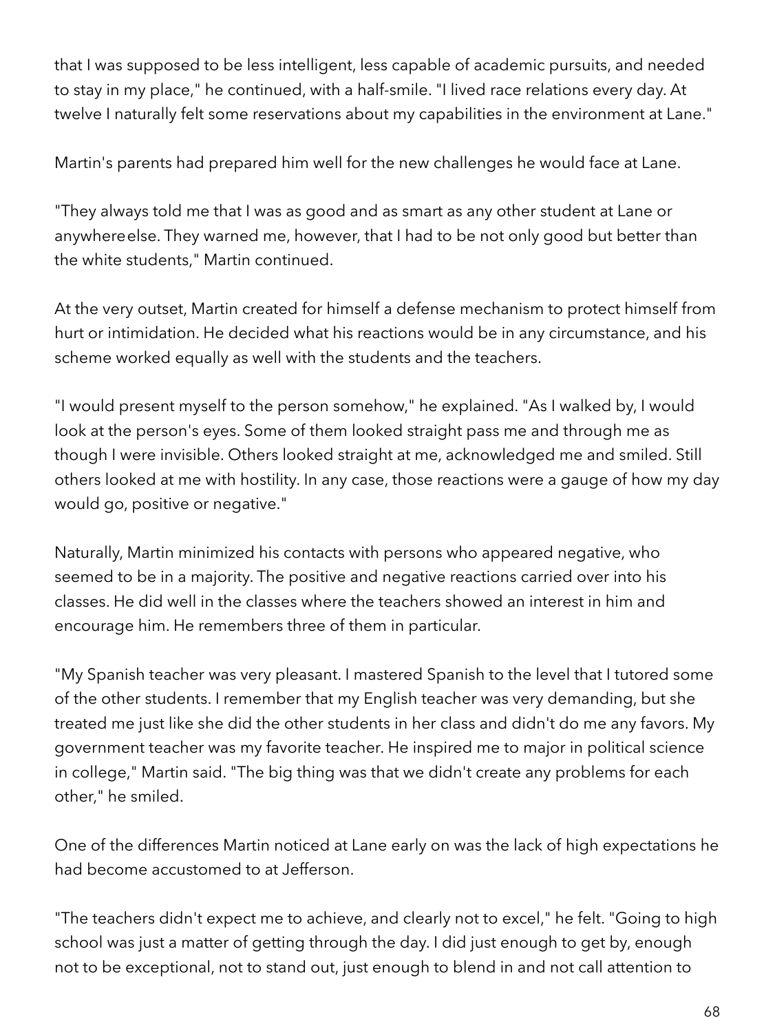that I was supposed to be less intelligent, less capable of academic pursuits, and needed to stay in my place," he continued, with a half-smile. "I lived race relations every day. At twelve I naturally felt some reservations about my capabilities in the environment at Lane."

Martin's parents had prepared him well for the new challenges he would face at Lane.

"They always told me that I was as good and as smart as any other student at Lane or anywhereelse. They warned me, however, that I had to be not only good but better than the white students," Martin continued.

At the very outset, Martin created for himself a defense mechanism to protect himself from hurt or intimidation. He decided what his reactions would be in any circumstance, and his scheme worked equally as well with the students and the teachers.

"I would present myself to the person somehow," he explained. "As I walked by, I would look at the person's eyes. Some of them looked straight pass me and through me as though I were invisible. Others looked straight at me, acknowledged me and smiled. Still others looked at me with hostility. In any case, those reactions were a gauge of how my day would go, positive or negative."

Naturally, Martin minimized his contacts with persons who appeared negative, who seemed to be in a majority. The positive and negative reactions carried over into his classes. He did well in the classes where the teachers showed an interest in him and encourage him. He remembers three of them in particular.

"My Spanish teacher was very pleasant. I mastered Spanish to the level that I tutored some of the other students. I remember that my English teacher was very demanding, but she treated me just like she did the other students in her class and didn't do me any favors. My government teacher was my favorite teacher. He inspired me to major in political science in college," Martin said. "The big thing was that we didn't create any problems for each other," he smiled.

One of the differences Martin noticed at Lane early on was the lack of high expectations he had become accustomed to at Jefferson.

"The teachers didn't expect me to achieve, and clearly not to excel," he felt. "Going to high school was just a matter of getting through the day. I did just enough to get by, enough not to be exceptional, not to stand out, just enough to blend in and not call attention to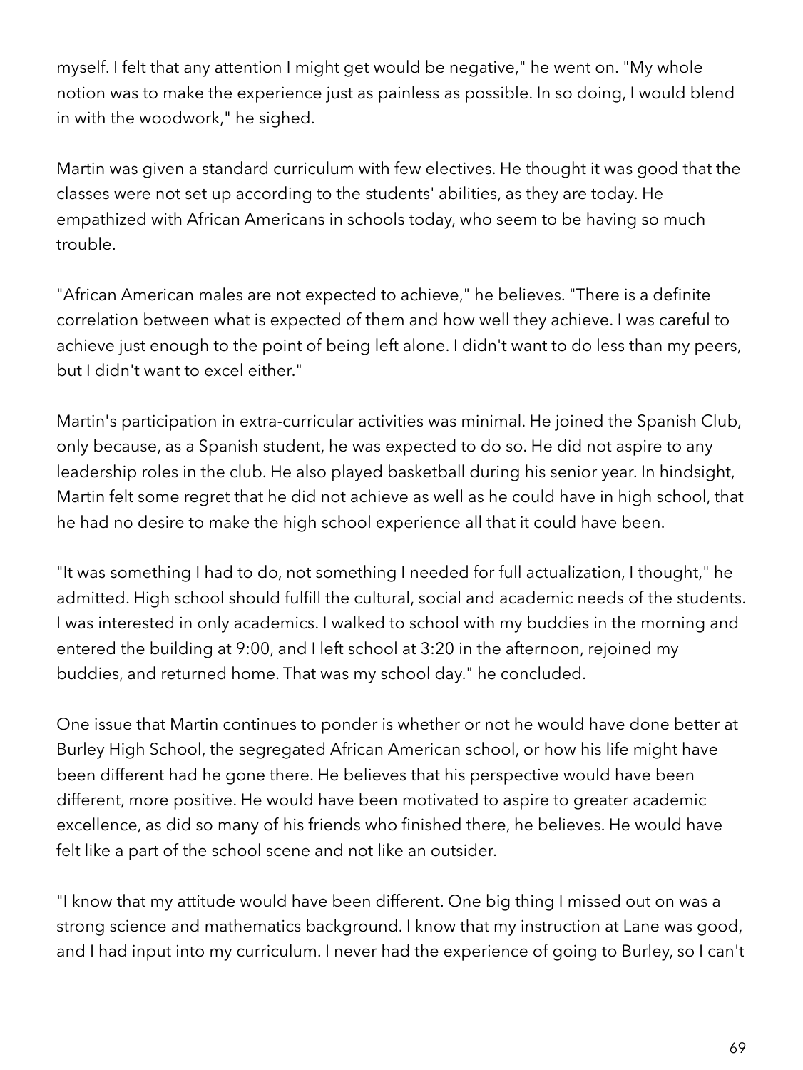myself. I felt that any attention I might get would be negative," he went on. "My whole notion was to make the experience just as painless as possible. In so doing, I would blend in with the woodwork," he sighed.

Martin was given a standard curriculum with few electives. He thought it was good that the classes were not set up according to the students' abilities, as they are today. He empathized with African Americans in schools today, who seem to be having so much trouble.

"African American males are not expected to achieve," he believes. "There is a definite correlation between what is expected of them and how well they achieve. I was careful to achieve just enough to the point of being left alone. I didn't want to do less than my peers, but I didn't want to excel either."

Martin's participation in extra-curricular activities was minimal. He joined the Spanish Club, only because, as a Spanish student, he was expected to do so. He did not aspire to any leadership roles in the club. He also played basketball during his senior year. In hindsight, Martin felt some regret that he did not achieve as well as he could have in high school, that he had no desire to make the high school experience all that it could have been.

"It was something I had to do, not something I needed for full actualization, I thought," he admitted. High school should fulfill the cultural, social and academic needs of the students. I was interested in only academics. I walked to school with my buddies in the morning and entered the building at 9:00, and I left school at 3:20 in the afternoon, rejoined my buddies, and returned home. That was my school day." he concluded.

One issue that Martin continues to ponder is whether or not he would have done better at Burley High School, the segregated African American school, or how his life might have been different had he gone there. He believes that his perspective would have been different, more positive. He would have been motivated to aspire to greater academic excellence, as did so many of his friends who finished there, he believes. He would have felt like a part of the school scene and not like an outsider.

"I know that my attitude would have been different. One big thing I missed out on was a strong science and mathematics background. I know that my instruction at Lane was good, and I had input into my curriculum. I never had the experience of going to Burley, so I can't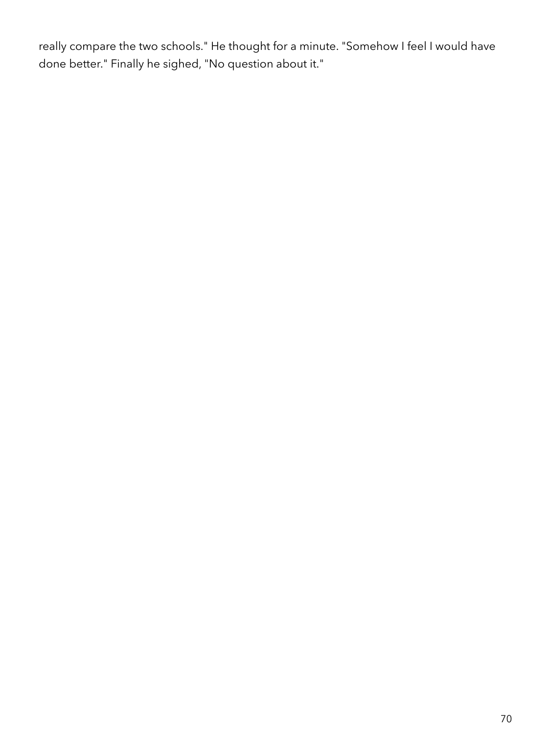really compare the two schools." He thought for a minute. "Somehow I feel I would have done better." Finally he sighed, "No question about it."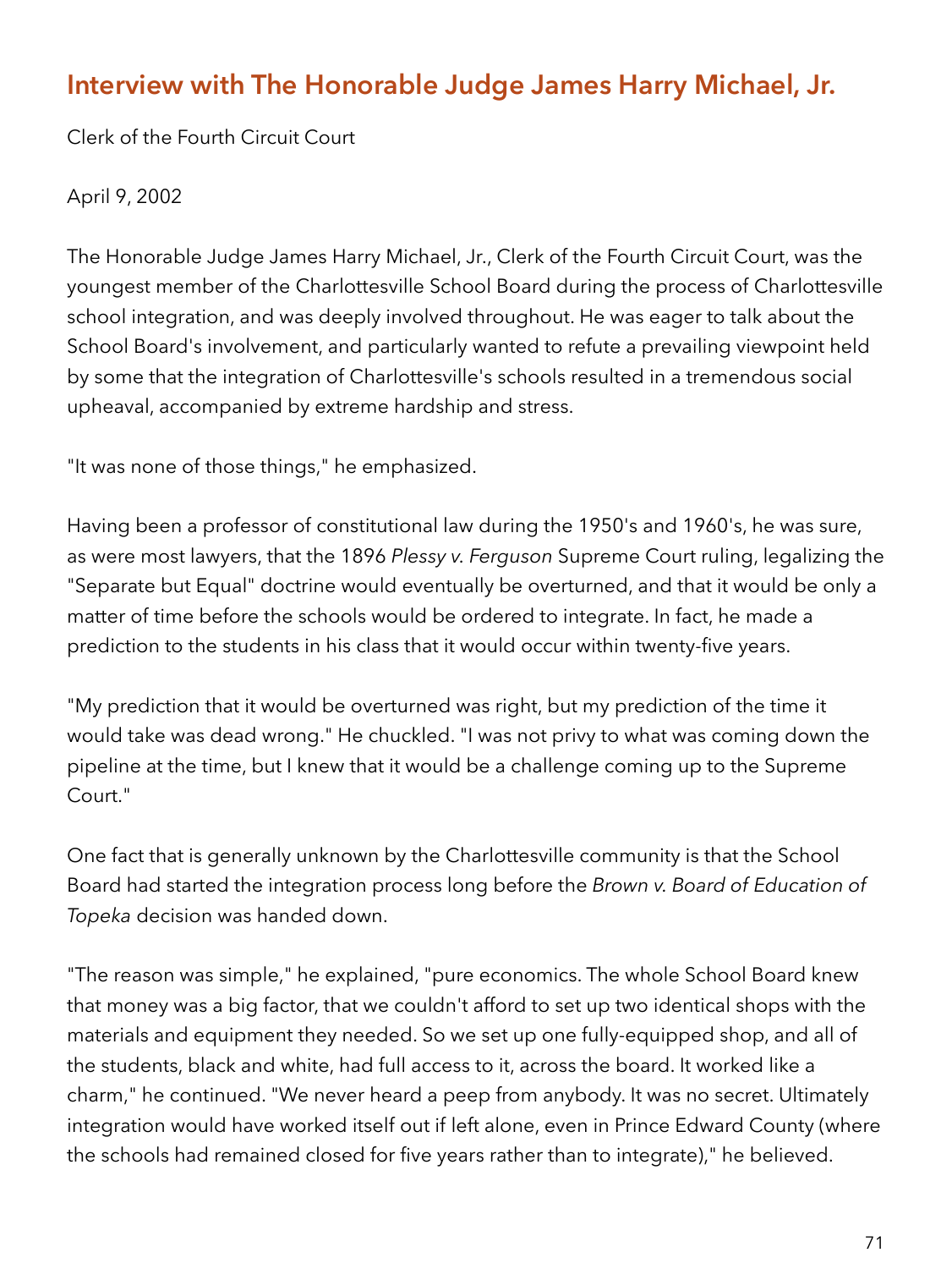## Interview with The Honorable Judge James Harry Michael, Jr.

Clerk of the Fourth Circuit Court

April 9, 2002

The Honorable Judge James Harry Michael, Jr., Clerk of the Fourth Circuit Court, was the youngest member of the Charlottesville School Board during the process of Charlottesville school integration, and was deeply involved throughout. He was eager to talk about the School Board's involvement, and particularly wanted to refute a prevailing viewpoint held by some that the integration of Charlottesville's schools resulted in a tremendous social upheaval, accompanied by extreme hardship and stress.

"It was none of those things," he emphasized.

Having been a professor of constitutional law during the 1950's and 1960's, he was sure, as were most lawyers, that the 1896 *Plessy v. Ferguson* Supreme Court ruling, legalizing the "Separate but Equal" doctrine would eventually be overturned, and that it would be only a matter of time before the schools would be ordered to integrate. In fact, he made a prediction to the students in his class that it would occur within twenty-five years.

"My prediction that it would be overturned was right, but my prediction of the time it would take was dead wrong." He chuckled. "I was not privy to what was coming down the pipeline at the time, but I knew that it would be a challenge coming up to the Supreme Court."

One fact that is generally unknown by the Charlottesville community is that the School Board had started the integration process long before the *Brown v. Board of Education of Topeka* decision was handed down.

"The reason was simple," he explained, "pure economics. The whole School Board knew that money was a big factor, that we couldn't afford to set up two identical shops with the materials and equipment they needed. So we set up one fully-equipped shop, and all of the students, black and white, had full access to it, across the board. It worked like a charm," he continued. "We never heard a peep from anybody. It was no secret. Ultimately integration would have worked itself out if left alone, even in Prince Edward County (where the schools had remained closed for five years rather than to integrate)," he believed.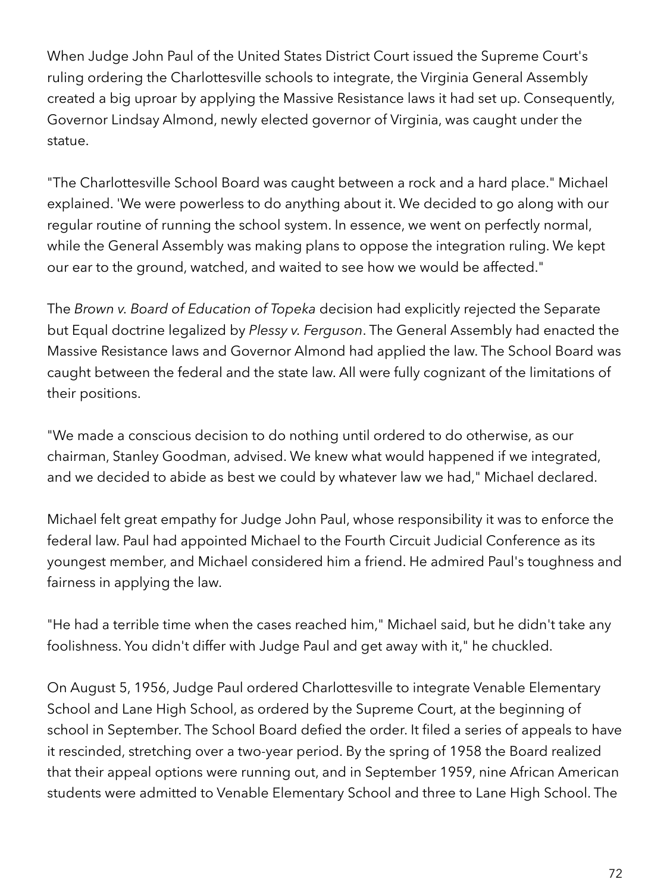When Judge John Paul of the United States District Court issued the Supreme Court's ruling ordering the Charlottesville schools to integrate, the Virginia General Assembly created a big uproar by applying the Massive Resistance laws it had set up. Consequently, Governor Lindsay Almond, newly elected governor of Virginia, was caught under the statue.

"The Charlottesville School Board was caught between a rock and a hard place." Michael explained. 'We were powerless to do anything about it. We decided to go along with our regular routine of running the school system. In essence, we went on perfectly normal, while the General Assembly was making plans to oppose the integration ruling. We kept our ear to the ground, watched, and waited to see how we would be affected."

The *Brown v. Board of Education of Topeka* decision had explicitly rejected the Separate but Equal doctrine legalized by *Plessy v. Ferguson*. The General Assembly had enacted the Massive Resistance laws and Governor Almond had applied the law. The School Board was caught between the federal and the state law. All were fully cognizant of the limitations of their positions.

"We made a conscious decision to do nothing until ordered to do otherwise, as our chairman, Stanley Goodman, advised. We knew what would happened if we integrated, and we decided to abide as best we could by whatever law we had," Michael declared.

Michael felt great empathy for Judge John Paul, whose responsibility it was to enforce the federal law. Paul had appointed Michael to the Fourth Circuit Judicial Conference as its youngest member, and Michael considered him a friend. He admired Paul's toughness and fairness in applying the law.

"He had a terrible time when the cases reached him," Michael said, but he didn't take any foolishness. You didn't differ with Judge Paul and get away with it," he chuckled.

On August 5, 1956, Judge Paul ordered Charlottesville to integrate Venable Elementary School and Lane High School, as ordered by the Supreme Court, at the beginning of school in September. The School Board defied the order. It filed a series of appeals to have it rescinded, stretching over a two-year period. By the spring of 1958 the Board realized that their appeal options were running out, and in September 1959, nine African American students were admitted to Venable Elementary School and three to Lane High School. The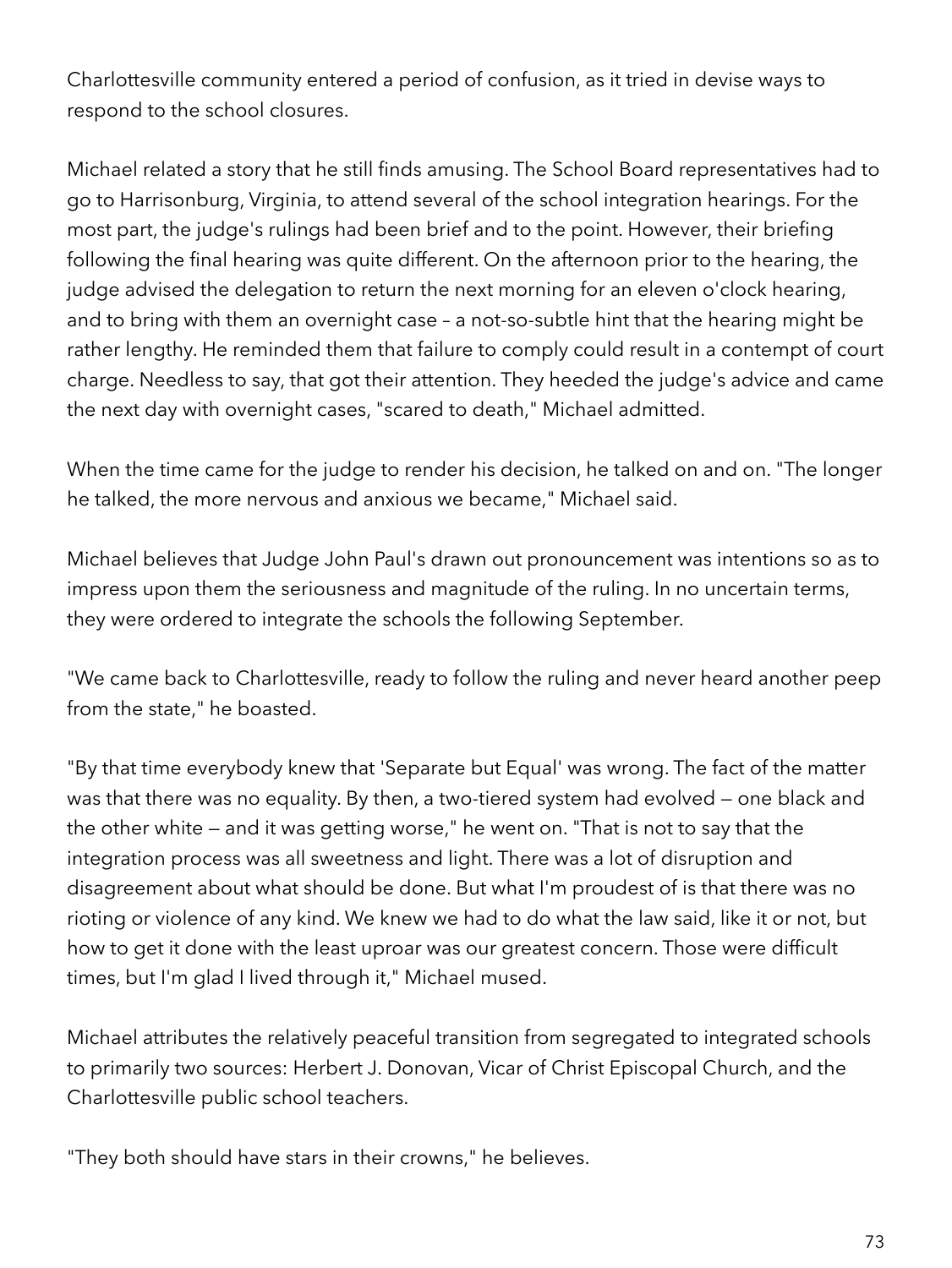Charlottesville community entered a period of confusion, as it tried in devise ways to respond to the school closures.

Michael related a story that he still finds amusing. The School Board representatives had to go to Harrisonburg, Virginia, to attend several of the school integration hearings. For the most part, the judge's rulings had been brief and to the point. However, their briefing following the final hearing was quite different. On the afternoon prior to the hearing, the judge advised the delegation to return the next morning for an eleven o'clock hearing, and to bring with them an overnight case – a not-so-subtle hint that the hearing might be rather lengthy. He reminded them that failure to comply could result in a contempt of court charge. Needless to say, that got their attention. They heeded the judge's advice and came the next day with overnight cases, "scared to death," Michael admitted.

When the time came for the judge to render his decision, he talked on and on. "The longer he talked, the more nervous and anxious we became," Michael said.

Michael believes that Judge John Paul's drawn out pronouncement was intentions so as to impress upon them the seriousness and magnitude of the ruling. In no uncertain terms, they were ordered to integrate the schools the following September.

"We came back to Charlottesville, ready to follow the ruling and never heard another peep from the state," he boasted.

"By that time everybody knew that 'Separate but Equal' was wrong. The fact of the matter was that there was no equality. By then, a two-tiered system had evolved — one black and the other white — and it was getting worse," he went on. "That is not to say that the integration process was all sweetness and light. There was a lot of disruption and disagreement about what should be done. But what I'm proudest of is that there was no rioting or violence of any kind. We knew we had to do what the law said, like it or not, but how to get it done with the least uproar was our greatest concern. Those were difficult times, but I'm glad I lived through it," Michael mused.

Michael attributes the relatively peaceful transition from segregated to integrated schools to primarily two sources: Herbert J. Donovan, Vicar of Christ Episcopal Church, and the Charlottesville public school teachers.

"They both should have stars in their crowns," he believes.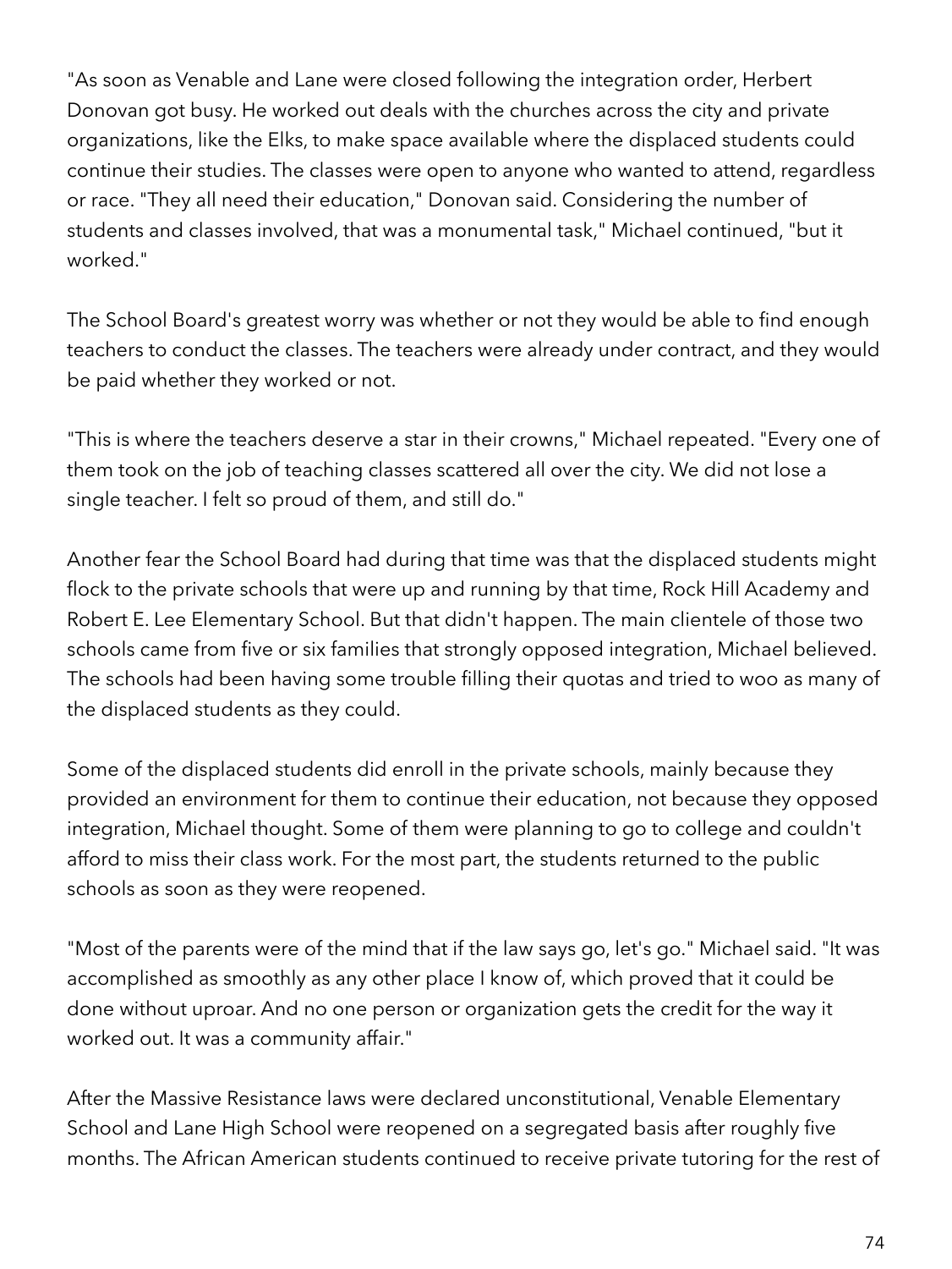"As soon as Venable and Lane were closed following the integration order, Herbert Donovan got busy. He worked out deals with the churches across the city and private organizations, like the Elks, to make space available where the displaced students could continue their studies. The classes were open to anyone who wanted to attend, regardless or race. "They all need their education," Donovan said. Considering the number of students and classes involved, that was a monumental task," Michael continued, "but it worked."

The School Board's greatest worry was whether or not they would be able to find enough teachers to conduct the classes. The teachers were already under contract, and they would be paid whether they worked or not.

"This is where the teachers deserve a star in their crowns," Michael repeated. "Every one of them took on the job of teaching classes scattered all over the city. We did not lose a single teacher. I felt so proud of them, and still do."

Another fear the School Board had during that time was that the displaced students might flock to the private schools that were up and running by that time, Rock Hill Academy and Robert E. Lee Elementary School. But that didn't happen. The main clientele of those two schools came from five or six families that strongly opposed integration, Michael believed. The schools had been having some trouble filling their quotas and tried to woo as many of the displaced students as they could.

Some of the displaced students did enroll in the private schools, mainly because they provided an environment for them to continue their education, not because they opposed integration, Michael thought. Some of them were planning to go to college and couldn't afford to miss their class work. For the most part, the students returned to the public schools as soon as they were reopened.

"Most of the parents were of the mind that if the law says go, let's go." Michael said. "It was accomplished as smoothly as any other place I know of, which proved that it could be done without uproar. And no one person or organization gets the credit for the way it worked out. It was a community affair."

After the Massive Resistance laws were declared unconstitutional, Venable Elementary School and Lane High School were reopened on a segregated basis after roughly five months. The African American students continued to receive private tutoring for the rest of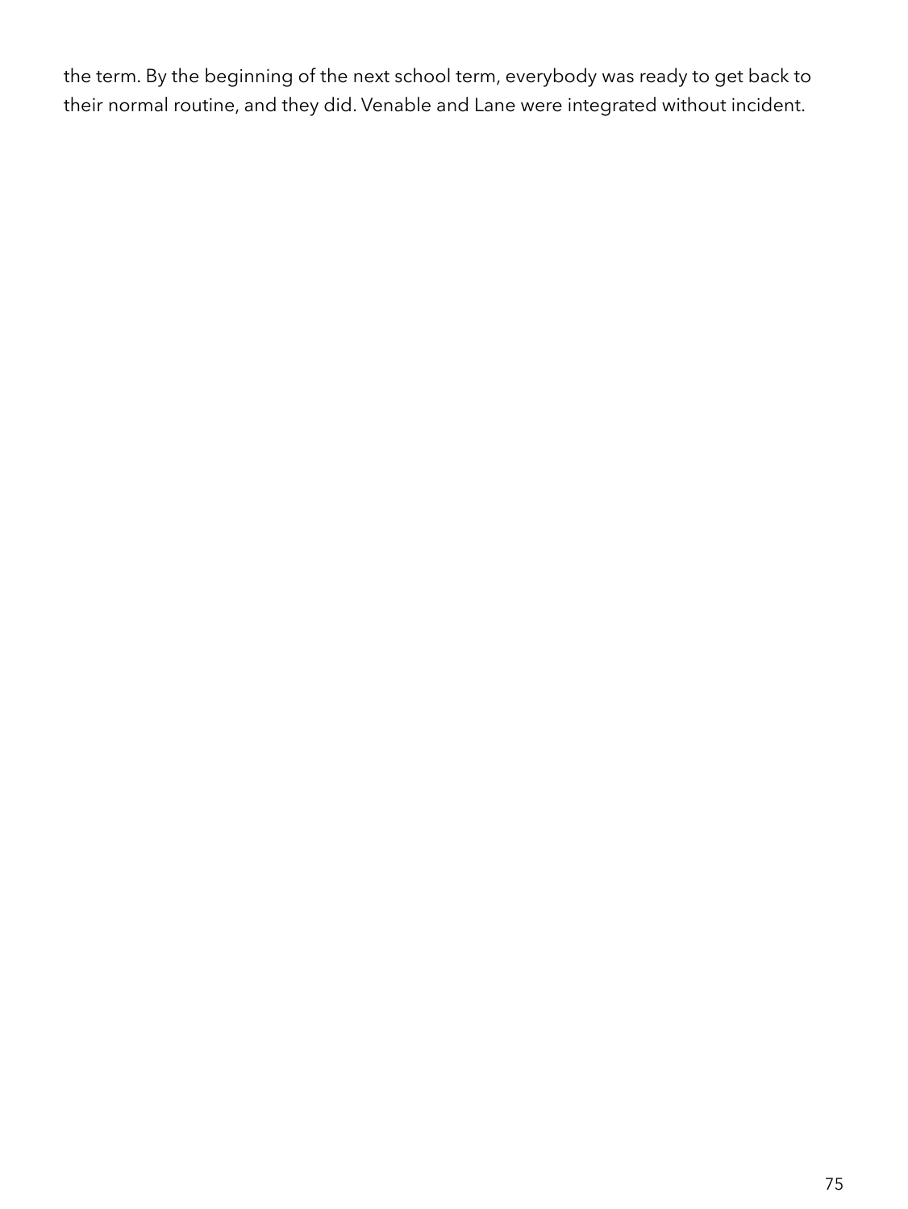the term. By the beginning of the next school term, everybody was ready to get back to their normal routine, and they did. Venable and Lane were integrated without incident.